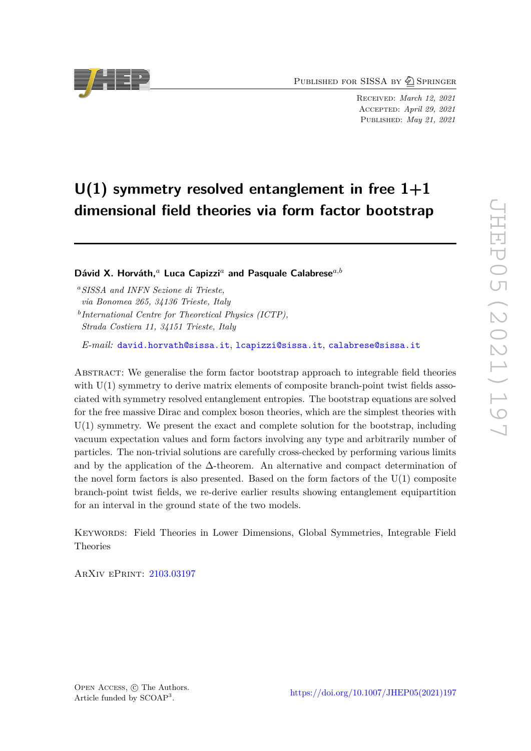Published for SISSA by Springer

Received: *March 12, 2021*
Accepted: *April 29, 2021*
Published: *May 21, 2021*

# U(1) symmetry resolved entanglement in free 1+1 dimensional field theories via form factor bootstrap

**Dávid X. Horváth,[a] Luca Capizzi[a] and Pasquale Calabrese[a,b]**

[a] *SISSA and INFN Sezione di Trieste, via Bonomea 265, 34136 Trieste, Italy*

[b] *International Centre for Theoretical Physics (ICTP), Strada Costiera 11, 34151 Trieste, Italy*

*E-mail:* david.horvath@sissa.it, lcapizzi@sissa.it, calabrese@sissa.it

Abstract: We generalise the form factor bootstrap approach to integrable field theories with U(1) symmetry to derive matrix elements of composite branch-point twist fields associated with symmetry resolved entanglement entropies. The bootstrap equations are solved for the free massive Dirac and complex boson theories, which are the simplest theories with U(1) symmetry. We present the exact and complete solution for the bootstrap, including vacuum expectation values and form factors involving any type and arbitrarily number of particles. The non-trivial solutions are carefully cross-checked by performing various limits and by the application of the $\Delta$-theorem. An alternative and compact determination of the novel form factors is also presented. Based on the form factors of the U(1) composite branch-point twist fields, we re-derive earlier results showing entanglement equipartition for an interval in the ground state of the two models.

Keywords: Field Theories in Lower Dimensions, Global Symmetries, Integrable Field Theories

ArXiv ePrint: 2103.03197

Open Access, © The Authors.
Article funded by SCOAP[3].

https://doi.org/10.1007/JHEP05(2021)197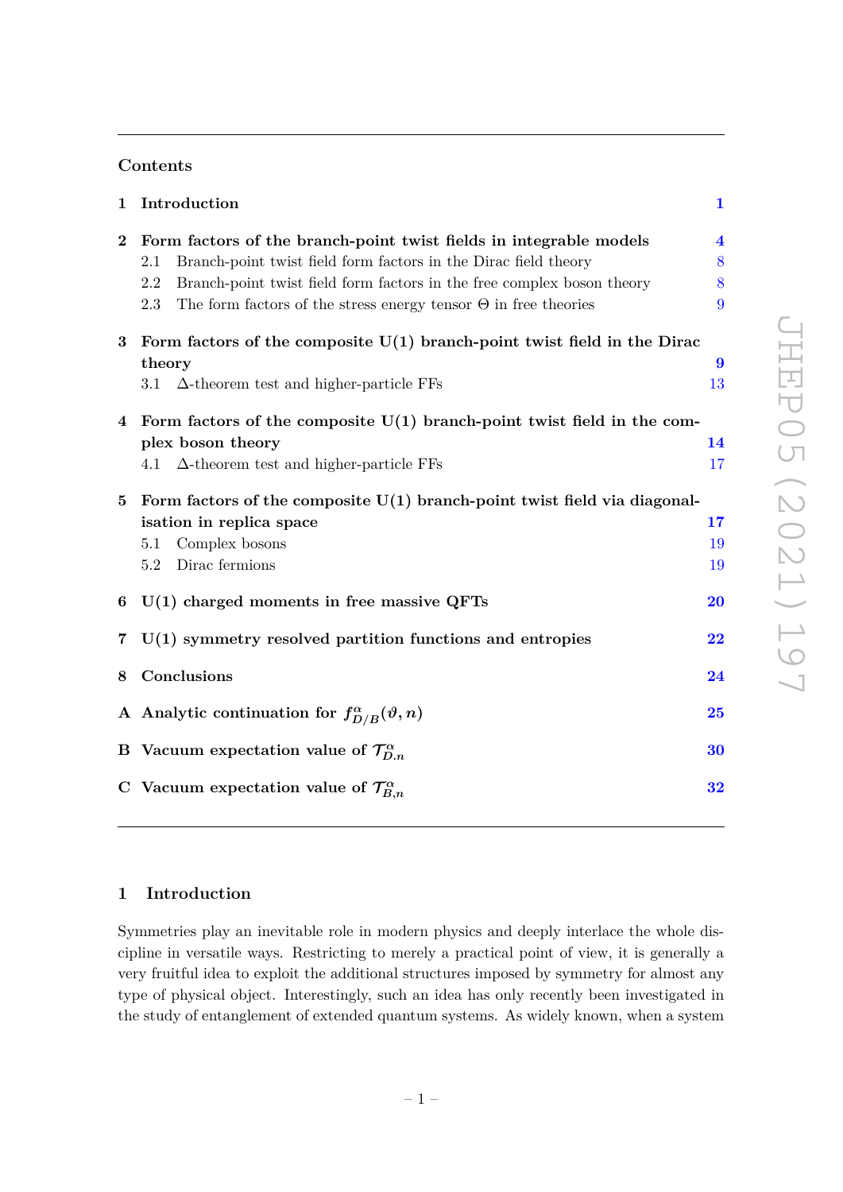## Contents

| | | |
|---|---|---|
| **1** | **Introduction** | **1** |
| **2** | **Form factors of the branch-point twist fields in integrable models** | **4** |
| | 2.1 Branch-point twist field form factors in the Dirac field theory | 8 |
| | 2.2 Branch-point twist field form factors in the free complex boson theory | 8 |
| | 2.3 The form factors of the stress energy tensor $\Theta$ in free theories | 9 |
| **3** | **Form factors of the composite U(1) branch-point twist field in the Dirac theory** | **9** |
| | 3.1 $\Delta$-theorem test and higher-particle FFs | 13 |
| **4** | **Form factors of the composite U(1) branch-point twist field in the complex boson theory** | **14** |
| | 4.1 $\Delta$-theorem test and higher-particle FFs | 17 |
| **5** | **Form factors of the composite U(1) branch-point twist field via diagonalisation in replica space** | **17** |
| | 5.1 Complex bosons | 19 |
| | 5.2 Dirac fermions | 19 |
| **6** | **U(1) charged moments in free massive QFTs** | **20** |
| **7** | **U(1) symmetry resolved partition functions and entropies** | **22** |
| **8** | **Conclusions** | **24** |
| **A** | **Analytic continuation for $f^{\alpha}_{D/B}(\vartheta, n)$** | **25** |
| **B** | **Vacuum expectation value of $\mathcal{T}^{\alpha}_{D.n}$** | **30** |
| **C** | **Vacuum expectation value of $\mathcal{T}^{\alpha}_{B,n}$** | **32** |

# 1 Introduction

Symmetries play an inevitable role in modern physics and deeply interlace the whole discipline in versatile ways. Restricting to merely a practical point of view, it is generally a very fruitful idea to exploit the additional structures imposed by symmetry for almost any type of physical object. Interestingly, such an idea has only recently been investigated in the study of entanglement of extended quantum systems. As widely known, when a system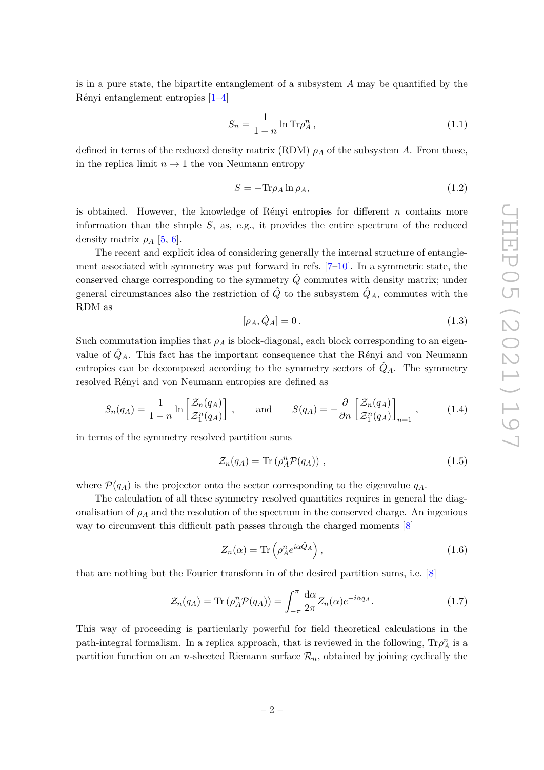is in a pure state, the bipartite entanglement of a subsystem $A$ may be quantified by the Rényi entanglement entropies [1–4]

$$S_n = \frac{1}{1-n} \ln \mathrm{Tr}\rho_A^n \,, \tag{1.1}$$

defined in terms of the reduced density matrix (RDM) $\rho_A$ of the subsystem $A$. From those, in the replica limit $n \to 1$ the von Neumann entropy

$$S = -\mathrm{Tr}\rho_A \ln \rho_A, \tag{1.2}$$

is obtained. However, the knowledge of Rényi entropies for different $n$ contains more information than the simple $S$, as, e.g., it provides the entire spectrum of the reduced density matrix $\rho_A$ [5, 6].

The recent and explicit idea of considering generally the internal structure of entanglement associated with symmetry was put forward in refs. [7–10]. In a symmetric state, the conserved charge corresponding to the symmetry $\hat{Q}$ commutes with density matrix; under general circumstances also the restriction of $\hat{Q}$ to the subsystem $\hat{Q}_A$, commutes with the RDM as

$$[\rho_A, \hat{Q}_A] = 0 \,. \tag{1.3}$$

Such commutation implies that $\rho_A$ is block-diagonal, each block corresponding to an eigenvalue of $\hat{Q}_A$. This fact has the important consequence that the Rényi and von Neumann entropies can be decomposed according to the symmetry sectors of $\hat{Q}_A$. The symmetry resolved Rényi and von Neumann entropies are defined as

$$S_n(q_A) = \frac{1}{1-n} \ln \left[ \frac{\mathcal{Z}_n(q_A)}{\mathcal{Z}_1^n(q_A)} \right] \,, \qquad \text{and} \qquad S(q_A) = -\frac{\partial}{\partial n} \left[ \frac{\mathcal{Z}_n(q_A)}{\mathcal{Z}_1^n(q_A)} \right]_{n=1} \,, \tag{1.4}$$

in terms of the symmetry resolved partition sums

$$\mathcal{Z}_n(q_A) = \mathrm{Tr} \left( \rho_A^n \mathcal{P}(q_A) \right) \,, \tag{1.5}$$

where $\mathcal{P}(q_A)$ is the projector onto the sector corresponding to the eigenvalue $q_A$.

The calculation of all these symmetry resolved quantities requires in general the diagonalisation of $\rho_A$ and the resolution of the spectrum in the conserved charge. An ingenious way to circumvent this difficult path passes through the charged moments [8]

$$Z_n(\alpha) = \mathrm{Tr} \left( \rho_A^n e^{i\alpha \hat{Q}_A} \right) , \tag{1.6}$$

that are nothing but the Fourier transform in of the desired partition sums, i.e. [8]

$$\mathcal{Z}_n(q_A) = \mathrm{Tr} \left( \rho_A^n \mathcal{P}(q_A) \right) = \int_{-\pi}^{\pi} \frac{\mathrm{d}\alpha}{2\pi} Z_n(\alpha) e^{-i\alpha q_A} . \tag{1.7}$$

This way of proceeding is particularly powerful for field theoretical calculations in the path-integral formalism. In a replica approach, that is reviewed in the following, $\mathrm{Tr}\rho_A^n$ is a partition function on an $n$-sheeted Riemann surface $\mathcal{R}_n$, obtained by joining cyclically the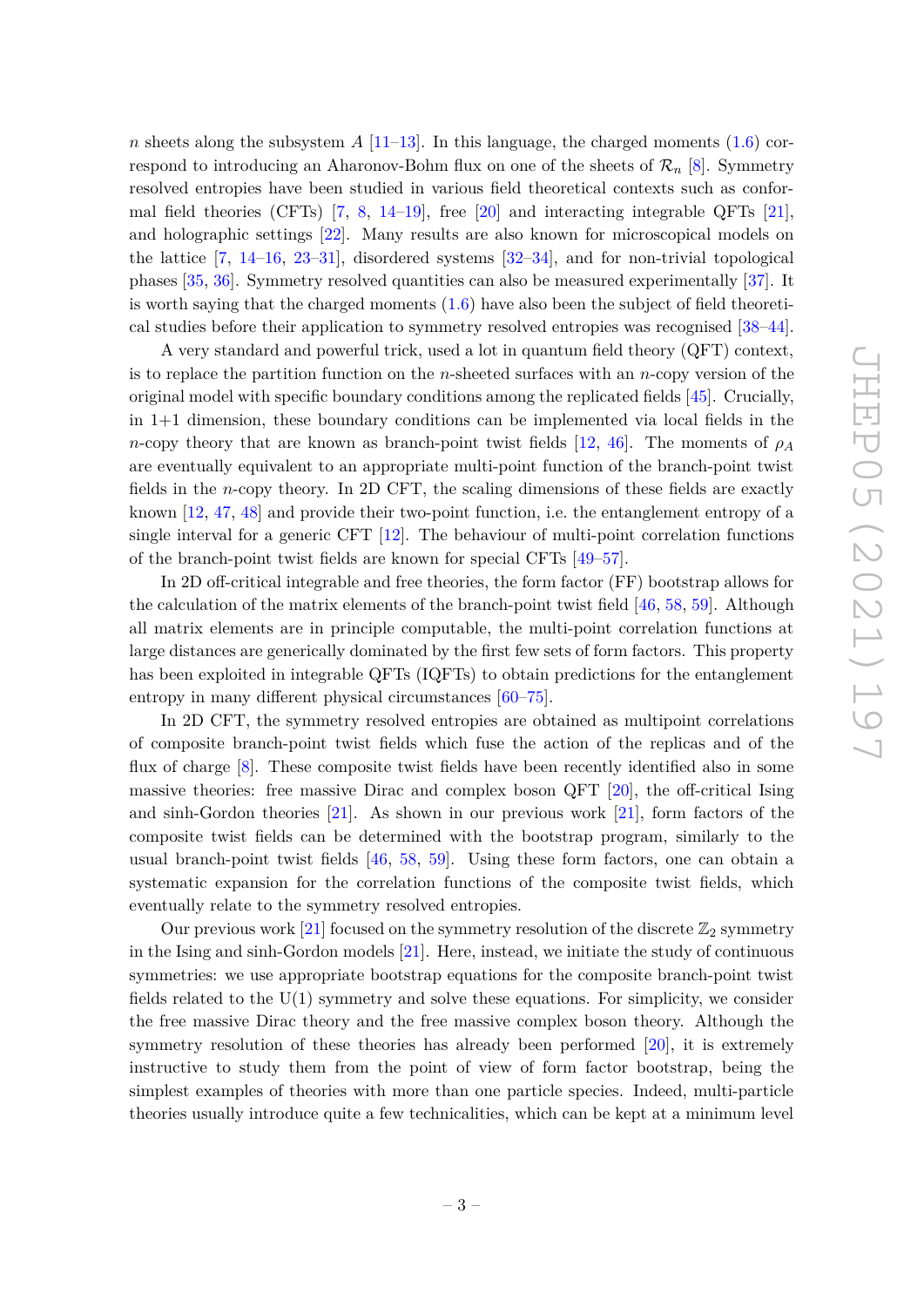$n$ sheets along the subsystem $A$ [11–13]. In this language, the charged moments (1.6) correspond to introducing an Aharonov-Bohm flux on one of the sheets of $\mathcal{R}_n$ [8]. Symmetry resolved entropies have been studied in various field theoretical contexts such as conformal field theories (CFTs) [7, 8, 14–19], free [20] and interacting integrable QFTs [21], and holographic settings [22]. Many results are also known for microscopical models on the lattice [7, 14–16, 23–31], disordered systems [32–34], and for non-trivial topological phases [35, 36]. Symmetry resolved quantities can also be measured experimentally [37]. It is worth saying that the charged moments (1.6) have also been the subject of field theoretical studies before their application to symmetry resolved entropies was recognised [38–44].

A very standard and powerful trick, used a lot in quantum field theory (QFT) context, is to replace the partition function on the $n$-sheeted surfaces with an $n$-copy version of the original model with specific boundary conditions among the replicated fields [45]. Crucially, in 1+1 dimension, these boundary conditions can be implemented via local fields in the $n$-copy theory that are known as branch-point twist fields [12, 46]. The moments of $\rho_A$ are eventually equivalent to an appropriate multi-point function of the branch-point twist fields in the $n$-copy theory. In 2D CFT, the scaling dimensions of these fields are exactly known [12, 47, 48] and provide their two-point function, i.e. the entanglement entropy of a single interval for a generic CFT [12]. The behaviour of multi-point correlation functions of the branch-point twist fields are known for special CFTs [49–57].

In 2D off-critical integrable and free theories, the form factor (FF) bootstrap allows for the calculation of the matrix elements of the branch-point twist field [46, 58, 59]. Although all matrix elements are in principle computable, the multi-point correlation functions at large distances are generically dominated by the first few sets of form factors. This property has been exploited in integrable QFTs (IQFTs) to obtain predictions for the entanglement entropy in many different physical circumstances [60–75].

In 2D CFT, the symmetry resolved entropies are obtained as multipoint correlations of composite branch-point twist fields which fuse the action of the replicas and of the flux of charge [8]. These composite twist fields have been recently identified also in some massive theories: free massive Dirac and complex boson QFT [20], the off-critical Ising and sinh-Gordon theories [21]. As shown in our previous work [21], form factors of the composite twist fields can be determined with the bootstrap program, similarly to the usual branch-point twist fields [46, 58, 59]. Using these form factors, one can obtain a systematic expansion for the correlation functions of the composite twist fields, which eventually relate to the symmetry resolved entropies.

Our previous work [21] focused on the symmetry resolution of the discrete $\mathbb{Z}_2$ symmetry in the Ising and sinh-Gordon models [21]. Here, instead, we initiate the study of continuous symmetries: we use appropriate bootstrap equations for the composite branch-point twist fields related to the U(1) symmetry and solve these equations. For simplicity, we consider the free massive Dirac theory and the free massive complex boson theory. Although the symmetry resolution of these theories has already been performed [20], it is extremely instructive to study them from the point of view of form factor bootstrap, being the simplest examples of theories with more than one particle species. Indeed, multi-particle theories usually introduce quite a few technicalities, which can be kept at a minimum level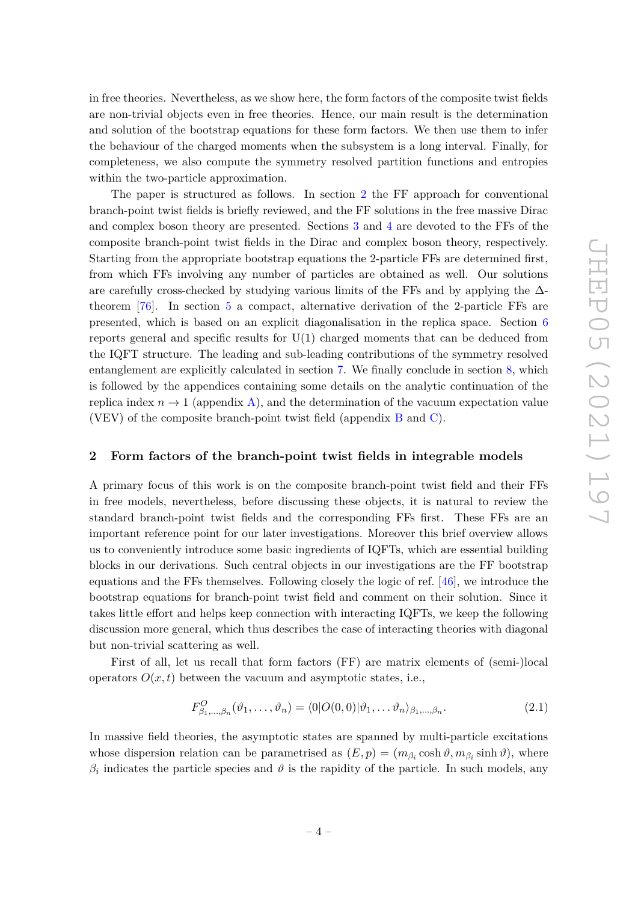in free theories. Nevertheless, as we show here, the form factors of the composite twist fields are non-trivial objects even in free theories. Hence, our main result is the determination and solution of the bootstrap equations for these form factors. We then use them to infer the behaviour of the charged moments when the subsystem is a long interval. Finally, for completeness, we also compute the symmetry resolved partition functions and entropies within the two-particle approximation.

The paper is structured as follows. In section 2 the FF approach for conventional branch-point twist fields is briefly reviewed, and the FF solutions in the free massive Dirac and complex boson theory are presented. Sections 3 and 4 are devoted to the FFs of the composite branch-point twist fields in the Dirac and complex boson theory, respectively. Starting from the appropriate bootstrap equations the 2-particle FFs are determined first, from which FFs involving any number of particles are obtained as well. Our solutions are carefully cross-checked by studying various limits of the FFs and by applying the $\Delta$-theorem [76]. In section 5 a compact, alternative derivation of the 2-particle FFs are presented, which is based on an explicit diagonalisation in the replica space. Section 6 reports general and specific results for U(1) charged moments that can be deduced from the IQFT structure. The leading and sub-leading contributions of the symmetry resolved entanglement are explicitly calculated in section 7. We finally conclude in section 8, which is followed by the appendices containing some details on the analytic continuation of the replica index $n \to 1$ (appendix A), and the determination of the vacuum expectation value (VEV) of the composite branch-point twist field (appendix B and C).

## 2 Form factors of the branch-point twist fields in integrable models

A primary focus of this work is on the composite branch-point twist field and their FFs in free models, nevertheless, before discussing these objects, it is natural to review the standard branch-point twist fields and the corresponding FFs first. These FFs are an important reference point for our later investigations. Moreover this brief overview allows us to conveniently introduce some basic ingredients of IQFTs, which are essential building blocks in our derivations. Such central objects in our investigations are the FF bootstrap equations and the FFs themselves. Following closely the logic of ref. [46], we introduce the bootstrap equations for branch-point twist field and comment on their solution. Since it takes little effort and helps keep connection with interacting IQFTs, we keep the following discussion more general, which thus describes the case of interacting theories with diagonal but non-trivial scattering as well.

First of all, let us recall that form factors (FF) are matrix elements of (semi-)local operators $O(x,t)$ between the vacuum and asymptotic states, i.e.,

$$F^{O}_{\beta_1,\ldots,\beta_n}(\vartheta_1,\ldots,\vartheta_n) = \langle 0|O(0,0)|\vartheta_1,\ldots\vartheta_n\rangle_{\beta_1,\ldots,\beta_n}. \tag{2.1}$$

In massive field theories, the asymptotic states are spanned by multi-particle excitations whose dispersion relation can be parametrised as $(E,p) = (m_{\beta_i}\cosh\vartheta, m_{\beta_i}\sinh\vartheta)$, where $\beta_i$ indicates the particle species and $\vartheta$ is the rapidity of the particle. In such models, any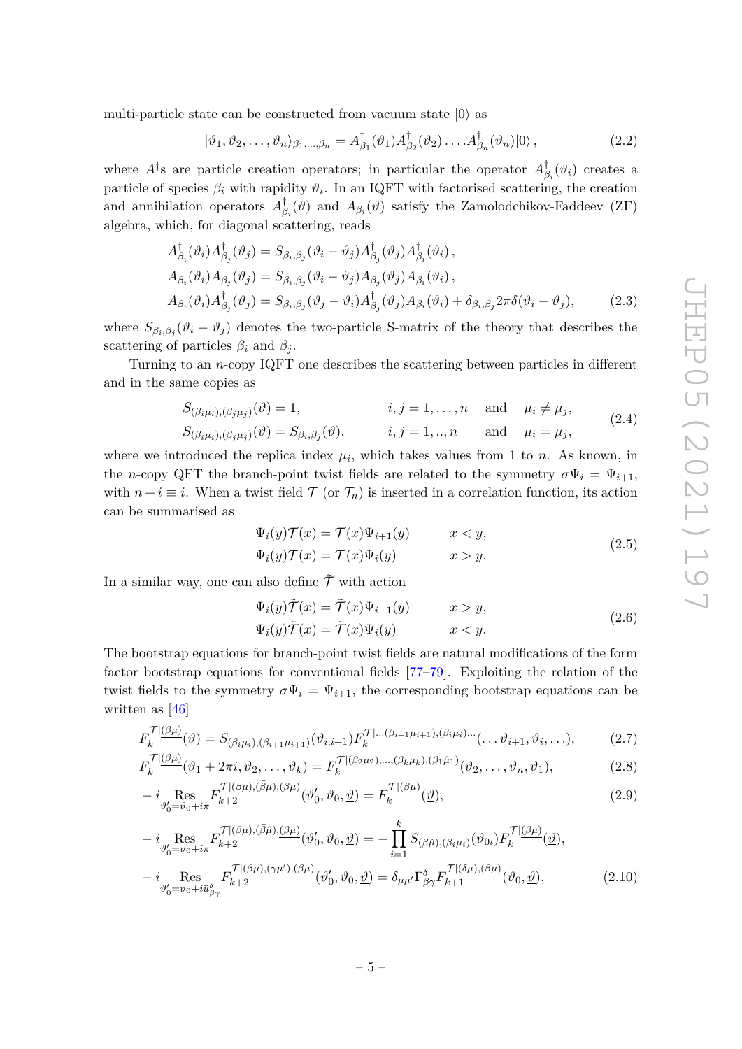multi-particle state can be constructed from vacuum state $|0\rangle$ as

$$|\vartheta_1, \vartheta_2, \ldots, \vartheta_n\rangle_{\beta_1,\ldots,\beta_n} = A^\dagger_{\beta_1}(\vartheta_1) A^\dagger_{\beta_2}(\vartheta_2) \ldots A^\dagger_{\beta_n}(\vartheta_n)|0\rangle \,, \tag{2.2}$$

where $A^\dagger$s are particle creation operators; in particular the operator $A^\dagger_{\beta_i}(\vartheta_i)$ creates a particle of species $\beta_i$ with rapidity $\vartheta_i$. In an IQFT with factorised scattering, the creation and annihilation operators $A^\dagger_{\beta_i}(\vartheta)$ and $A_{\beta_i}(\vartheta)$ satisfy the Zamolodchikov-Faddeev (ZF) algebra, which, for diagonal scattering, reads

$$\begin{aligned}
&A^\dagger_{\beta_i}(\vartheta_i) A^\dagger_{\beta_j}(\vartheta_j) = S_{\beta_i,\beta_j}(\vartheta_i - \vartheta_j) A^\dagger_{\beta_j}(\vartheta_j) A^\dagger_{\beta_i}(\vartheta_i) \,, \\
&A_{\beta_i}(\vartheta_i) A_{\beta_j}(\vartheta_j) = S_{\beta_i,\beta_j}(\vartheta_i - \vartheta_j) A_{\beta_j}(\vartheta_j) A_{\beta_i}(\vartheta_i) \,, \\
&A_{\beta_i}(\vartheta_i) A^\dagger_{\beta_j}(\vartheta_j) = S_{\beta_i,\beta_j}(\vartheta_j - \vartheta_i) A^\dagger_{\beta_j}(\vartheta_j) A_{\beta_i}(\vartheta_i) + \delta_{\beta_i,\beta_j} 2\pi \delta(\vartheta_i - \vartheta_j),
\end{aligned} \tag{2.3}$$

where $S_{\beta_i,\beta_j}(\vartheta_i - \vartheta_j)$ denotes the two-particle S-matrix of the theory that describes the scattering of particles $\beta_i$ and $\beta_j$.

Turning to an $n$-copy IQFT one describes the scattering between particles in different and in the same copies as

$$\begin{aligned}
&S_{(\beta_i\mu_i),(\beta_j\mu_j)}(\vartheta) = 1, \qquad\qquad i,j = 1,\ldots,n \quad \text{and} \quad \mu_i \neq \mu_j, \\
&S_{(\beta_i\mu_i),(\beta_j\mu_j)}(\vartheta) = S_{\beta_i,\beta_j}(\vartheta), \qquad i,j = 1,..,n \quad \text{and} \quad \mu_i = \mu_j,
\end{aligned} \tag{2.4}$$

where we introduced the replica index $\mu_i$, which takes values from 1 to $n$. As known, in the $n$-copy QFT the branch-point twist fields are related to the symmetry $\sigma\Psi_i = \Psi_{i+1}$, with $n + i \equiv i$. When a twist field $\mathcal{T}$ (or $\mathcal{T}_n$) is inserted in a correlation function, its action can be summarised as

$$\begin{aligned}
&\Psi_i(y)\mathcal{T}(x) = \mathcal{T}(x)\Psi_{i+1}(y) \qquad x < y, \\
&\Psi_i(y)\mathcal{T}(x) = \mathcal{T}(x)\Psi_i(y) \qquad\quad\; x > y.
\end{aligned} \tag{2.5}$$

In a similar way, one can also define $\tilde{\mathcal{T}}$ with action

$$\begin{aligned}
&\Psi_i(y)\tilde{\mathcal{T}}(x) = \tilde{\mathcal{T}}(x)\Psi_{i-1}(y) \qquad x > y, \\
&\Psi_i(y)\tilde{\mathcal{T}}(x) = \tilde{\mathcal{T}}(x)\Psi_i(y) \qquad\quad\; x < y.
\end{aligned} \tag{2.6}$$

The bootstrap equations for branch-point twist fields are natural modifications of the form factor bootstrap equations for conventional fields [77–79]. Exploiting the relation of the twist fields to the symmetry $\sigma\Psi_i = \Psi_{i+1}$, the corresponding bootstrap equations can be written as [46]

$$F_k^{\mathcal{T}|\underline{(\beta\mu)}}(\underline{\vartheta}) = S_{(\beta_i\mu_i),(\beta_{i+1}\mu_{i+1})}(\vartheta_{i,i+1}) F_k^{\mathcal{T}|\ldots(\beta_{i+1}\mu_{i+1}),(\beta_i\mu_i)\ldots}(\ldots\vartheta_{i+1},\vartheta_i,\ldots), \tag{2.7}$$

$$F_k^{\mathcal{T}|\underline{(\beta\mu)}}(\vartheta_1 + 2\pi i, \vartheta_2, \ldots, \vartheta_k) = F_k^{\mathcal{T}|(\beta_2\mu_2),\ldots,(\beta_k\mu_k),(\beta_1\hat{\mu}_1)}(\vartheta_2, \ldots, \vartheta_n, \vartheta_1), \tag{2.8}$$

$$-i \operatorname*{Res}_{\vartheta_0' = \vartheta_0 + i\pi} F_{k+2}^{\mathcal{T}|(\beta\mu),(\bar{\beta}\mu),\underline{(\beta\mu)}}(\vartheta_0', \vartheta_0, \underline{\vartheta}) = F_k^{\mathcal{T}|\underline{(\beta\mu)}}(\underline{\vartheta}), \tag{2.9}$$

$$\begin{aligned}
&-i \operatorname*{Res}_{\vartheta_0' = \vartheta_0 + i\pi} F_{k+2}^{\mathcal{T}|(\beta\mu),(\bar{\beta}\hat{\mu}),\underline{(\beta\mu)}}(\vartheta_0', \vartheta_0, \underline{\vartheta}) = -\prod_{i=1}^{k} S_{(\beta\hat{\mu}),(\beta_i\mu_i)}(\vartheta_{0i}) F_k^{\mathcal{T}|\underline{(\beta\mu)}}(\underline{\vartheta}), \\
&-i \operatorname*{Res}_{\vartheta_0' = \vartheta_0 + i\bar{u}^{\delta}_{\beta\gamma}} F_{k+2}^{\mathcal{T}|(\beta\mu),(\gamma\mu'),\underline{(\beta\mu)}}(\vartheta_0', \vartheta_0, \underline{\vartheta}) = \delta_{\mu\mu'} \Gamma^{\delta}_{\beta\gamma} F_{k+1}^{\mathcal{T}|(\delta\mu),\underline{(\beta\mu)}}(\vartheta_0, \underline{\vartheta}),
\end{aligned} \tag{2.10}$$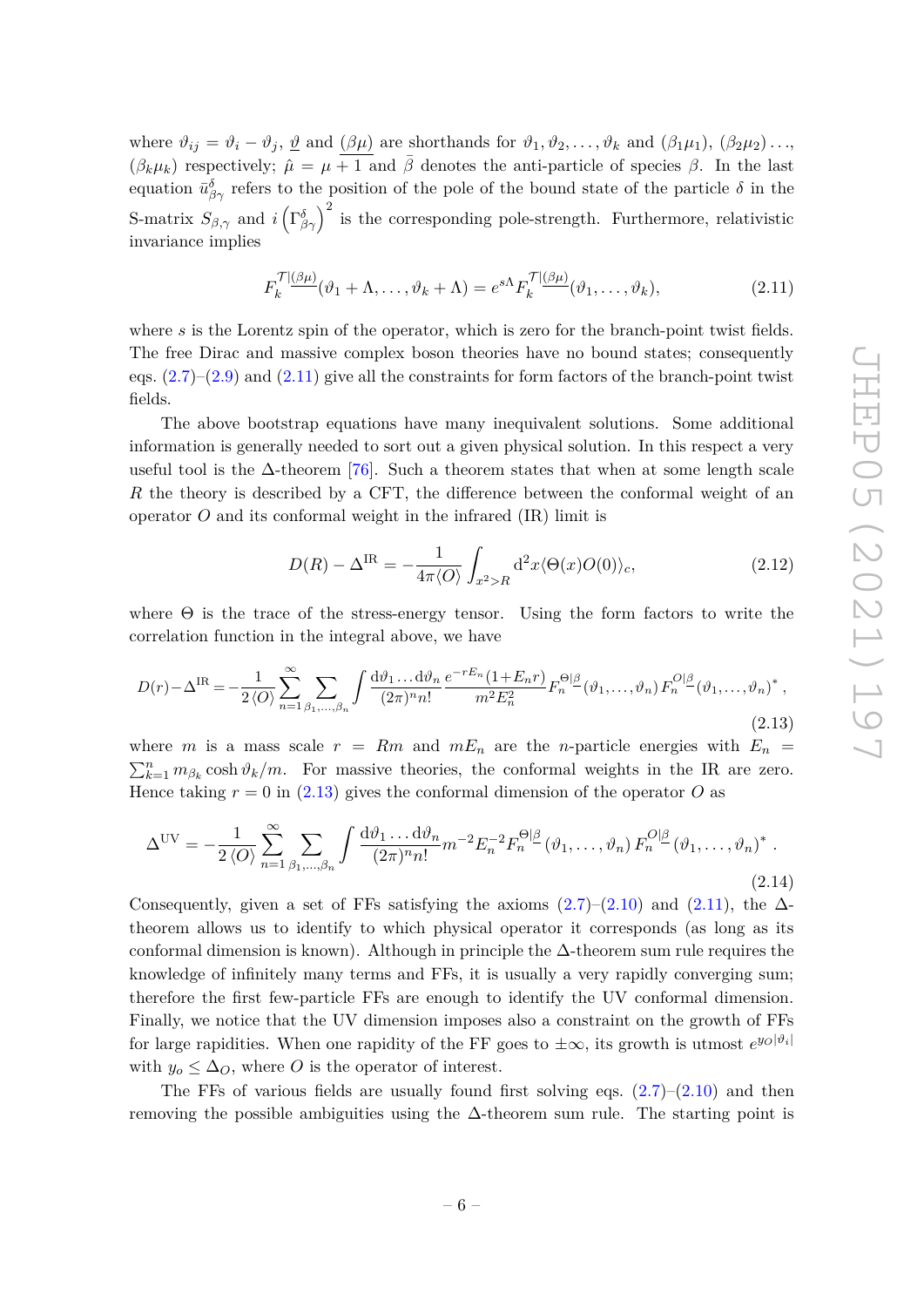where $\vartheta_{ij} = \vartheta_i - \vartheta_j$, $\underline{\vartheta}$ and $\underline{(\beta\mu)}$ are shorthands for $\vartheta_1, \vartheta_2, \ldots, \vartheta_k$ and $(\beta_1\mu_1)$, $(\beta_2\mu_2)\ldots$, $(\beta_k\mu_k)$ respectively; $\hat{\mu} = \mu + 1$ and $\bar{\beta}$ denotes the anti-particle of species $\beta$. In the last equation $\bar{u}^{\delta}_{\beta\gamma}$ refers to the position of the pole of the bound state of the particle $\delta$ in the S-matrix $S_{\beta,\gamma}$ and $i\left(\Gamma^{\delta}_{\beta\gamma}\right)^2$ is the corresponding pole-strength. Furthermore, relativistic invariance implies

$$F_k^{\mathcal{T}|\underline{(\beta\mu)}}(\vartheta_1 + \Lambda, \ldots, \vartheta_k + \Lambda) = e^{s\Lambda} F_k^{\mathcal{T}|\underline{(\beta\mu)}}(\vartheta_1, \ldots, \vartheta_k), \tag{2.11}$$

where $s$ is the Lorentz spin of the operator, which is zero for the branch-point twist fields. The free Dirac and massive complex boson theories have no bound states; consequently eqs. (2.7)–(2.9) and (2.11) give all the constraints for form factors of the branch-point twist fields.

The above bootstrap equations have many inequivalent solutions. Some additional information is generally needed to sort out a given physical solution. In this respect a very useful tool is the $\Delta$-theorem [76]. Such a theorem states that when at some length scale $R$ the theory is described by a CFT, the difference between the conformal weight of an operator $O$ and its conformal weight in the infrared (IR) limit is

$$D(R) - \Delta^{\mathrm{IR}} = -\frac{1}{4\pi\langle O\rangle}\int_{x^2>R} \mathrm{d}^2x \langle \Theta(x) O(0)\rangle_c, \tag{2.12}$$

where $\Theta$ is the trace of the stress-energy tensor. Using the form factors to write the correlation function in the integral above, we have

$$D(r) - \Delta^{\mathrm{IR}} = -\frac{1}{2\langle O\rangle}\sum_{n=1}^{\infty}\sum_{\beta_1,\ldots,\beta_n}\int \frac{\mathrm{d}\vartheta_1\ldots\mathrm{d}\vartheta_n}{(2\pi)^n n!}\frac{e^{-rE_n}(1+E_n r)}{m^2E_n^2} F_n^{\Theta|\underline{\beta}}(\vartheta_1,\ldots,\vartheta_n)\, F_n^{O|\underline{\beta}}(\vartheta_1,\ldots,\vartheta_n)^*, \tag{2.13}$$

where $m$ is a mass scale $r = Rm$ and $mE_n$ are the $n$-particle energies with $E_n = \sum_{k=1}^n m_{\beta_k}\cosh\vartheta_k/m$. For massive theories, the conformal weights in the IR are zero. Hence taking $r = 0$ in (2.13) gives the conformal dimension of the operator $O$ as

$$\Delta^{\mathrm{UV}} = -\frac{1}{2\langle O\rangle}\sum_{n=1}^{\infty}\sum_{\beta_1,\ldots,\beta_n}\int \frac{\mathrm{d}\vartheta_1\ldots\mathrm{d}\vartheta_n}{(2\pi)^n n!} m^{-2}E_n^{-2} F_n^{\Theta|\underline{\beta}}(\vartheta_1,\ldots,\vartheta_n)\, F_n^{O|\underline{\beta}}(\vartheta_1,\ldots,\vartheta_n)^*. \tag{2.14}$$

Consequently, given a set of FFs satisfying the axioms (2.7)–(2.10) and (2.11), the $\Delta$-theorem allows us to identify to which physical operator it corresponds (as long as its conformal dimension is known). Although in principle the $\Delta$-theorem sum rule requires the knowledge of infinitely many terms and FFs, it is usually a very rapidly converging sum; therefore the first few-particle FFs are enough to identify the UV conformal dimension. Finally, we notice that the UV dimension imposes also a constraint on the growth of FFs for large rapidities. When one rapidity of the FF goes to $\pm\infty$, its growth is utmost $e^{y_O|\vartheta_i|}$ with $y_o \leq \Delta_O$, where $O$ is the operator of interest.

The FFs of various fields are usually found first solving eqs. (2.7)–(2.10) and then removing the possible ambiguities using the $\Delta$-theorem sum rule. The starting point is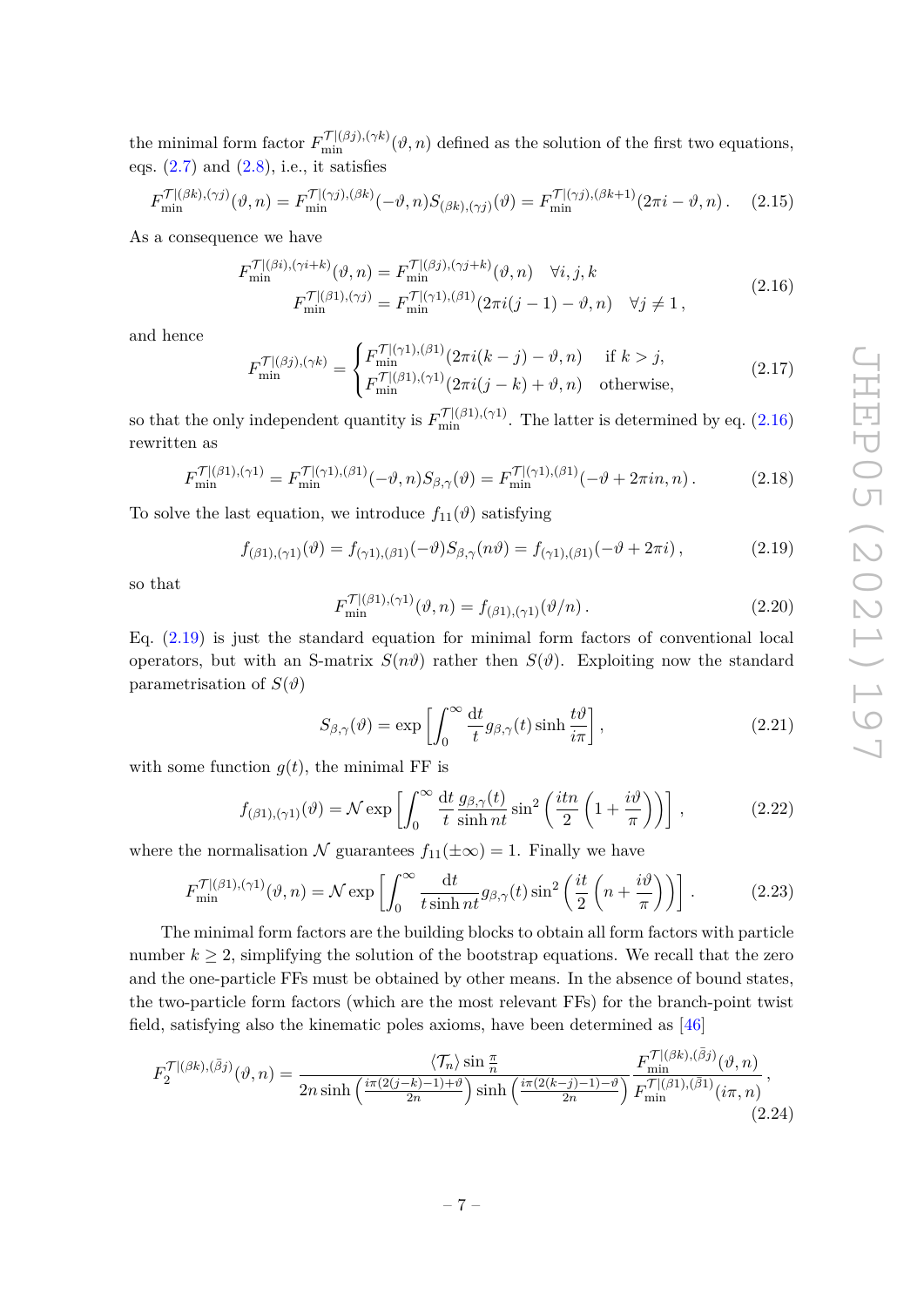the minimal form factor $F_{\rm min}^{\mathcal{T}|(\beta j),(\gamma k)}(\vartheta,n)$ defined as the solution of the first two equations, eqs. (2.7) and (2.8), i.e., it satisfies

$$F_{\rm min}^{\mathcal{T}|(\beta k),(\gamma j)}(\vartheta,n) = F_{\rm min}^{\mathcal{T}|(\gamma j),(\beta k)}(-\vartheta,n) S_{(\beta k),(\gamma j)}(\vartheta) = F_{\rm min}^{\mathcal{T}|(\gamma j),(\beta k+1)}(2\pi i - \vartheta, n)\,. \tag{2.15}$$

As a consequence we have

$$\begin{aligned} F_{\rm min}^{\mathcal{T}|(\beta i),(\gamma i+k)}(\vartheta,n) &= F_{\rm min}^{\mathcal{T}|(\beta j),(\gamma j+k)}(\vartheta,n) \quad \forall i,j,k \\ F_{\rm min}^{\mathcal{T}|(\beta 1),(\gamma j)} &= F_{\rm min}^{\mathcal{T}|(\gamma 1),(\beta 1)}(2\pi i(j-1) - \vartheta, n) \quad \forall j \neq 1\,, \end{aligned} \tag{2.16}$$

and hence

$$F_{\rm min}^{\mathcal{T}|(\beta j),(\gamma k)} = \begin{cases} F_{\rm min}^{\mathcal{T}|(\gamma 1),(\beta 1)}(2\pi i(k-j) - \vartheta, n) & \text{if } k > j, \\ F_{\rm min}^{\mathcal{T}|(\beta 1),(\gamma 1)}(2\pi i(j-k) + \vartheta, n) & \text{otherwise,} \end{cases} \tag{2.17}$$

so that the only independent quantity is $F_{\rm min}^{\mathcal{T}|(\beta 1),(\gamma 1)}$. The latter is determined by eq. (2.16) rewritten as

$$F_{\rm min}^{\mathcal{T}|(\beta 1),(\gamma 1)} = F_{\rm min}^{\mathcal{T}|(\gamma 1),(\beta 1)}(-\vartheta,n) S_{\beta,\gamma}(\vartheta) = F_{\rm min}^{\mathcal{T}|(\gamma 1),(\beta 1)}(-\vartheta + 2\pi i n, n)\,. \tag{2.18}$$

To solve the last equation, we introduce $f_{11}(\vartheta)$ satisfying

$$f_{(\beta 1),(\gamma 1)}(\vartheta) = f_{(\gamma 1),(\beta 1)}(-\vartheta) S_{\beta,\gamma}(n\vartheta) = f_{(\gamma 1),(\beta 1)}(-\vartheta + 2\pi i)\,, \tag{2.19}$$

so that

$$F_{\rm min}^{\mathcal{T}|(\beta 1),(\gamma 1)}(\vartheta,n) = f_{(\beta 1),(\gamma 1)}(\vartheta/n)\,. \tag{2.20}$$

Eq. (2.19) is just the standard equation for minimal form factors of conventional local operators, but with an S-matrix $S(n\vartheta)$ rather then $S(\vartheta)$. Exploiting now the standard parametrisation of $S(\vartheta)$

$$S_{\beta,\gamma}(\vartheta) = \exp\left[\int_0^\infty \frac{\mathrm{d}t}{t} g_{\beta,\gamma}(t) \sinh\frac{t\vartheta}{i\pi}\right], \tag{2.21}$$

with some function $g(t)$, the minimal FF is

$$f_{(\beta 1),(\gamma 1)}(\vartheta) = \mathcal{N} \exp\left[\int_0^\infty \frac{\mathrm{d}t}{t} \frac{g_{\beta,\gamma}(t)}{\sinh nt} \sin^2\left(\frac{itn}{2}\left(1 + \frac{i\vartheta}{\pi}\right)\right)\right], \tag{2.22}$$

where the normalisation $\mathcal{N}$ guarantees $f_{11}(\pm\infty) = 1$. Finally we have

$$F_{\rm min}^{\mathcal{T}|(\beta 1),(\gamma 1)}(\vartheta,n) = \mathcal{N} \exp\left[\int_0^\infty \frac{\mathrm{d}t}{t \sinh nt} g_{\beta,\gamma}(t) \sin^2\left(\frac{it}{2}\left(n + \frac{i\vartheta}{\pi}\right)\right)\right]. \tag{2.23}$$

The minimal form factors are the building blocks to obtain all form factors with particle number $k \geq 2$, simplifying the solution of the bootstrap equations. We recall that the zero and the one-particle FFs must be obtained by other means. In the absence of bound states, the two-particle form factors (which are the most relevant FFs) for the branch-point twist field, satisfying also the kinematic poles axioms, have been determined as [46]

$$F_2^{\mathcal{T}|(\beta k),(\bar{\beta} j)}(\vartheta,n) = \frac{\langle \mathcal{T}_n \rangle \sin\frac{\pi}{n}}{2n \sinh\left(\frac{i\pi(2(j-k)-1)+\vartheta}{2n}\right) \sinh\left(\frac{i\pi(2(k-j)-1)-\vartheta}{2n}\right)} \frac{F_{\rm min}^{\mathcal{T}|(\beta k),(\bar{\beta} j)}(\vartheta,n)}{F_{\rm min}^{\mathcal{T}|(\beta 1),(\bar{\beta} 1)}(i\pi,n)}\,, \tag{2.24}$$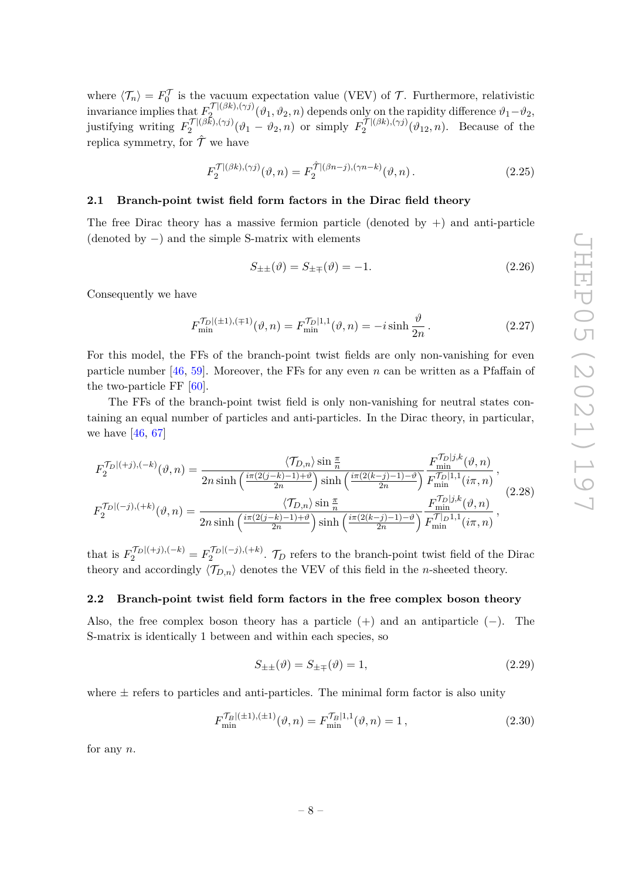where $\langle \mathcal{T}_n \rangle = F_0^{\mathcal{T}}$ is the vacuum expectation value (VEV) of $\mathcal{T}$. Furthermore, relativistic invariance implies that $F_2^{\mathcal{T}|(\beta k),(\gamma j)}(\vartheta_1, \vartheta_2, n)$ depends only on the rapidity difference $\vartheta_1 - \vartheta_2$, justifying writing $F_2^{\mathcal{T}|(\beta k),(\gamma j)}(\vartheta_1 - \vartheta_2, n)$ or simply $F_2^{\mathcal{T}|(\beta k),(\gamma j)}(\vartheta_{12}, n)$. Because of the replica symmetry, for $\hat{\mathcal{T}}$ we have

$$F_2^{\mathcal{T}|(\beta k),(\gamma j)}(\vartheta, n) = F_2^{\hat{\mathcal{T}}|(\beta n-j),(\gamma n-k)}(\vartheta, n)\,. \tag{2.25}$$

## 2.1 Branch-point twist field form factors in the Dirac field theory

The free Dirac theory has a massive fermion particle (denoted by $+$) and anti-particle (denoted by $-$) and the simple S-matrix with elements

$$S_{\pm\pm}(\vartheta) = S_{\pm\mp}(\vartheta) = -1. \tag{2.26}$$

Consequently we have

$$F_{\text{min}}^{\mathcal{T}_D|(\pm 1),(\mp 1)}(\vartheta, n) = F_{\text{min}}^{\mathcal{T}_D|1,1}(\vartheta, n) = -i \sinh \frac{\vartheta}{2n}\,. \tag{2.27}$$

For this model, the FFs of the branch-point twist fields are only non-vanishing for even particle number [46, 59]. Moreover, the FFs for any even $n$ can be written as a Pfaffain of the two-particle FF [60].

The FFs of the branch-point twist field is only non-vanishing for neutral states containing an equal number of particles and anti-particles. In the Dirac theory, in particular, we have [46, 67]

$$\begin{aligned}
F_2^{\mathcal{T}_D|(+j),(-k)}(\vartheta, n) &= \frac{\langle \mathcal{T}_{D,n} \rangle \sin \frac{\pi}{n}}{2n \sinh\left(\frac{i\pi(2(j-k)-1)+\vartheta}{2n}\right) \sinh\left(\frac{i\pi(2(k-j)-1)-\vartheta}{2n}\right)} \frac{F_{\text{min}}^{\mathcal{T}_D|j,k}(\vartheta, n)}{F_{\text{min}}^{\mathcal{T}_D|1,1}(i\pi, n)}\,, \\
F_2^{\mathcal{T}_D|(-j),(+k)}(\vartheta, n) &= \frac{\langle \mathcal{T}_{D,n} \rangle \sin \frac{\pi}{n}}{2n \sinh\left(\frac{i\pi(2(j-k)-1)+\vartheta}{2n}\right) \sinh\left(\frac{i\pi(2(k-j)-1)-\vartheta}{2n}\right)} \frac{F_{\text{min}}^{\mathcal{T}_D|j,k}(\vartheta, n)}{F_{\text{min}}^{\mathcal{T}|_D 1,1}(i\pi, n)}\,,
\end{aligned} \tag{2.28}$$

that is $F_2^{\mathcal{T}_D|(+j),(-k)} = F_2^{\mathcal{T}_D|(-j),(+k)}$. $\mathcal{T}_D$ refers to the branch-point twist field of the Dirac theory and accordingly $\langle \mathcal{T}_{D,n} \rangle$ denotes the VEV of this field in the $n$-sheeted theory.

## 2.2 Branch-point twist field form factors in the free complex boson theory

Also, the free complex boson theory has a particle $(+)$ and an antiparticle $(-)$. The S-matrix is identically 1 between and within each species, so

$$S_{\pm\pm}(\vartheta) = S_{\pm\mp}(\vartheta) = 1, \tag{2.29}$$

where $\pm$ refers to particles and anti-particles. The minimal form factor is also unity

$$F_{\text{min}}^{\mathcal{T}_B|(\pm 1),(\pm 1)}(\vartheta, n) = F_{\text{min}}^{\mathcal{T}_B|1,1}(\vartheta, n) = 1\,, \tag{2.30}$$

for any $n$.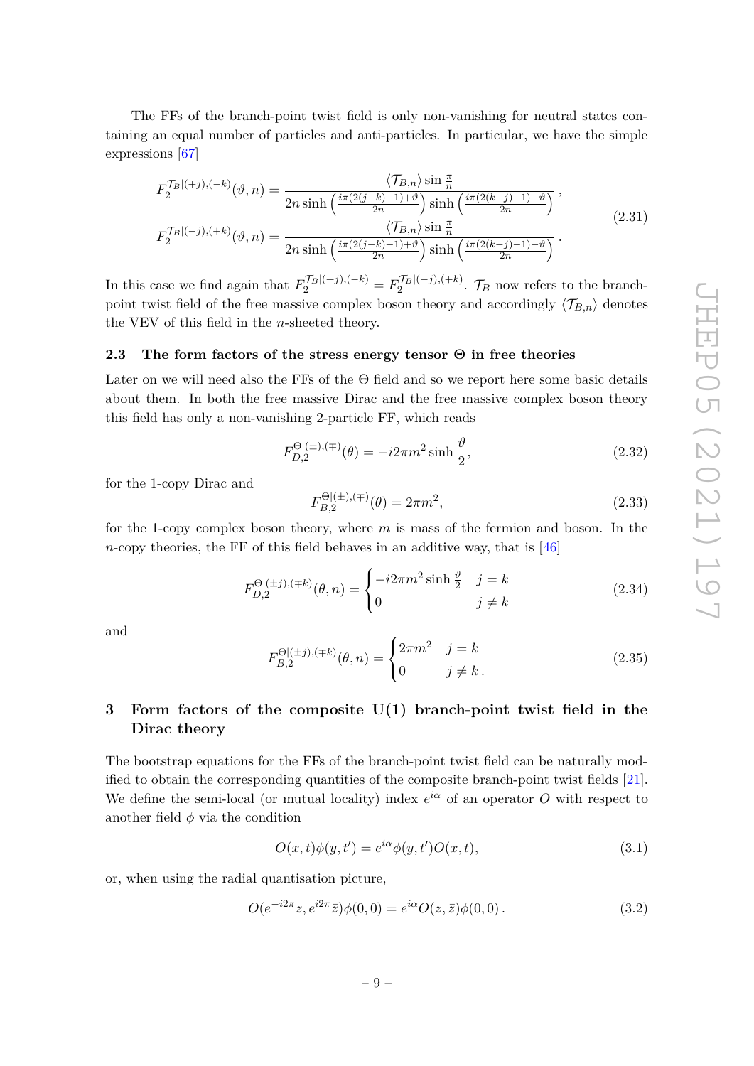The FFs of the branch-point twist field is only non-vanishing for neutral states containing an equal number of particles and anti-particles. In particular, we have the simple expressions [67]

$$
\begin{aligned}
F_2^{\mathcal{T}_B|(+j),(-k)}(\vartheta,n) &= \frac{\langle \mathcal{T}_{B,n}\rangle \sin\frac{\pi}{n}}{2n\sinh\left(\frac{i\pi(2(j-k)-1)+\vartheta}{2n}\right)\sinh\left(\frac{i\pi(2(k-j)-1)-\vartheta}{2n}\right)}\,,\\
F_2^{\mathcal{T}_B|(-j),(+k)}(\vartheta,n) &= \frac{\langle \mathcal{T}_{B,n}\rangle \sin\frac{\pi}{n}}{2n\sinh\left(\frac{i\pi(2(j-k)-1)+\vartheta}{2n}\right)\sinh\left(\frac{i\pi(2(k-j)-1)-\vartheta}{2n}\right)}\,.
\end{aligned}
\tag{2.31}
$$

In this case we find again that $F_2^{\mathcal{T}_B|(+j),(-k)} = F_2^{\mathcal{T}_B|(-j),(+k)}$. $\mathcal{T}_B$ now refers to the branch-point twist field of the free massive complex boson theory and accordingly $\langle \mathcal{T}_{B,n}\rangle$ denotes the VEV of this field in the $n$-sheeted theory.

### 2.3 The form factors of the stress energy tensor $\Theta$ in free theories

Later on we will need also the FFs of the $\Theta$ field and so we report here some basic details about them. In both the free massive Dirac and the free massive complex boson theory this field has only a non-vanishing 2-particle FF, which reads

$$
F_{D,2}^{\Theta|(\pm),(\mp)}(\theta) = -i2\pi m^2 \sinh\frac{\vartheta}{2}, \tag{2.32}
$$

for the 1-copy Dirac and

$$
F_{B,2}^{\Theta|(\pm),(\mp)}(\theta) = 2\pi m^2, \tag{2.33}
$$

for the 1-copy complex boson theory, where $m$ is mass of the fermion and boson. In the $n$-copy theories, the FF of this field behaves in an additive way, that is [46]

$$
F_{D,2}^{\Theta|(\pm j),(\mp k)}(\theta,n) = \begin{cases} -i2\pi m^2\sinh\frac{\vartheta}{2} & j=k\\ 0 & j\neq k \end{cases} \tag{2.34}
$$

and

$$
F_{B,2}^{\Theta|(\pm j),(\mp k)}(\theta,n) = \begin{cases} 2\pi m^2 & j=k\\ 0 & j\neq k\,. \end{cases} \tag{2.35}
$$

## 3 Form factors of the composite U(1) branch-point twist field in the Dirac theory

The bootstrap equations for the FFs of the branch-point twist field can be naturally modified to obtain the corresponding quantities of the composite branch-point twist fields [21]. We define the semi-local (or mutual locality) index $e^{i\alpha}$ of an operator $O$ with respect to another field $\phi$ via the condition

$$
O(x,t)\phi(y,t') = e^{i\alpha}\phi(y,t')O(x,t), \tag{3.1}
$$

or, when using the radial quantisation picture,

$$
O(e^{-i2\pi}z, e^{i2\pi}\bar{z})\phi(0,0) = e^{i\alpha}O(z,\bar{z})\phi(0,0)\,. \tag{3.2}
$$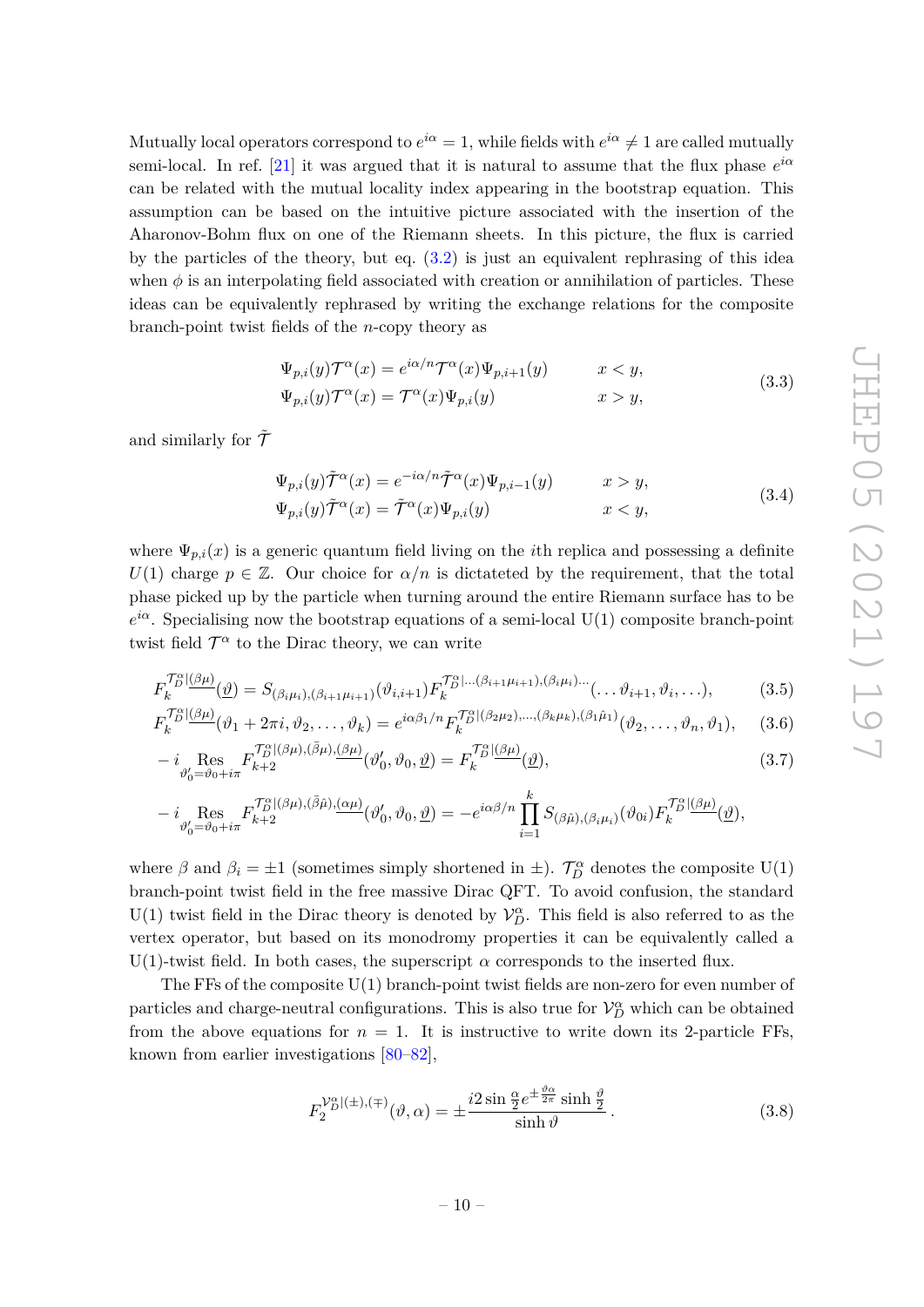Mutually local operators correspond to $e^{i\alpha} = 1$, while fields with $e^{i\alpha} \neq 1$ are called mutually semi-local. In ref. [21] it was argued that it is natural to assume that the flux phase $e^{i\alpha}$ can be related with the mutual locality index appearing in the bootstrap equation. This assumption can be based on the intuitive picture associated with the insertion of the Aharonov-Bohm flux on one of the Riemann sheets. In this picture, the flux is carried by the particles of the theory, but eq. (3.2) is just an equivalent rephrasing of this idea when $\phi$ is an interpolating field associated with creation or annihilation of particles. These ideas can be equivalently rephrased by writing the exchange relations for the composite branch-point twist fields of the $n$-copy theory as

$$
\begin{aligned}
\Psi_{p,i}(y)\mathcal{T}^{\alpha}(x) &= e^{i\alpha/n}\mathcal{T}^{\alpha}(x)\Psi_{p,i+1}(y) \qquad && x < y, \\
\Psi_{p,i}(y)\mathcal{T}^{\alpha}(x) &= \mathcal{T}^{\alpha}(x)\Psi_{p,i}(y) \qquad && x > y,
\end{aligned}
\tag{3.3}
$$

and similarly for $\tilde{\mathcal{T}}$

$$
\begin{aligned}
\Psi_{p,i}(y)\tilde{\mathcal{T}}^{\alpha}(x) &= e^{-i\alpha/n}\tilde{\mathcal{T}}^{\alpha}(x)\Psi_{p,i-1}(y) \qquad && x > y, \\
\Psi_{p,i}(y)\tilde{\mathcal{T}}^{\alpha}(x) &= \tilde{\mathcal{T}}^{\alpha}(x)\Psi_{p,i}(y) \qquad && x < y,
\end{aligned}
\tag{3.4}
$$

where $\Psi_{p,i}(x)$ is a generic quantum field living on the $i$th replica and possessing a definite $U(1)$ charge $p \in \mathbb{Z}$. Our choice for $\alpha/n$ is dictateted by the requirement, that the total phase picked up by the particle when turning around the entire Riemann surface has to be $e^{i\alpha}$. Specialising now the bootstrap equations of a semi-local U(1) composite branch-point twist field $\mathcal{T}^{\alpha}$ to the Dirac theory, we can write

$$
F_k^{\mathcal{T}_D^{\alpha}|\underline{(\beta\mu)}}(\underline{\vartheta}) = S_{(\beta_i\mu_i),(\beta_{i+1}\mu_{i+1})}(\vartheta_{i,i+1}) F_k^{\mathcal{T}_D^{\alpha}|\ldots(\beta_{i+1}\mu_{i+1}),(\beta_i\mu_i)\ldots}(\ldots\vartheta_{i+1},\vartheta_i,\ldots), \tag{3.5}
$$

$$
F_k^{\mathcal{T}_D^{\alpha}|\underline{(\beta\mu)}}(\vartheta_1 + 2\pi i, \vartheta_2, \ldots, \vartheta_k) = e^{i\alpha\beta_1/n} F_k^{\mathcal{T}_D^{\alpha}|(\beta_2\mu_2),\ldots,(\beta_k\mu_k),(\beta_1\hat{\mu}_1)}(\vartheta_2, \ldots, \vartheta_n, \vartheta_1), \tag{3.6}
$$

$$
-i \underset{\vartheta_0'=\vartheta_0+i\pi}{\mathrm{Res}} F_{k+2}^{\mathcal{T}_D^{\alpha}|(\beta\mu),(\bar{\beta}\mu),\underline{(\beta\mu)}}(\vartheta_0', \vartheta_0, \underline{\vartheta}) = F_k^{\mathcal{T}_D^{\alpha}|\underline{(\beta\mu)}}(\underline{\vartheta}), \tag{3.7}
$$

$$
-i \underset{\vartheta_0'=\vartheta_0+i\pi}{\mathrm{Res}} F_{k+2}^{\mathcal{T}_D^{\alpha}|(\beta\mu),(\bar{\beta}\hat{\mu}),\underline{(\alpha\mu)}}(\vartheta_0', \vartheta_0, \underline{\vartheta}) = -e^{i\alpha\beta/n} \prod_{i=1}^{k} S_{(\beta\hat{\mu}),(\beta_i\mu_i)}(\vartheta_{0i}) F_k^{\mathcal{T}_D^{\alpha}|\underline{(\beta\mu)}}(\underline{\vartheta}),
$$

where $\beta$ and $\beta_i = \pm 1$ (sometimes simply shortened in $\pm$). $\mathcal{T}_D^{\alpha}$ denotes the composite U(1) branch-point twist field in the free massive Dirac QFT. To avoid confusion, the standard U(1) twist field in the Dirac theory is denoted by $\mathcal{V}_D^{\alpha}$. This field is also referred to as the vertex operator, but based on its monodromy properties it can be equivalently called a U(1)-twist field. In both cases, the superscript $\alpha$ corresponds to the inserted flux.

The FFs of the composite U(1) branch-point twist fields are non-zero for even number of particles and charge-neutral configurations. This is also true for $\mathcal{V}_D^{\alpha}$ which can be obtained from the above equations for $n = 1$. It is instructive to write down its 2-particle FFs, known from earlier investigations [80–82],

$$
F_2^{\mathcal{V}_D^{\alpha}|(\pm),(\mp)}(\vartheta, \alpha) = \pm \frac{i 2 \sin\frac{\alpha}{2} e^{\pm\frac{\vartheta\alpha}{2\pi}} \sinh\frac{\vartheta}{2}}{\sinh\vartheta}. \tag{3.8}
$$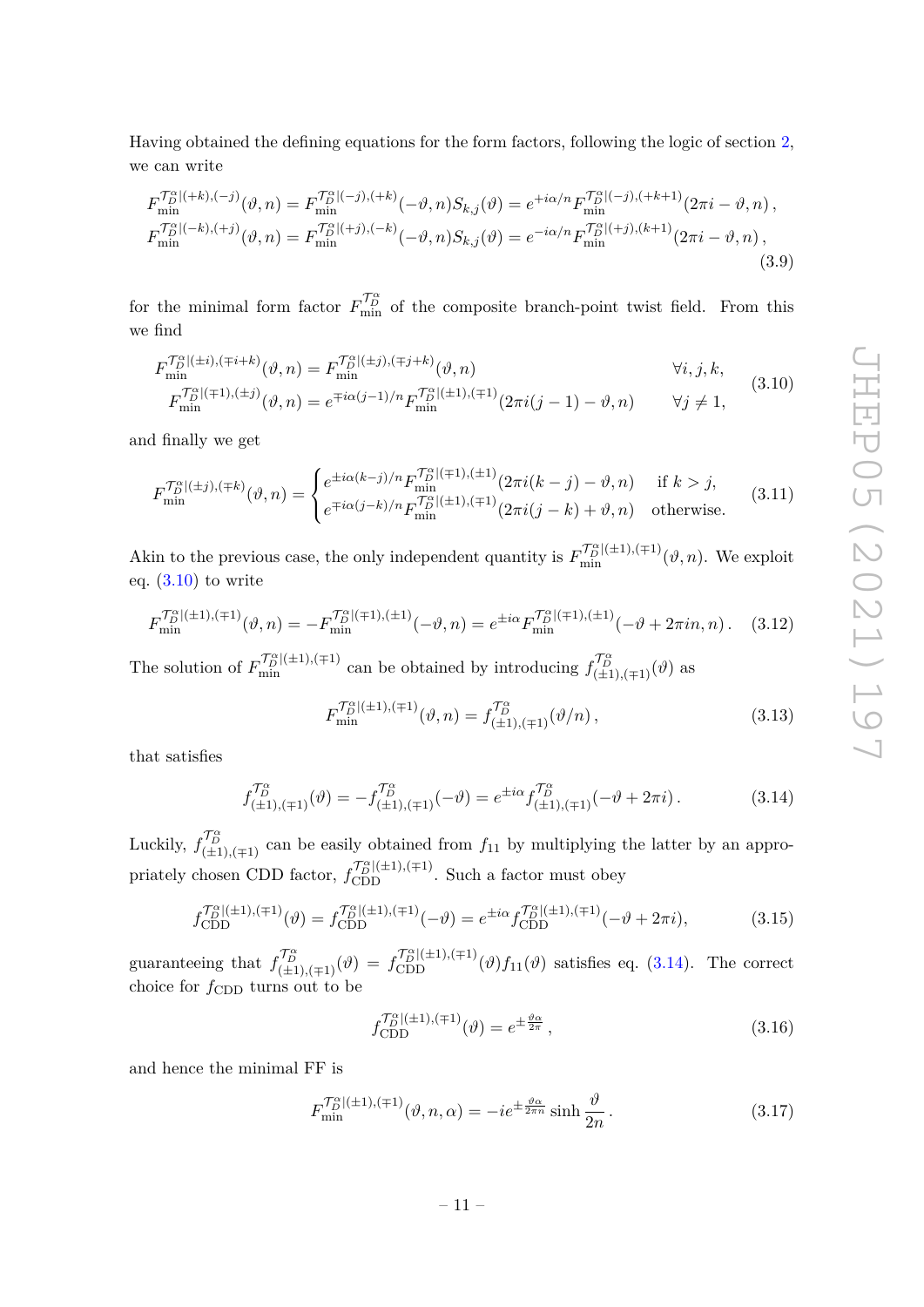Having obtained the defining equations for the form factors, following the logic of section 2, we can write

$$
\begin{aligned}
F_{\min}^{\mathcal{T}_D^\alpha|(+k),(-j)}(\vartheta,n) &= F_{\min}^{\mathcal{T}_D^\alpha|(-j),(+k)}(-\vartheta,n)S_{k,j}(\vartheta) = e^{+i\alpha/n}F_{\min}^{\mathcal{T}_D^\alpha|(-j),(+k+1)}(2\pi i-\vartheta,n)\,,\\
F_{\min}^{\mathcal{T}_D^\alpha|(-k),(+j)}(\vartheta,n) &= F_{\min}^{\mathcal{T}_D^\alpha|(+j),(-k)}(-\vartheta,n)S_{k,j}(\vartheta) = e^{-i\alpha/n}F_{\min}^{\mathcal{T}_D^\alpha|(+j),(k+1)}(2\pi i-\vartheta,n)\,,
\end{aligned}
\tag{3.9}
$$

for the minimal form factor $F_{\min}^{\mathcal{T}_D^\alpha}$ of the composite branch-point twist field. From this we find

$$
\begin{aligned}
F_{\min}^{\mathcal{T}_D^\alpha|(\pm i),(\mp i+k)}(\vartheta,n) &= F_{\min}^{\mathcal{T}_D^\alpha|(\pm j),(\mp j+k)}(\vartheta,n) &\qquad \forall i,j,k,\\
F_{\min}^{\mathcal{T}_D^\alpha|(\mp 1),(\pm j)}(\vartheta,n) &= e^{\mp i\alpha(j-1)/n}F_{\min}^{\mathcal{T}_D^\alpha|(\pm 1),(\mp 1)}(2\pi i(j-1)-\vartheta,n) &\qquad \forall j\neq 1,
\end{aligned}
\tag{3.10}
$$

and finally we get

$$
F_{\min}^{\mathcal{T}_D^\alpha|(\pm j),(\mp k)}(\vartheta,n) = \begin{cases} e^{\pm i\alpha(k-j)/n}F_{\min}^{\mathcal{T}_D^\alpha|(\mp 1),(\pm 1)}(2\pi i(k-j)-\vartheta,n) & \text{if } k>j,\\ e^{\mp i\alpha(j-k)/n}F_{\min}^{\mathcal{T}_D^\alpha|(\pm 1),(\mp 1)}(2\pi i(j-k)+\vartheta,n) & \text{otherwise.}\end{cases}
\tag{3.11}
$$

Akin to the previous case, the only independent quantity is $F_{\min}^{\mathcal{T}_D^\alpha|(\pm 1),(\mp 1)}(\vartheta,n)$. We exploit eq. (3.10) to write

$$
F_{\min}^{\mathcal{T}_D^\alpha|(\pm 1),(\mp 1)}(\vartheta,n) = -F_{\min}^{\mathcal{T}_D^\alpha|(\mp 1),(\pm 1)}(-\vartheta,n) = e^{\pm i\alpha}F_{\min}^{\mathcal{T}_D^\alpha|(\mp 1),(\pm 1)}(-\vartheta+2\pi i n,n)\,.
\tag{3.12}
$$

The solution of $F_{\min}^{\mathcal{T}_D^\alpha|(\pm 1),(\mp 1)}$ can be obtained by introducing $f_{(\pm 1),(\mp 1)}^{\mathcal{T}_D^\alpha}(\vartheta)$ as

$$
F_{\min}^{\mathcal{T}_D^\alpha|(\pm 1),(\mp 1)}(\vartheta,n) = f_{(\pm 1),(\mp 1)}^{\mathcal{T}_D^\alpha}(\vartheta/n)\,,
\tag{3.13}
$$

that satisfies

$$
f_{(\pm 1),(\mp 1)}^{\mathcal{T}_D^\alpha}(\vartheta) = -f_{(\pm 1),(\mp 1)}^{\mathcal{T}_D^\alpha}(-\vartheta) = e^{\pm i\alpha}f_{(\pm 1),(\mp 1)}^{\mathcal{T}_D^\alpha}(-\vartheta+2\pi i)\,.
\tag{3.14}
$$

Luckily, $f_{(\pm 1),(\mp 1)}^{\mathcal{T}_D^\alpha}$ can be easily obtained from $f_{11}$ by multiplying the latter by an appropriately chosen CDD factor, $f_{\mathrm{CDD}}^{\mathcal{T}_D^\alpha|(\pm 1),(\mp 1)}$. Such a factor must obey

$$
f_{\mathrm{CDD}}^{\mathcal{T}_D^\alpha|(\pm 1),(\mp 1)}(\vartheta) = f_{\mathrm{CDD}}^{\mathcal{T}_D^\alpha|(\pm 1),(\mp 1)}(-\vartheta) = e^{\pm i\alpha}f_{\mathrm{CDD}}^{\mathcal{T}_D^\alpha|(\pm 1),(\mp 1)}(-\vartheta+2\pi i),
\tag{3.15}
$$

guaranteeing that $f_{(\pm 1),(\mp 1)}^{\mathcal{T}_D^\alpha}(\vartheta) = f_{\mathrm{CDD}}^{\mathcal{T}_D^\alpha|(\pm 1),(\mp 1)}(\vartheta)f_{11}(\vartheta)$ satisfies eq. (3.14). The correct choice for $f_{\mathrm{CDD}}$ turns out to be

$$
f_{\mathrm{CDD}}^{\mathcal{T}_D^\alpha|(\pm 1),(\mp 1)}(\vartheta) = e^{\pm\frac{\vartheta\alpha}{2\pi}}\,,
\tag{3.16}
$$

and hence the minimal FF is

$$
F_{\min}^{\mathcal{T}_D^\alpha|(\pm 1),(\mp 1)}(\vartheta,n,\alpha) = -ie^{\pm\frac{\vartheta\alpha}{2\pi n}}\sinh\frac{\vartheta}{2n}\,.
\tag{3.17}
$$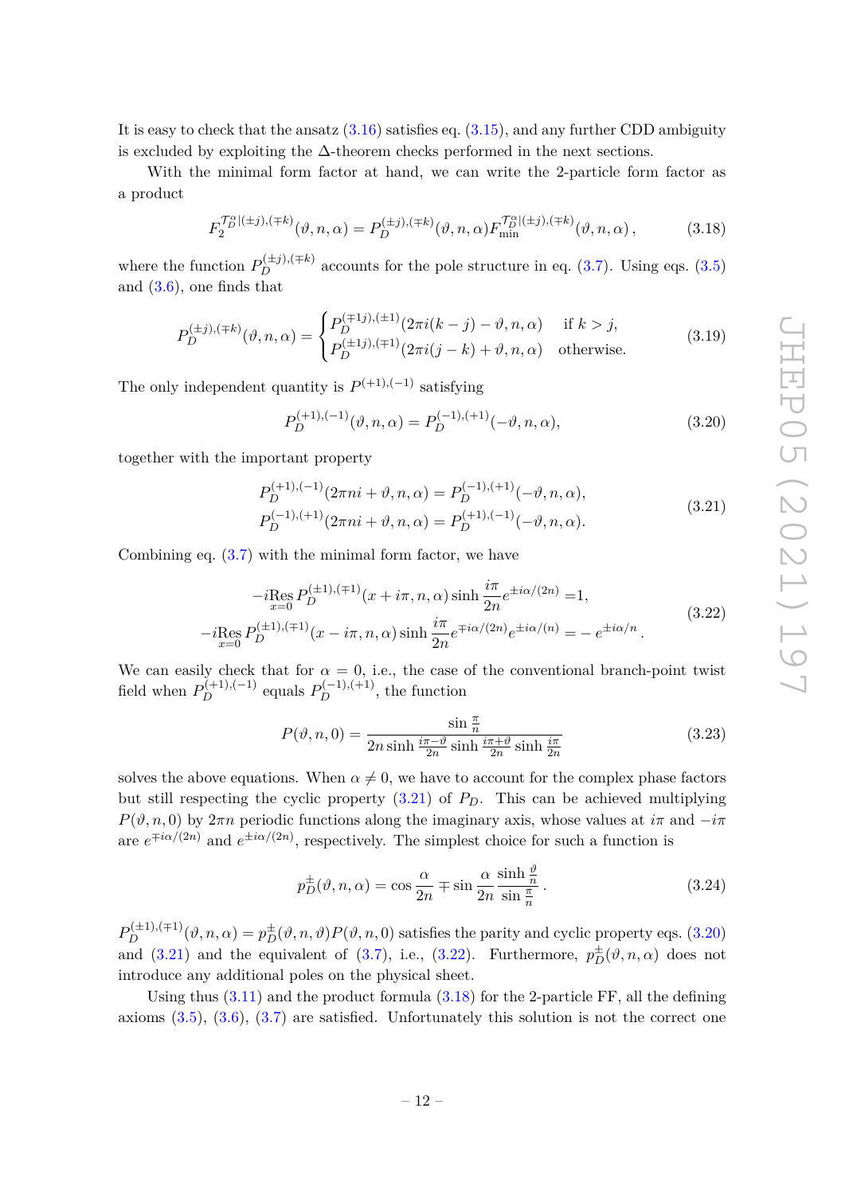It is easy to check that the ansatz (3.16) satisfies eq. (3.15), and any further CDD ambiguity is excluded by exploiting the $\Delta$-theorem checks performed in the next sections.

With the minimal form factor at hand, we can write the 2-particle form factor as a product

$$F_2^{\mathcal{T}_D^\alpha|(\pm j),(\mp k)}(\vartheta, n, \alpha) = P_D^{(\pm j),(\mp k)}(\vartheta, n, \alpha) F_{\text{min}}^{\mathcal{T}_D^\alpha|(\pm j),(\mp k)}(\vartheta, n, \alpha)\,, \tag{3.18}$$

where the function $P_D^{(\pm j),(\mp k)}$ accounts for the pole structure in eq. (3.7). Using eqs. (3.5) and (3.6), one finds that

$$P_D^{(\pm j),(\mp k)}(\vartheta, n, \alpha) = \begin{cases} P_D^{(\mp 1j),(\pm 1)}(2\pi i(k-j) - \vartheta, n, \alpha) & \text{if } k > j, \\ P_D^{(\pm 1j),(\mp 1)}(2\pi i(j-k) + \vartheta, n, \alpha) & \text{otherwise.} \end{cases} \tag{3.19}$$

The only independent quantity is $P^{(+1),(-1)}$ satisfying

$$P_D^{(+1),(-1)}(\vartheta, n, \alpha) = P_D^{(-1),(+1)}(-\vartheta, n, \alpha), \tag{3.20}$$

together with the important property

$$\begin{aligned} P_D^{(+1),(-1)}(2\pi n i + \vartheta, n, \alpha) &= P_D^{(-1),(+1)}(-\vartheta, n, \alpha), \\ P_D^{(-1),(+1)}(2\pi n i + \vartheta, n, \alpha) &= P_D^{(+1),(-1)}(-\vartheta, n, \alpha). \end{aligned} \tag{3.21}$$

Combining eq. (3.7) with the minimal form factor, we have

$$\begin{aligned} -i\operatorname*{Res}_{x=0} P_D^{(\pm 1),(\mp 1)}(x + i\pi, n, \alpha) \sinh \frac{i\pi}{2n} e^{\pm i\alpha/(2n)} &= 1, \\ -i\operatorname*{Res}_{x=0} P_D^{(\pm 1),(\mp 1)}(x - i\pi, n, \alpha) \sinh \frac{i\pi}{2n} e^{\mp i\alpha/(2n)} e^{\pm i\alpha/(n)} &= -\, e^{\pm i\alpha/n}\,. \end{aligned} \tag{3.22}$$

We can easily check that for $\alpha = 0$, i.e., the case of the conventional branch-point twist field when $P_D^{(+1),(-1)}$ equals $P_D^{(-1),(+1)}$, the function

$$P(\vartheta, n, 0) = \frac{\sin \frac{\pi}{n}}{2n \sinh \frac{i\pi - \vartheta}{2n} \sinh \frac{i\pi + \vartheta}{2n} \sinh \frac{i\pi}{2n}} \tag{3.23}$$

solves the above equations. When $\alpha \neq 0$, we have to account for the complex phase factors but still respecting the cyclic property (3.21) of $P_D$. This can be achieved multiplying $P(\vartheta, n, 0)$ by $2\pi n$ periodic functions along the imaginary axis, whose values at $i\pi$ and $-i\pi$ are $e^{\mp i\alpha/(2n)}$ and $e^{\pm i\alpha/(2n)}$, respectively. The simplest choice for such a function is

$$p_D^{\pm}(\vartheta, n, \alpha) = \cos \frac{\alpha}{2n} \mp \sin \frac{\alpha}{2n} \frac{\sinh \frac{\vartheta}{n}}{\sin \frac{\pi}{n}}\,. \tag{3.24}$$

$P_D^{(\pm 1),(\mp 1)}(\vartheta, n, \alpha) = p_D^{\pm}(\vartheta, n, \vartheta) P(\vartheta, n, 0)$ satisfies the parity and cyclic property eqs. (3.20) and (3.21) and the equivalent of (3.7), i.e., (3.22). Furthermore, $p_D^{\pm}(\vartheta, n, \alpha)$ does not introduce any additional poles on the physical sheet.

Using thus (3.11) and the product formula (3.18) for the 2-particle FF, all the defining axioms (3.5), (3.6), (3.7) are satisfied. Unfortunately this solution is not the correct one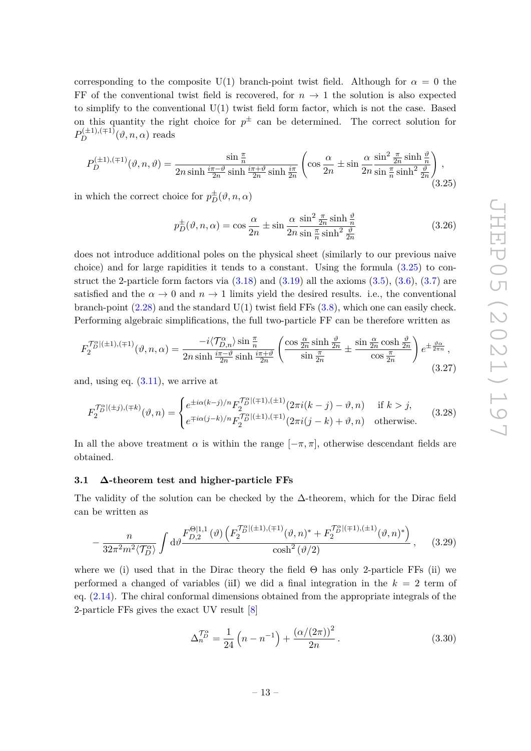corresponding to the composite U(1) branch-point twist field. Although for $\alpha = 0$ the FF of the conventional twist field is recovered, for $n \to 1$ the solution is also expected to simplify to the conventional U(1) twist field form factor, which is not the case. Based on this quantity the right choice for $p^{\pm}$ can be determined. The correct solution for $P_D^{(\pm1),(\mp1)}(\vartheta, n, \alpha)$ reads

$$P_D^{(\pm1),(\mp1)}(\vartheta, n, \vartheta) = \frac{\sin\frac{\pi}{n}}{2n\sinh\frac{i\pi-\vartheta}{2n}\sinh\frac{i\pi+\vartheta}{2n}\sinh\frac{i\pi}{2n}}\left(\cos\frac{\alpha}{2n} \pm \sin\frac{\alpha}{2n}\frac{\sin^2\frac{\pi}{2n}\sinh\frac{\vartheta}{n}}{\sin\frac{\pi}{n}\sinh^2\frac{\vartheta}{2n}}\right), \tag{3.25}$$

in which the correct choice for $p_D^{\pm}(\vartheta, n, \alpha)$

$$p_D^{\pm}(\vartheta, n, \alpha) = \cos\frac{\alpha}{2n} \pm \sin\frac{\alpha}{2n}\frac{\sin^2\frac{\pi}{2n}\sinh\frac{\vartheta}{n}}{\sin\frac{\pi}{n}\sinh^2\frac{\vartheta}{2n}} \tag{3.26}$$

does not introduce additional poles on the physical sheet (similarly to our previous naive choice) and for large rapidities it tends to a constant. Using the formula (3.25) to construct the 2-particle form factors via (3.18) and (3.19) all the axioms (3.5), (3.6), (3.7) are satisfied and the $\alpha \to 0$ and $n \to 1$ limits yield the desired results. i.e., the conventional branch-point (2.28) and the standard U(1) twist field FFs (3.8), which one can easily check. Performing algebraic simplifications, the full two-particle FF can be therefore written as

$$F_2^{\mathcal{T}_D^\alpha|(\pm1),(\mp1)}(\vartheta, n, \alpha) = \frac{-i\langle\mathcal{T}_{D,n}^\alpha\rangle\sin\frac{\pi}{n}}{2n\sinh\frac{i\pi-\vartheta}{2n}\sinh\frac{i\pi+\vartheta}{2n}}\left(\frac{\cos\frac{\alpha}{2n}\sinh\frac{\vartheta}{2n}}{\sin\frac{\pi}{2n}} \pm \frac{\sin\frac{\alpha}{2n}\cosh\frac{\vartheta}{2n}}{\cos\frac{\pi}{2n}}\right)e^{\pm\frac{\vartheta\alpha}{2\pi n}}, \tag{3.27}$$

and, using eq. (3.11), we arrive at

$$F_2^{\mathcal{T}_D^\alpha|(\pm j),(\mp k)}(\vartheta, n) = \begin{cases} e^{\pm i\alpha(k-j)/n}F_2^{\mathcal{T}_D^\alpha|(\mp1),(\pm1)}(2\pi i(k-j)-\vartheta, n) & \text{if } k > j, \\ e^{\mp i\alpha(j-k)/n}F_2^{\mathcal{T}_D^\alpha|(\pm1),(\mp1)}(2\pi i(j-k)+\vartheta, n) & \text{otherwise.} \end{cases} \tag{3.28}$$

In all the above treatment $\alpha$ is within the range $[-\pi, \pi]$, otherwise descendant fields are obtained.

### 3.1 Δ-theorem test and higher-particle FFs

The validity of the solution can be checked by the Δ-theorem, which for the Dirac field can be written as

$$-\frac{n}{32\pi^2 m^2\langle\mathcal{T}_D^\alpha\rangle}\int \mathrm{d}\vartheta\frac{F_{D,2}^{\Theta|1,1}(\vartheta)\left(F_2^{\mathcal{T}_D^\alpha|(\pm1),(\mp1)}(\vartheta, n)^* + F_2^{\mathcal{T}_D^\alpha|(\mp1),(\pm1)}(\vartheta, n)^*\right)}{\cosh^2(\vartheta/2)}, \tag{3.29}$$

where we (i) used that in the Dirac theory the field $\Theta$ has only 2-particle FFs (ii) we performed a changed of variables (iiI) we did a final integration in the $k = 2$ term of eq. (2.14). The chiral conformal dimensions obtained from the appropriate integrals of the 2-particle FFs gives the exact UV result [8]

$$\Delta_n^{\mathcal{T}_D^\alpha} = \frac{1}{24}\left(n - n^{-1}\right) + \frac{(\alpha/(2\pi))^2}{2n}. \tag{3.30}$$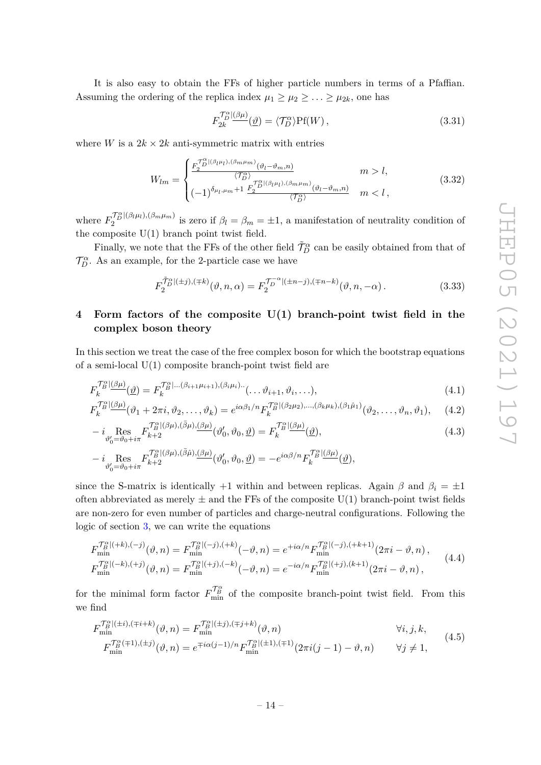It is also easy to obtain the FFs of higher particle numbers in terms of a Pfaffian. Assuming the ordering of the replica index $\mu_1 \geq \mu_2 \geq \ldots \geq \mu_{2k}$, one has

$$F_{2k}^{\mathcal{T}_D^\alpha|\underline{(\beta\mu)}}(\underline{\vartheta}) = \langle \mathcal{T}_D^\alpha \rangle \mathrm{Pf}(W)\,, \tag{3.31}$$

where $W$ is a $2k \times 2k$ anti-symmetric matrix with entries

$$W_{lm} = \begin{cases} \frac{F_2^{\mathcal{T}_D^\alpha|(\beta_l\mu_l),(\beta_m\mu_m)}(\vartheta_l - \vartheta_m, n)}{\langle \mathcal{T}_D^\alpha \rangle} & m > l, \\ (-1)^{\delta_{\mu_l,\mu_m}+1}\, \frac{F_2^{\mathcal{T}_D^\alpha|(\beta_l\mu_l),(\beta_m\mu_m)}(\vartheta_l - \vartheta_m, n)}{\langle \mathcal{T}_D^\alpha \rangle} & m < l\,, \end{cases} \tag{3.32}$$

where $F_2^{\mathcal{T}_D^\alpha|(\beta_l\mu_l),(\beta_m\mu_m)}$ is zero if $\beta_l = \beta_m = \pm 1$, a manifestation of neutrality condition of the composite U(1) branch point twist field.

Finally, we note that the FFs of the other field $\tilde{\mathcal{T}}_D^\alpha$ can be easily obtained from that of $\mathcal{T}_D^\alpha$. As an example, for the 2-particle case we have

$$F_2^{\tilde{\mathcal{T}}_D^\alpha|(\pm j),(\mp k)}(\vartheta, n, \alpha) = F_2^{\mathcal{T}_D^{-\alpha}|(\pm n - j),(\mp n - k)}(\vartheta, n, -\alpha)\,. \tag{3.33}$$

## 4 Form factors of the composite U(1) branch-point twist field in the complex boson theory

In this section we treat the case of the free complex boson for which the bootstrap equations of a semi-local U(1) composite branch-point twist field are

$$F_k^{\mathcal{T}_B^\alpha|\underline{(\beta\mu)}}(\underline{\vartheta}) = F_k^{\mathcal{T}_B^\alpha|\ldots(\beta_{i+1}\mu_{i+1}),(\beta_i\mu_i)\ldots}(\ldots\vartheta_{i+1}, \vartheta_i, \ldots), \tag{4.1}$$

$$F_k^{\mathcal{T}_B^\alpha|\underline{(\beta\mu)}}(\vartheta_1 + 2\pi i, \vartheta_2, \ldots, \vartheta_k) = e^{i\alpha\beta_1/n} F_k^{\mathcal{T}_B^\alpha|(\beta_2\mu_2),\ldots,(\beta_k\mu_k),(\beta_1\hat{\mu}_1)}(\vartheta_2, \ldots, \vartheta_n, \vartheta_1), \tag{4.2}$$

$$-i \operatorname*{Res}_{\vartheta_0' = \vartheta_0 + i\pi} F_{k+2}^{\mathcal{T}_B^\alpha|(\beta\mu),(\bar{\beta}\mu),\underline{(\beta\mu)}}(\vartheta_0', \vartheta_0, \underline{\vartheta}) = F_k^{\mathcal{T}_B^\alpha|\underline{(\beta\mu)}}(\underline{\vartheta}), \tag{4.3}$$

$$-i \operatorname*{Res}_{\vartheta_0' = \vartheta_0 + i\pi} F_{k+2}^{\mathcal{T}_B^\alpha|(\beta\mu),(\bar{\beta}\hat{\mu}),\underline{(\beta\mu)}}(\vartheta_0', \vartheta_0, \underline{\vartheta}) = -e^{i\alpha\beta/n} F_k^{\mathcal{T}_B^\alpha|\underline{(\beta\mu)}}(\underline{\vartheta}),$$

since the S-matrix is identically $+1$ within and between replicas. Again $\beta$ and $\beta_i = \pm 1$ often abbreviated as merely $\pm$ and the FFs of the composite U(1) branch-point twist fields are non-zero for even number of particles and charge-neutral configurations. Following the logic of section 3, we can write the equations

$$\begin{aligned} F_{\min}^{\mathcal{T}_B^\alpha|(+k),(-j)}(\vartheta, n) &= F_{\min}^{\mathcal{T}_B^\alpha|(-j),(+k)}(-\vartheta, n) = e^{+i\alpha/n} F_{\min}^{\mathcal{T}_B^\alpha|(-j),(+k+1)}(2\pi i - \vartheta, n)\,, \\ F_{\min}^{\mathcal{T}_B^\alpha|(-k),(+j)}(\vartheta, n) &= F_{\min}^{\mathcal{T}_B^\alpha|(+j),(-k)}(-\vartheta, n) = e^{-i\alpha/n} F_{\min}^{\mathcal{T}_B^\alpha|(+j),(k+1)}(2\pi i - \vartheta, n)\,, \end{aligned} \tag{4.4}$$

for the minimal form factor $F_{\min}^{\mathcal{T}_B^\alpha}$ of the composite branch-point twist field. From this we find

$$\begin{aligned} F_{\min}^{\mathcal{T}_B^\alpha|(\pm i),(\mp i+k)}(\vartheta, n) &= F_{\min}^{\mathcal{T}_B^\alpha|(\pm j),(\mp j+k)}(\vartheta, n) && \forall i, j, k, \\ F_{\min}^{\mathcal{T}_B^\alpha(\mp 1),(\pm j)}(\vartheta, n) &= e^{\mp i\alpha(j-1)/n} F_{\min}^{\mathcal{T}_B^\alpha|(\pm 1),(\mp 1)}(2\pi i(j-1) - \vartheta, n) && \forall j \neq 1, \end{aligned} \tag{4.5}$$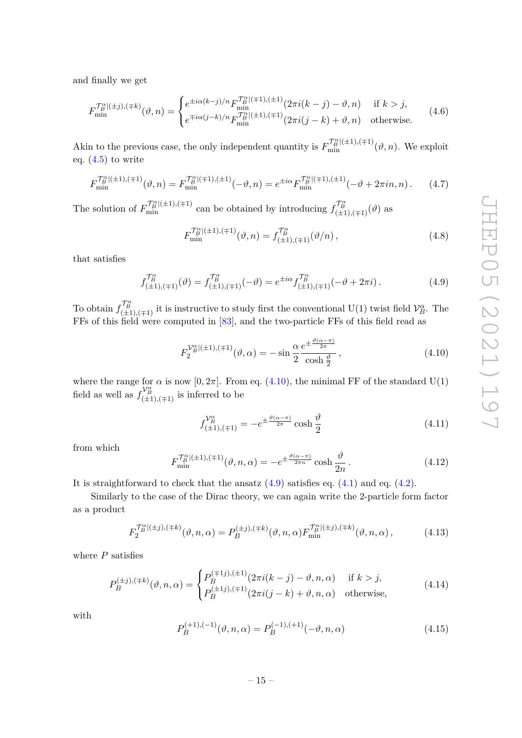and finally we get

$$F_{\min}^{\mathcal{T}_B^\alpha|(\pm j),(\mp k)}(\vartheta,n) = \begin{cases} e^{\pm i\alpha(k-j)/n} F_{\min}^{\mathcal{T}_B^\alpha|(\mp 1),(\pm 1)}(2\pi i(k-j)-\vartheta,n) & \text{if } k>j, \\ e^{\mp i\alpha(j-k)/n} F_{\min}^{\mathcal{T}_B^\alpha|(\pm 1),(\mp 1)}(2\pi i(j-k)+\vartheta,n) & \text{otherwise.} \end{cases} \tag{4.6}$$

Akin to the previous case, the only independent quantity is $F_{\min}^{\mathcal{T}_B^\alpha|(\pm 1),(\mp 1)}(\vartheta,n)$. We exploit eq. (4.5) to write

$$F_{\min}^{\mathcal{T}_B^\alpha|(\pm 1),(\mp 1)}(\vartheta,n) = F_{\min}^{\mathcal{T}_B^\alpha|(\mp 1),(\pm 1)}(-\vartheta,n) = e^{\pm i\alpha} F_{\min}^{\mathcal{T}_B^\alpha|(\mp 1),(\pm 1)}(-\vartheta+2\pi i n,n)\,. \tag{4.7}$$

The solution of $F_{\min}^{\mathcal{T}_B^\alpha|(\pm 1),(\mp 1)}$ can be obtained by introducing $f_{(\pm 1),(\mp 1)}^{\mathcal{T}_B^\alpha}(\vartheta)$ as

$$F_{\min}^{\mathcal{T}_B^\alpha|(\pm 1),(\mp 1)}(\vartheta,n) = f_{(\pm 1),(\mp 1)}^{\mathcal{T}_B^\alpha}(\vartheta/n)\,, \tag{4.8}$$

that satisfies

$$f_{(\pm 1),(\mp 1)}^{\mathcal{T}_B^\alpha}(\vartheta) = f_{(\pm 1),(\mp 1)}^{\mathcal{T}_B^\alpha}(-\vartheta) = e^{\pm i\alpha} f_{(\pm 1),(\mp 1)}^{\mathcal{T}_B^\alpha}(-\vartheta+2\pi i)\,. \tag{4.9}$$

To obtain $f_{(\pm 1),(\mp 1)}^{\mathcal{T}_B^\alpha}$ it is instructive to study first the conventional U(1) twist field $\mathcal{V}_B^\alpha$. The FFs of this field were computed in [83], and the two-particle FFs of this field read as

$$F_2^{\mathcal{V}_B^\alpha|(\pm 1),(\mp 1)}(\vartheta,\alpha) = -\sin\frac{\alpha}{2}\,\frac{e^{\pm\frac{\vartheta(\alpha-\pi)}{2\pi}}}{\cosh\frac{\vartheta}{2}}\,, \tag{4.10}$$

where the range for $\alpha$ is now $[0,2\pi]$. From eq. (4.10), the minimal FF of the standard U(1) field as well as $f_{(\pm 1),(\mp 1)}^{\mathcal{V}_B^\alpha}$ is inferred to be

$$f_{(\pm 1),(\mp 1)}^{\mathcal{V}_B^\alpha} = -e^{\pm\frac{\vartheta(\alpha-\pi)}{2\pi}}\cosh\frac{\vartheta}{2} \tag{4.11}$$

from which

$$F_{\min}^{\mathcal{T}_B^\alpha|(\pm 1),(\mp 1)}(\vartheta,n,\alpha) = -e^{\pm\frac{\vartheta(\alpha-\pi)}{2\pi n}}\cosh\frac{\vartheta}{2n}\,. \tag{4.12}$$

It is straightforward to check that the ansatz (4.9) satisfies eq. (4.1) and eq. (4.2).

Similarly to the case of the Dirac theory, we can again write the 2-particle form factor as a product

$$F_2^{\mathcal{T}_B^\alpha|(\pm j),(\mp k)}(\vartheta,n,\alpha) = P_B^{(\pm j),(\mp k)}(\vartheta,n,\alpha) F_{\min}^{\mathcal{T}_B^\alpha|(\pm j),(\mp k)}(\vartheta,n,\alpha)\,, \tag{4.13}$$

where $P$ satisfies

$$P_B^{(\pm j),(\mp k)}(\vartheta,n,\alpha) = \begin{cases} P_B^{(\mp 1j),(\pm 1)}(2\pi i(k-j)-\vartheta,n,\alpha) & \text{if } k>j, \\ P_B^{(\pm 1j),(\mp 1)}(2\pi i(j-k)+\vartheta,n,\alpha) & \text{otherwise,} \end{cases} \tag{4.14}$$

with

$$P_B^{(+1),(-1)}(\vartheta,n,\alpha) = P_B^{(-1),(+1)}(-\vartheta,n,\alpha) \tag{4.15}$$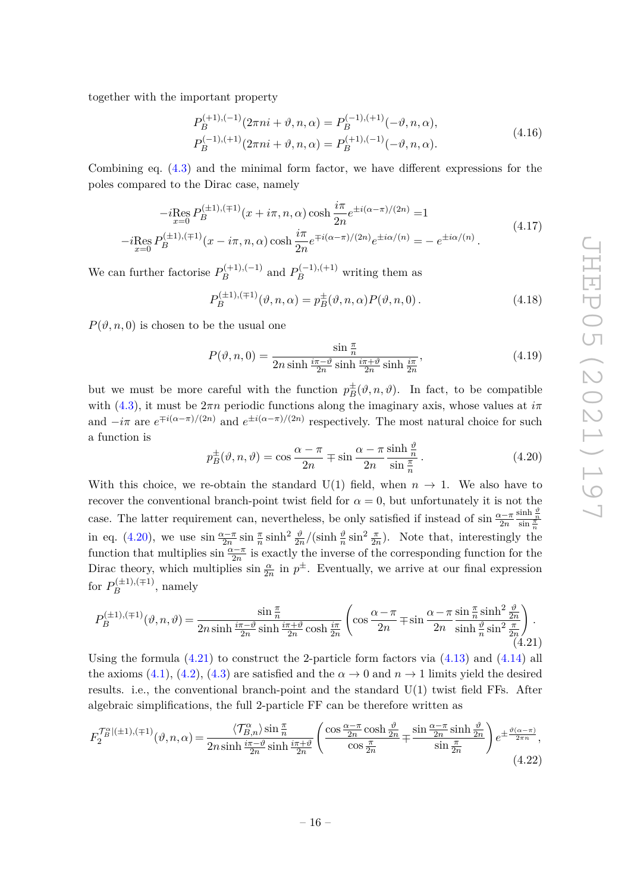together with the important property

$$
\begin{aligned}
P_B^{(+1),(-1)}(2\pi ni+\vartheta,n,\alpha) &= P_B^{(-1),(+1)}(-\vartheta,n,\alpha),\\
P_B^{(-1),(+1)}(2\pi ni+\vartheta,n,\alpha) &= P_B^{(+1),(-1)}(-\vartheta,n,\alpha).
\end{aligned}
\tag{4.16}
$$

Combining eq. (4.3) and the minimal form factor, we have different expressions for the poles compared to the Dirac case, namely

$$
\begin{aligned}
-i\operatorname*{Res}_{x=0} P_B^{(\pm1),(\mp1)}(x+i\pi,n,\alpha)\cosh\frac{i\pi}{2n}e^{\pm i(\alpha-\pi)/(2n)} &= 1\\
-i\operatorname*{Res}_{x=0} P_B^{(\pm1),(\mp1)}(x-i\pi,n,\alpha)\cosh\frac{i\pi}{2n}e^{\mp i(\alpha-\pi)/(2n)}e^{\pm i\alpha/(n)} &= -\,e^{\pm i\alpha/(n)}\,.
\end{aligned}
\tag{4.17}
$$

We can further factorise $P_B^{(+1),(-1)}$ and $P_B^{(-1),(+1)}$ writing them as

$$
P_B^{(\pm1),(\mp1)}(\vartheta,n,\alpha) = p_B^{\pm}(\vartheta,n,\alpha)P(\vartheta,n,0)\,. \tag{4.18}
$$

$P(\vartheta,n,0)$ is chosen to be the usual one

$$
P(\vartheta,n,0) = \frac{\sin\frac{\pi}{n}}{2n\sinh\frac{i\pi-\vartheta}{2n}\sinh\frac{i\pi+\vartheta}{2n}\sinh\frac{i\pi}{2n}}, \tag{4.19}
$$

but we must be more careful with the function $p_B^{\pm}(\vartheta,n,\vartheta)$. In fact, to be compatible with (4.3), it must be $2\pi n$ periodic functions along the imaginary axis, whose values at $i\pi$ and $-i\pi$ are $e^{\mp i(\alpha-\pi)/(2n)}$ and $e^{\pm i(\alpha-\pi)/(2n)}$ respectively. The most natural choice for such a function is

$$
p_B^{\pm}(\vartheta,n,\vartheta) = \cos\frac{\alpha-\pi}{2n} \mp \sin\frac{\alpha-\pi}{2n}\frac{\sinh\frac{\vartheta}{n}}{\sin\frac{\pi}{n}}\,. \tag{4.20}
$$

With this choice, we re-obtain the standard U(1) field, when $n\to1$. We also have to recover the conventional branch-point twist field for $\alpha=0$, but unfortunately it is not the case. The latter requirement can, nevertheless, be only satisfied if instead of $\sin\frac{\alpha-\pi}{2n}\frac{\sinh\frac{\vartheta}{n}}{\sin\frac{\pi}{n}}$ in eq. (4.20), we use $\sin\frac{\alpha-\pi}{2n}\sin\frac{\pi}{n}\sinh^2\frac{\vartheta}{2n}/(\sinh\frac{\vartheta}{n}\sin^2\frac{\pi}{2n})$. Note that, interestingly the function that multiplies $\sin\frac{\alpha-\pi}{2n}$ is exactly the inverse of the corresponding function for the Dirac theory, which multiplies $\sin\frac{\alpha}{2n}$ in $p^{\pm}$. Eventually, we arrive at our final expression for $P_B^{(\pm1),(\mp1)}$, namely

$$
P_B^{(\pm1),(\mp1)}(\vartheta,n,\vartheta) = \frac{\sin\frac{\pi}{n}}{2n\sinh\frac{i\pi-\vartheta}{2n}\sinh\frac{i\pi+\vartheta}{2n}\cosh\frac{i\pi}{2n}}\left(\cos\frac{\alpha-\pi}{2n}\mp\sin\frac{\alpha-\pi}{2n}\frac{\sin\frac{\pi}{n}\sinh^2\frac{\vartheta}{2n}}{\sinh\frac{\vartheta}{n}\sin^2\frac{\pi}{2n}}\right). \tag{4.21}
$$

Using the formula (4.21) to construct the 2-particle form factors via (4.13) and (4.14) all the axioms (4.1), (4.2), (4.3) are satisfied and the $\alpha\to0$ and $n\to1$ limits yield the desired results. i.e., the conventional branch-point and the standard U(1) twist field FFs. After algebraic simplifications, the full 2-particle FF can be therefore written as

$$
F_2^{\mathcal{T}_B^{\alpha}|(\pm1),(\mp1)}(\vartheta,n,\alpha) = \frac{\langle\mathcal{T}_{B,n}^{\alpha}\rangle\sin\frac{\pi}{n}}{2n\sinh\frac{i\pi-\vartheta}{2n}\sinh\frac{i\pi+\vartheta}{2n}}\left(\frac{\cos\frac{\alpha-\pi}{2n}\cosh\frac{\vartheta}{2n}}{\cos\frac{\pi}{2n}}\mp\frac{\sin\frac{\alpha-\pi}{2n}\sinh\frac{\vartheta}{2n}}{\sin\frac{\pi}{2n}}\right)e^{\pm\frac{\vartheta(\alpha-\pi)}{2\pi n}}, \tag{4.22}
$$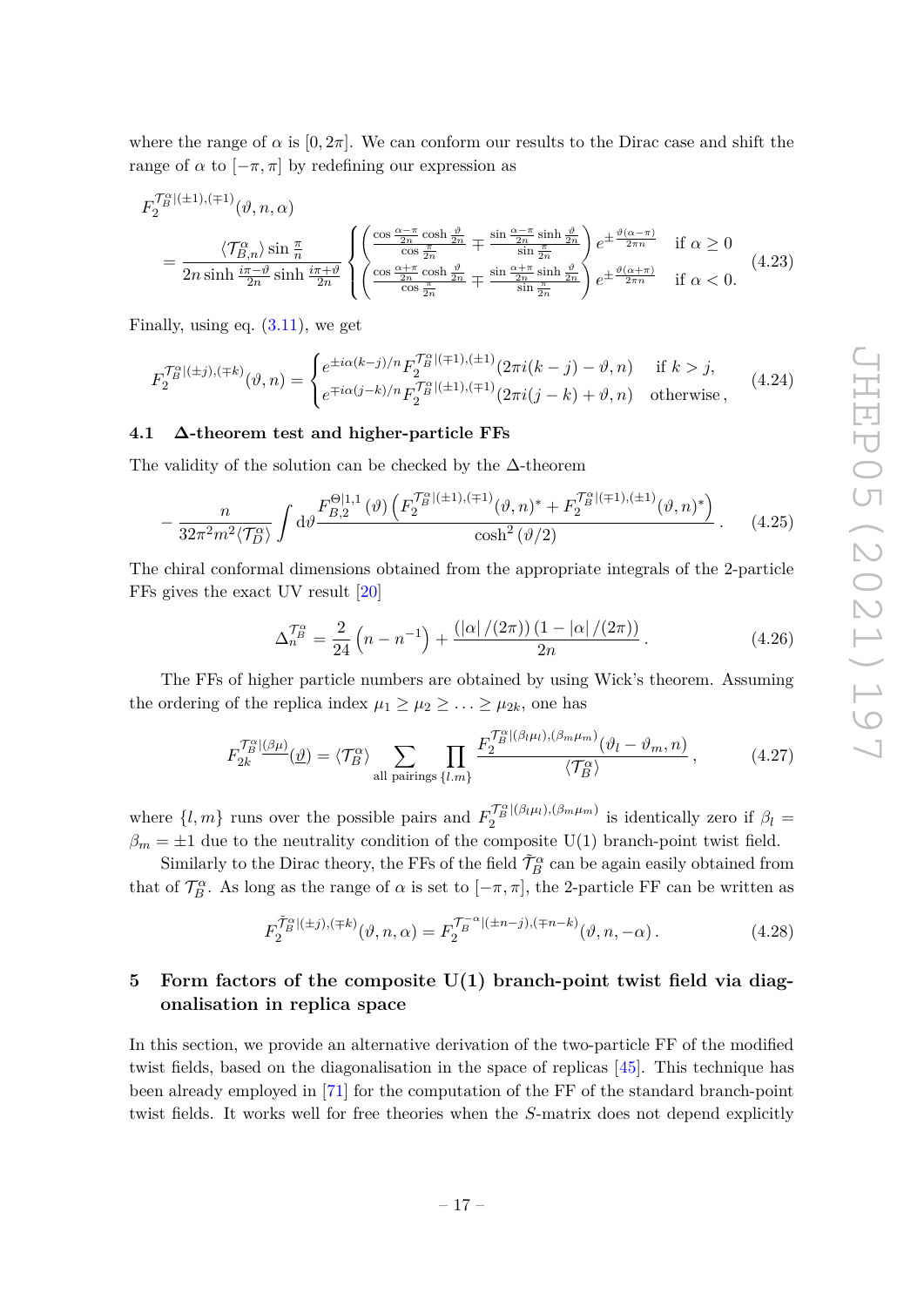where the range of $\alpha$ is $[0, 2\pi]$. We can conform our results to the Dirac case and shift the range of $\alpha$ to $[-\pi, \pi]$ by redefining our expression as

$$
\begin{aligned}
&F_2^{\mathcal{T}_B^\alpha|(\pm 1),(\mp 1)}(\vartheta, n, \alpha) \\
&= \frac{\langle \mathcal{T}_{B,n}^\alpha \rangle \sin \frac{\pi}{n}}{2n \sinh \frac{i\pi - \vartheta}{2n} \sinh \frac{i\pi + \vartheta}{2n}} \begin{cases} \left( \frac{\cos \frac{\alpha - \pi}{2n} \cosh \frac{\vartheta}{2n}}{\cos \frac{\pi}{2n}} \mp \frac{\sin \frac{\alpha - \pi}{2n} \sinh \frac{\vartheta}{2n}}{\sin \frac{\pi}{2n}} \right) e^{\pm \frac{\vartheta(\alpha - \pi)}{2\pi n}} & \text{if } \alpha \geq 0 \\ \left( \frac{\cos \frac{\alpha + \pi}{2n} \cosh \frac{\vartheta}{2n}}{\cos \frac{\pi}{2n}} \mp \frac{\sin \frac{\alpha + \pi}{2n} \sinh \frac{\vartheta}{2n}}{\sin \frac{\pi}{2n}} \right) e^{\pm \frac{\vartheta(\alpha + \pi)}{2\pi n}} & \text{if } \alpha < 0. \end{cases}
\end{aligned}
\tag{4.23}
$$

Finally, using eq. (3.11), we get

$$
F_2^{\mathcal{T}_B^\alpha|(\pm j),(\mp k)}(\vartheta, n) = \begin{cases} e^{\pm i\alpha(k-j)/n} F_2^{\mathcal{T}_B^\alpha|(\mp 1),(\pm 1)}(2\pi i(k-j) - \vartheta, n) & \text{if } k > j, \\ e^{\mp i\alpha(j-k)/n} F_2^{\mathcal{T}_B^\alpha|(\pm 1),(\mp 1)}(2\pi i(j-k) + \vartheta, n) & \text{otherwise}, \end{cases} \tag{4.24}
$$

### 4.1 $\Delta$-theorem test and higher-particle FFs

The validity of the solution can be checked by the $\Delta$-theorem

$$
-\frac{n}{32\pi^2 m^2 \langle \mathcal{T}_D^\alpha \rangle} \int \mathrm{d}\vartheta \frac{F_{B,2}^{\Theta|1,1}(\vartheta) \left( F_2^{\mathcal{T}_B^\alpha|(\pm 1),(\mp 1)}(\vartheta, n)^* + F_2^{\mathcal{T}_B^\alpha|(\mp 1),(\pm 1)}(\vartheta, n)^* \right)}{\cosh^2(\vartheta/2)}. \tag{4.25}
$$

The chiral conformal dimensions obtained from the appropriate integrals of the 2-particle FFs gives the exact UV result [20]

$$
\Delta_n^{\mathcal{T}_B^\alpha} = \frac{2}{24}\left(n - n^{-1}\right) + \frac{(|\alpha|/(2\pi))(1 - |\alpha|/(2\pi))}{2n}. \tag{4.26}
$$

The FFs of higher particle numbers are obtained by using Wick's theorem. Assuming the ordering of the replica index $\mu_1 \geq \mu_2 \geq \ldots \geq \mu_{2k}$, one has

$$
F_{2k}^{\mathcal{T}_B^\alpha|\underline{(\beta\mu)}}(\underline{\vartheta}) = \langle \mathcal{T}_B^\alpha \rangle \sum_{\text{all pairings } \{l.m\}} \prod \frac{F_2^{\mathcal{T}_B^\alpha|(\beta_l\mu_l),(\beta_m\mu_m)}(\vartheta_l - \vartheta_m, n)}{\langle \mathcal{T}_B^\alpha \rangle}, \tag{4.27}
$$

where $\{l, m\}$ runs over the possible pairs and $F_2^{\mathcal{T}_B^\alpha|(\beta_l\mu_l),(\beta_m\mu_m)}$ is identically zero if $\beta_l = \beta_m = \pm 1$ due to the neutrality condition of the composite U(1) branch-point twist field.

Similarly to the Dirac theory, the FFs of the field $\tilde{\mathcal{T}}_B^\alpha$ can be again easily obtained from that of $\mathcal{T}_B^\alpha$. As long as the range of $\alpha$ is set to $[-\pi, \pi]$, the 2-particle FF can be written as

$$
F_2^{\tilde{\mathcal{T}}_B^\alpha|(\pm j),(\mp k)}(\vartheta, n, \alpha) = F_2^{\mathcal{T}_B^{-\alpha}|(\pm n-j),(\mp n-k)}(\vartheta, n, -\alpha). \tag{4.28}
$$

## 5 Form factors of the composite U(1) branch-point twist field via diagonalisation in replica space

In this section, we provide an alternative derivation of the two-particle FF of the modified twist fields, based on the diagonalisation in the space of replicas [45]. This technique has been already employed in [71] for the computation of the FF of the standard branch-point twist fields. It works well for free theories when the $S$-matrix does not depend explicitly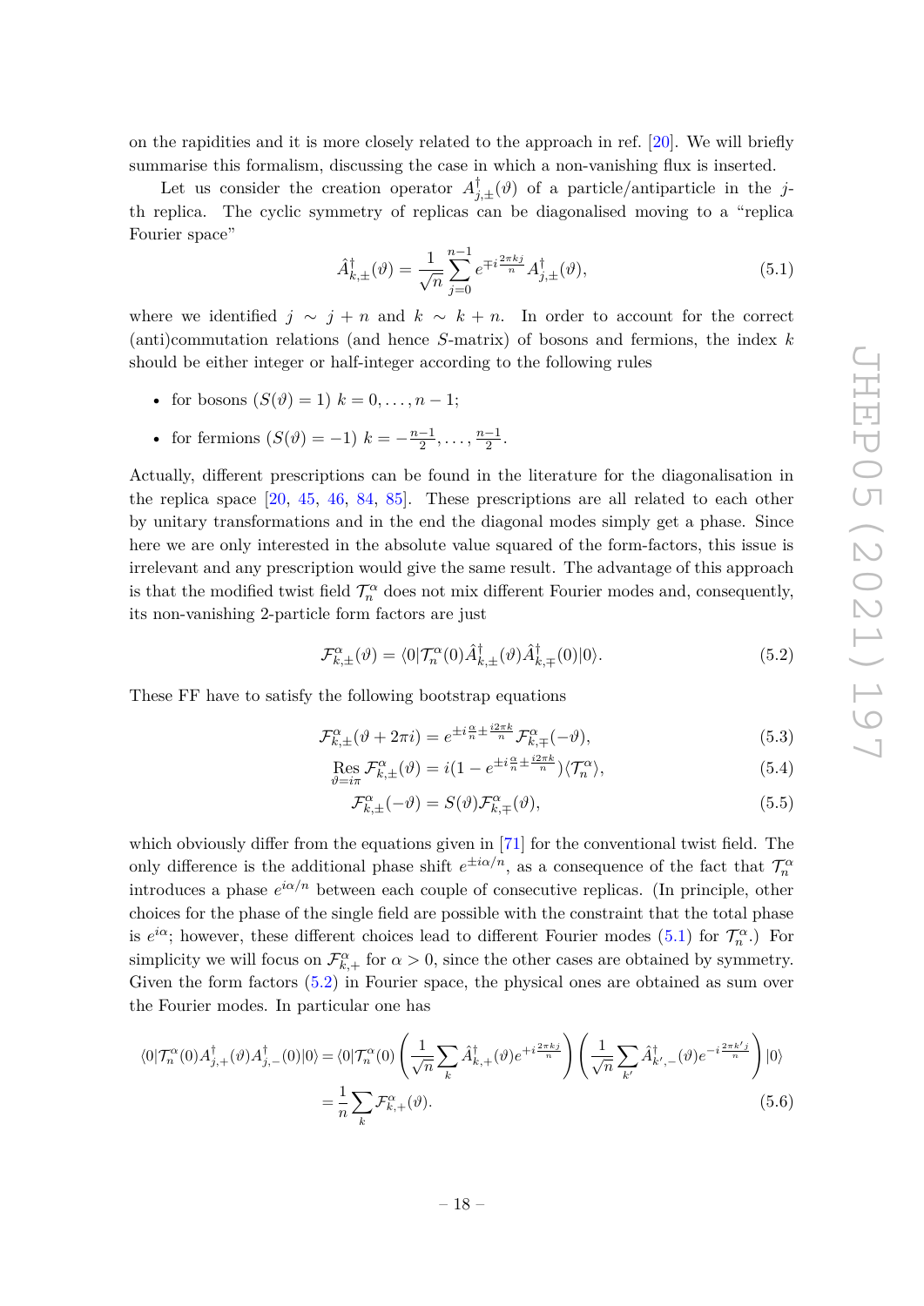on the rapidities and it is more closely related to the approach in ref. [20]. We will briefly summarise this formalism, discussing the case in which a non-vanishing flux is inserted.

Let us consider the creation operator $A^\dagger_{j,\pm}(\vartheta)$ of a particle/antiparticle in the $j$-th replica. The cyclic symmetry of replicas can be diagonalised moving to a "replica Fourier space"

$$\hat{A}^\dagger_{k,\pm}(\vartheta) = \frac{1}{\sqrt{n}} \sum_{j=0}^{n-1} e^{\mp i \frac{2\pi k j}{n}} A^\dagger_{j,\pm}(\vartheta), \tag{5.1}$$

where we identified $j \sim j+n$ and $k \sim k+n$. In order to account for the correct (anti)commutation relations (and hence $S$-matrix) of bosons and fermions, the index $k$ should be either integer or half-integer according to the following rules

- for bosons ($S(\vartheta) = 1$) $k = 0, \dots, n-1$;
- for fermions ($S(\vartheta) = -1$) $k = -\frac{n-1}{2}, \dots, \frac{n-1}{2}$.

Actually, different prescriptions can be found in the literature for the diagonalisation in the replica space [20, 45, 46, 84, 85]. These prescriptions are all related to each other by unitary transformations and in the end the diagonal modes simply get a phase. Since here we are only interested in the absolute value squared of the form-factors, this issue is irrelevant and any prescription would give the same result. The advantage of this approach is that the modified twist field $\mathcal{T}^\alpha_n$ does not mix different Fourier modes and, consequently, its non-vanishing 2-particle form factors are just

$$\mathcal{F}^\alpha_{k,\pm}(\vartheta) = \langle 0|\mathcal{T}^\alpha_n(0) \hat{A}^\dagger_{k,\pm}(\vartheta) \hat{A}^\dagger_{k,\mp}(0)|0\rangle. \tag{5.2}$$

These FF have to satisfy the following bootstrap equations

$$\mathcal{F}^\alpha_{k,\pm}(\vartheta + 2\pi i) = e^{\pm i \frac{\alpha}{n} \pm \frac{i 2\pi k}{n}} \mathcal{F}^\alpha_{k,\mp}(-\vartheta), \tag{5.3}$$

$$\operatorname*{Res}_{\vartheta = i\pi} \mathcal{F}^\alpha_{k,\pm}(\vartheta) = i(1 - e^{\pm i \frac{\alpha}{n} \pm \frac{i 2\pi k}{n}}) \langle \mathcal{T}^\alpha_n \rangle, \tag{5.4}$$

$$\mathcal{F}^\alpha_{k,\pm}(-\vartheta) = S(\vartheta) \mathcal{F}^\alpha_{k,\mp}(\vartheta), \tag{5.5}$$

which obviously differ from the equations given in [71] for the conventional twist field. The only difference is the additional phase shift $e^{\pm i\alpha/n}$, as a consequence of the fact that $\mathcal{T}^\alpha_n$ introduces a phase $e^{i\alpha/n}$ between each couple of consecutive replicas. (In principle, other choices for the phase of the single field are possible with the constraint that the total phase is $e^{i\alpha}$; however, these different choices lead to different Fourier modes (5.1) for $\mathcal{T}^\alpha_n$.) For simplicity we will focus on $\mathcal{F}^\alpha_{k,+}$ for $\alpha > 0$, since the other cases are obtained by symmetry. Given the form factors (5.2) in Fourier space, the physical ones are obtained as sum over the Fourier modes. In particular one has

$$\begin{aligned}
\langle 0|\mathcal{T}^\alpha_n(0) A^\dagger_{j,+}(\vartheta) A^\dagger_{j,-}(0)|0\rangle &= \langle 0|\mathcal{T}^\alpha_n(0) \left( \frac{1}{\sqrt{n}} \sum_k \hat{A}^\dagger_{k,+}(\vartheta) e^{+i\frac{2\pi k j}{n}} \right) \left( \frac{1}{\sqrt{n}} \sum_{k'} \hat{A}^\dagger_{k',-}(\vartheta) e^{-i\frac{2\pi k' j}{n}} \right) |0\rangle \\
&= \frac{1}{n} \sum_k \mathcal{F}^\alpha_{k,+}(\vartheta).
\end{aligned} \tag{5.6}$$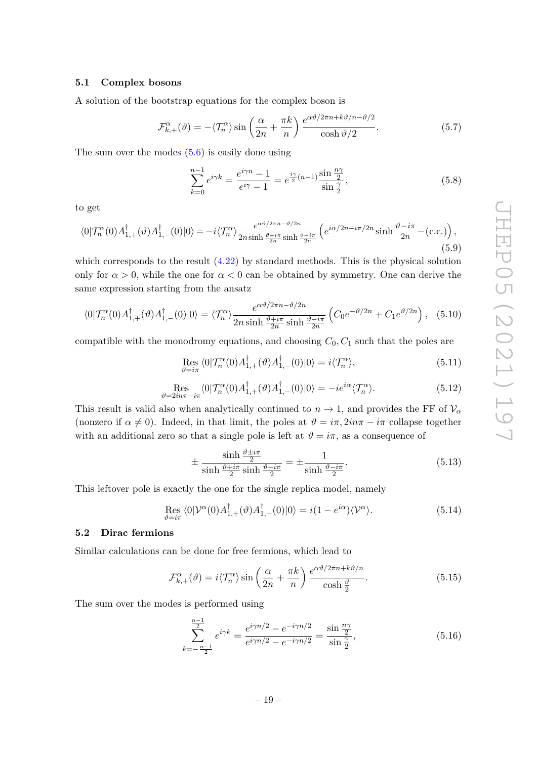### 5.1 Complex bosons

A solution of the bootstrap equations for the complex boson is

$$\mathcal{F}^{\alpha}_{k,+}(\vartheta) = -\langle \mathcal{T}^{\alpha}_n \rangle \sin\left(\frac{\alpha}{2n} + \frac{\pi k}{n}\right) \frac{e^{\alpha\vartheta/2\pi n + k\vartheta/n - \vartheta/2}}{\cosh \vartheta/2}. \tag{5.7}$$

The sum over the modes (5.6) is easily done using

$$\sum_{k=0}^{n-1} e^{i\gamma k} = \frac{e^{i\gamma n} - 1}{e^{i\gamma} - 1} = e^{\frac{i\gamma}{2}(n-1)} \frac{\sin\frac{n\gamma}{2}}{\sin\frac{\gamma}{2}}, \tag{5.8}$$

to get

$$\langle 0|\mathcal{T}^{\alpha}_n(0) A^{\dagger}_{1,+}(\vartheta) A^{\dagger}_{1,-}(0)|0\rangle = -i\langle \mathcal{T}^{\alpha}_n \rangle \frac{e^{\alpha\vartheta/2\pi n - \vartheta/2n}}{2n \sinh\frac{\vartheta + i\pi}{2n} \sinh\frac{\vartheta - i\pi}{2n}} \left( e^{i\alpha/2n - i\pi/2n} \sinh\frac{\vartheta - i\pi}{2n} - (\text{c.c.}) \right), \tag{5.9}$$

which corresponds to the result (4.22) by standard methods. This is the physical solution only for $\alpha > 0$, while the one for $\alpha < 0$ can be obtained by symmetry. One can derive the same expression starting from the ansatz

$$\langle 0|\mathcal{T}^{\alpha}_n(0) A^{\dagger}_{1,+}(\vartheta) A^{\dagger}_{1,-}(0)|0\rangle = \langle \mathcal{T}^{\alpha}_n \rangle \frac{e^{\alpha\vartheta/2\pi n - \vartheta/2n}}{2n \sinh\frac{\vartheta + i\pi}{2n} \sinh\frac{\vartheta - i\pi}{2n}} \left( C_0 e^{-\vartheta/2n} + C_1 e^{\vartheta/2n} \right), \tag{5.10}$$

compatible with the monodromy equations, and choosing $C_0, C_1$ such that the poles are

$$\underset{\vartheta = i\pi}{\text{Res}} \langle 0|\mathcal{T}^{\alpha}_n(0) A^{\dagger}_{1,+}(\vartheta) A^{\dagger}_{1,-}(0)|0\rangle = i\langle \mathcal{T}^{\alpha}_n \rangle, \tag{5.11}$$

$$\underset{\vartheta = 2in\pi - i\pi}{\text{Res}} \langle 0|\mathcal{T}^{\alpha}_n(0) A^{\dagger}_{1,+}(\vartheta) A^{\dagger}_{1,-}(0)|0\rangle = -ie^{i\alpha}\langle \mathcal{T}^{\alpha}_n \rangle. \tag{5.12}$$

This result is valid also when analytically continued to $n \to 1$, and provides the FF of $\mathcal{V}_\alpha$ (nonzero if $\alpha \neq 0$). Indeed, in that limit, the poles at $\vartheta = i\pi, 2in\pi - i\pi$ collapse together with an additional zero so that a single pole is left at $\vartheta = i\pi$, as a consequence of

$$\pm \frac{\sinh\frac{\vartheta \pm i\pi}{2}}{\sinh\frac{\vartheta + i\pi}{2} \sinh\frac{\vartheta - i\pi}{2}} = \pm \frac{1}{\sinh\frac{\vartheta \mp i\pi}{2}}. \tag{5.13}$$

This leftover pole is exactly the one for the single replica model, namely

$$\underset{\vartheta = i\pi}{\text{Res}} \langle 0|\mathcal{V}^{\alpha}(0) A^{\dagger}_{1,+}(\vartheta) A^{\dagger}_{1,-}(0)|0\rangle = i(1 - e^{i\alpha})\langle \mathcal{V}^{\alpha} \rangle. \tag{5.14}$$

### 5.2 Dirac fermions

Similar calculations can be done for free fermions, which lead to

$$\mathcal{F}^{\alpha}_{k,+}(\vartheta) = i\langle \mathcal{T}^{\alpha}_n \rangle \sin\left(\frac{\alpha}{2n} + \frac{\pi k}{n}\right) \frac{e^{\alpha\vartheta/2\pi n + k\vartheta/n}}{\cosh\frac{\vartheta}{2}}. \tag{5.15}$$

The sum over the modes is performed using

$$\sum_{k=-\frac{n-1}{2}}^{\frac{n-1}{2}} e^{i\gamma k} = \frac{e^{i\gamma n/2} - e^{-i\gamma n/2}}{e^{i\gamma n/2} - e^{-i\gamma n/2}} = \frac{\sin\frac{n\gamma}{2}}{\sin\frac{\gamma}{2}}, \tag{5.16}$$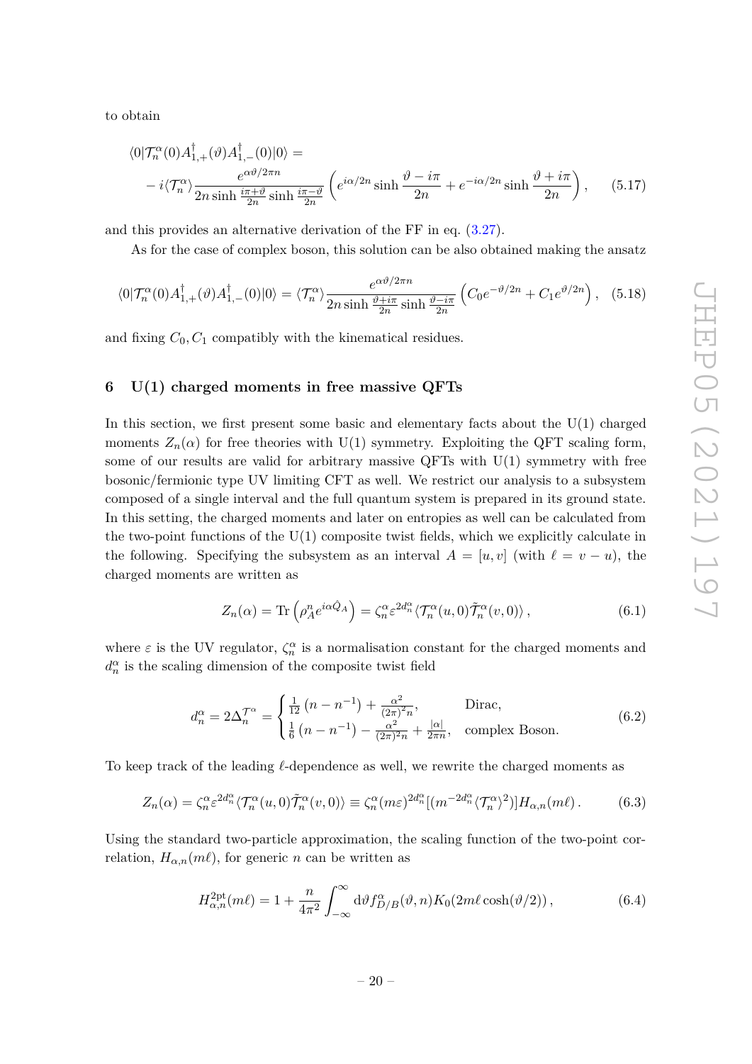to obtain

$$
\begin{aligned}
&\langle 0|\mathcal{T}_n^\alpha(0)A_{1,+}^\dagger(\vartheta)A_{1,-}^\dagger(0)|0\rangle = \\
&\quad -i\langle\mathcal{T}_n^\alpha\rangle\frac{e^{\alpha\vartheta/2\pi n}}{2n\sinh\frac{i\pi+\vartheta}{2n}\sinh\frac{i\pi-\vartheta}{2n}}\left(e^{i\alpha/2n}\sinh\frac{\vartheta-i\pi}{2n}+e^{-i\alpha/2n}\sinh\frac{\vartheta+i\pi}{2n}\right), \qquad (5.17)
\end{aligned}
$$

and this provides an alternative derivation of the FF in eq. (3.27).

As for the case of complex boson, this solution can be also obtained making the ansatz

$$
\langle 0|\mathcal{T}_n^\alpha(0)A_{1,+}^\dagger(\vartheta)A_{1,-}^\dagger(0)|0\rangle = \langle\mathcal{T}_n^\alpha\rangle\frac{e^{\alpha\vartheta/2\pi n}}{2n\sinh\frac{\vartheta+i\pi}{2n}\sinh\frac{\vartheta-i\pi}{2n}}\left(C_0e^{-\vartheta/2n}+C_1e^{\vartheta/2n}\right), \quad (5.18)
$$

and fixing $C_0, C_1$ compatibly with the kinematical residues.

## 6 U(1) charged moments in free massive QFTs

In this section, we first present some basic and elementary facts about the U(1) charged moments $Z_n(\alpha)$ for free theories with U(1) symmetry. Exploiting the QFT scaling form, some of our results are valid for arbitrary massive QFTs with U(1) symmetry with free bosonic/fermionic type UV limiting CFT as well. We restrict our analysis to a subsystem composed of a single interval and the full quantum system is prepared in its ground state. In this setting, the charged moments and later on entropies as well can be calculated from the two-point functions of the U(1) composite twist fields, which we explicitly calculate in the following. Specifying the subsystem as an interval $A = [u, v]$ (with $\ell = v - u$), the charged moments are written as

$$
Z_n(\alpha) = \mathrm{Tr}\left(\rho_A^n e^{i\alpha\hat{Q}_A}\right) = \zeta_n^\alpha\varepsilon^{2d_n^\alpha}\langle\mathcal{T}_n^\alpha(u,0)\tilde{\mathcal{T}}_n^\alpha(v,0)\rangle\,, \qquad (6.1)
$$

where $\varepsilon$ is the UV regulator, $\zeta_n^\alpha$ is a normalisation constant for the charged moments and $d_n^\alpha$ is the scaling dimension of the composite twist field

$$
d_n^\alpha = 2\Delta_n^{\mathcal{T}^\alpha} = \begin{cases} \frac{1}{12}\left(n-n^{-1}\right)+\frac{\alpha^2}{(2\pi)^2 n}, & \text{Dirac,} \\ \frac{1}{6}\left(n-n^{-1}\right)-\frac{\alpha^2}{(2\pi)^2 n}+\frac{|\alpha|}{2\pi n}, & \text{complex Boson.} \end{cases} \qquad (6.2)
$$

To keep track of the leading $\ell$-dependence as well, we rewrite the charged moments as

$$
Z_n(\alpha) = \zeta_n^\alpha\varepsilon^{2d_n^\alpha}\langle\mathcal{T}_n^\alpha(u,0)\tilde{\mathcal{T}}_n^\alpha(v,0)\rangle \equiv \zeta_n^\alpha(m\varepsilon)^{2d_n^\alpha}[(m^{-2d_n^\alpha}\langle\mathcal{T}_n^\alpha\rangle^2)]H_{\alpha,n}(m\ell)\,. \qquad (6.3)
$$

Using the standard two-particle approximation, the scaling function of the two-point correlation, $H_{\alpha,n}(m\ell)$, for generic $n$ can be written as

$$
H_{\alpha,n}^{\mathrm{2pt}}(m\ell) = 1+\frac{n}{4\pi^2}\int_{-\infty}^{\infty}\mathrm{d}\vartheta f_{D/B}^\alpha(\vartheta,n)K_0(2m\ell\cosh(\vartheta/2))\,, \qquad (6.4)
$$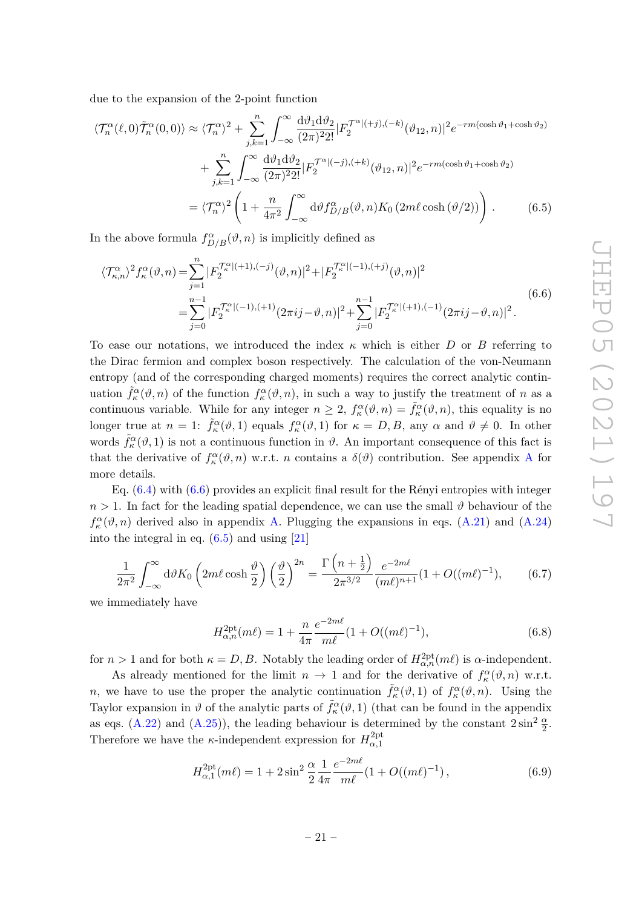due to the expansion of the 2-point function

$$
\begin{aligned}
\langle \mathcal{T}_n^\alpha(\ell,0)\tilde{\mathcal{T}}_n^\alpha(0,0)\rangle \approx \langle \mathcal{T}_n^\alpha\rangle^2 &+ \sum_{j,k=1}^{n}\int_{-\infty}^{\infty}\frac{\mathrm{d}\vartheta_1\mathrm{d}\vartheta_2}{(2\pi)^2 2!}|F_2^{\mathcal{T}^\alpha|(+j),(-k)}(\vartheta_{12},n)|^2 e^{-rm(\cosh\vartheta_1+\cosh\vartheta_2)} \\
&+ \sum_{j,k=1}^{n}\int_{-\infty}^{\infty}\frac{\mathrm{d}\vartheta_1\mathrm{d}\vartheta_2}{(2\pi)^2 2!}|F_2^{\mathcal{T}^\alpha|(-j),(+k)}(\vartheta_{12},n)|^2 e^{-rm(\cosh\vartheta_1+\cosh\vartheta_2)} \\
&= \langle \mathcal{T}_n^\alpha\rangle^2\left(1+\frac{n}{4\pi^2}\int_{-\infty}^{\infty}\mathrm{d}\vartheta f_{D/B}^\alpha(\vartheta,n)K_0\left(2m\ell\cosh\left(\vartheta/2\right)\right)\right). \qquad (6.5)
\end{aligned}
$$

In the above formula $f_{D/B}^\alpha(\vartheta,n)$ is implicitly defined as

$$
\begin{aligned}
\langle \mathcal{T}_{\kappa,n}^\alpha\rangle^2 f_\kappa^\alpha(\vartheta,n) &= \sum_{j=1}^{n}|F_2^{\mathcal{T}_\kappa^\alpha|(+1),(-j)}(\vartheta,n)|^2+|F_2^{\mathcal{T}_\kappa^\alpha|(-1),(+j)}(\vartheta,n)|^2 \\
&= \sum_{j=0}^{n-1}|F_2^{\mathcal{T}_\kappa^\alpha|(-1),(+1)}(2\pi ij-\vartheta,n)|^2+\sum_{j=0}^{n-1}|F_2^{\mathcal{T}_\kappa^\alpha|(+1),(-1)}(2\pi ij-\vartheta,n)|^2. \qquad (6.6)
\end{aligned}
$$

To ease our notations, we introduced the index $\kappa$ which is either $D$ or $B$ referring to the Dirac fermion and complex boson respectively. The calculation of the von-Neumann entropy (and of the corresponding charged moments) requires the correct analytic continuation $\tilde{f}_\kappa^\alpha(\vartheta,n)$ of the function $f_\kappa^\alpha(\vartheta,n)$, in such a way to justify the treatment of $n$ as a continuous variable. While for any integer $n\geq 2$, $f_\kappa^\alpha(\vartheta,n)=\tilde{f}_\kappa^\alpha(\vartheta,n)$, this equality is no longer true at $n=1$: $\tilde{f}_\kappa^\alpha(\vartheta,1)$ equals $f_\kappa^\alpha(\vartheta,1)$ for $\kappa=D,B$, any $\alpha$ and $\vartheta\neq 0$. In other words $\tilde{f}_\kappa^\alpha(\vartheta,1)$ is not a continuous function in $\vartheta$. An important consequence of this fact is that the derivative of $f_\kappa^\alpha(\vartheta,n)$ w.r.t. $n$ contains a $\delta(\vartheta)$ contribution. See appendix A for more details.

Eq. (6.4) with (6.6) provides an explicit final result for the Rényi entropies with integer $n>1$. In fact for the leading spatial dependence, we can use the small $\vartheta$ behaviour of the $f_\kappa^\alpha(\vartheta,n)$ derived also in appendix A. Plugging the expansions in eqs. (A.21) and (A.24) into the integral in eq. (6.5) and using [21]

$$
\frac{1}{2\pi^2}\int_{-\infty}^{\infty}\mathrm{d}\vartheta K_0\left(2m\ell\cosh\frac{\vartheta}{2}\right)\left(\frac{\vartheta}{2}\right)^{2n}=\frac{\Gamma\left(n+\frac{1}{2}\right)}{2\pi^{3/2}}\frac{e^{-2m\ell}}{(m\ell)^{n+1}}(1+O((m\ell)^{-1}), \qquad (6.7)
$$

we immediately have

$$
H_{\alpha,n}^{\mathrm{2pt}}(m\ell)=1+\frac{n}{4\pi}\frac{e^{-2m\ell}}{m\ell}(1+O((m\ell)^{-1}), \qquad (6.8)
$$

for $n>1$ and for both $\kappa=D,B$. Notably the leading order of $H_{\alpha,n}^{\mathrm{2pt}}(m\ell)$ is $\alpha$-independent.

As already mentioned for the limit $n\to 1$ and for the derivative of $f_\kappa^\alpha(\vartheta,n)$ w.r.t. $n$, we have to use the proper the analytic continuation $\tilde{f}_\kappa^\alpha(\vartheta,1)$ of $f_\kappa^\alpha(\vartheta,n)$. Using the Taylor expansion in $\vartheta$ of the analytic parts of $\tilde{f}_\kappa^\alpha(\vartheta,1)$ (that can be found in the appendix as eqs. (A.22) and (A.25)), the leading behaviour is determined by the constant $2\sin^2\frac{\alpha}{2}$. Therefore we have the $\kappa$-independent expression for $H_{\alpha,1}^{\mathrm{2pt}}$

$$
H_{\alpha,1}^{\mathrm{2pt}}(m\ell)=1+2\sin^2\frac{\alpha}{2}\frac{1}{4\pi}\frac{e^{-2m\ell}}{m\ell}(1+O((m\ell)^{-1}), \qquad (6.9)
$$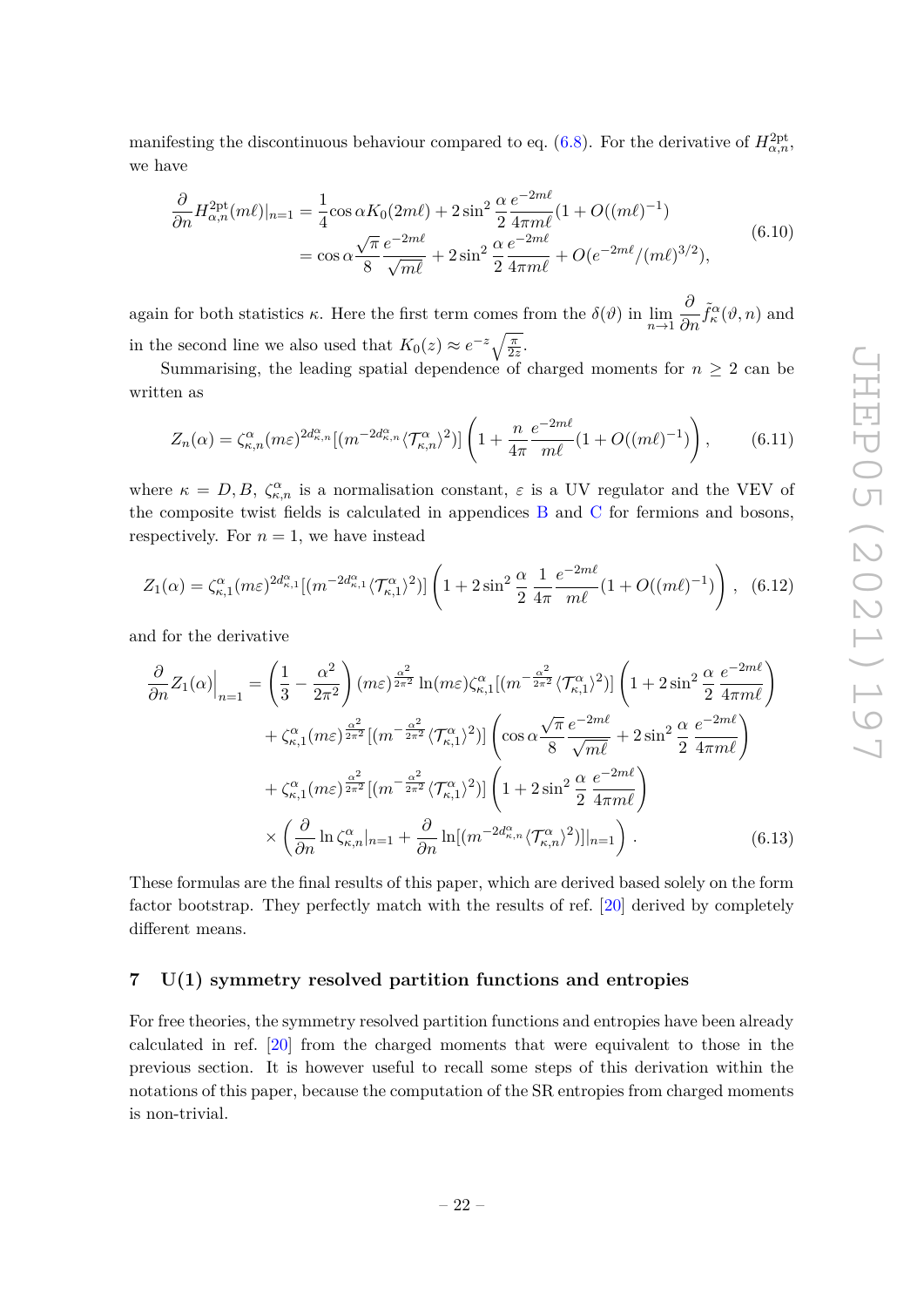manifesting the discontinuous behaviour compared to eq. (6.8). For the derivative of $H^{\rm 2pt}_{\alpha,n}$, we have

$$\begin{aligned}\frac{\partial}{\partial n} H^{\rm 2pt}_{\alpha,n}(m\ell)|_{n=1} &= \frac{1}{4}\cos\alpha K_0(2m\ell) + 2\sin^2\frac{\alpha}{2}\frac{e^{-2m\ell}}{4\pi m\ell}(1+O((m\ell)^{-1})\\ &= \cos\alpha\frac{\sqrt{\pi}}{8}\frac{e^{-2m\ell}}{\sqrt{m\ell}} + 2\sin^2\frac{\alpha}{2}\frac{e^{-2m\ell}}{4\pi m\ell} + O(e^{-2m\ell}/(m\ell)^{3/2}),\end{aligned} \tag{6.10}$$

again for both statistics $\kappa$. Here the first term comes from the $\delta(\vartheta)$ in $\lim_{n\to 1}\dfrac{\partial}{\partial n}\tilde{f}^{\alpha}_{\kappa}(\vartheta,n)$ and in the second line we also used that $K_0(z)\approx e^{-z}\sqrt{\frac{\pi}{2z}}$.

Summarising, the leading spatial dependence of charged moments for $n\geq 2$ can be written as

$$Z_n(\alpha) = \zeta^{\alpha}_{\kappa,n}(m\varepsilon)^{2d^{\alpha}_{\kappa,n}}[(m^{-2d^{\alpha}_{\kappa,n}}\langle\mathcal{T}^{\alpha}_{\kappa,n}\rangle^2)]\left(1+\frac{n}{4\pi}\frac{e^{-2m\ell}}{m\ell}(1+O((m\ell)^{-1})\right), \tag{6.11}$$

where $\kappa = D, B$, $\zeta^{\alpha}_{\kappa,n}$ is a normalisation constant, $\varepsilon$ is a UV regulator and the VEV of the composite twist fields is calculated in appendices B and C for fermions and bosons, respectively. For $n=1$, we have instead

$$Z_1(\alpha) = \zeta^{\alpha}_{\kappa,1}(m\varepsilon)^{2d^{\alpha}_{\kappa,1}}[(m^{-2d^{\alpha}_{\kappa,1}}\langle\mathcal{T}^{\alpha}_{\kappa,1}\rangle^2)]\left(1+2\sin^2\frac{\alpha}{2}\frac{1}{4\pi}\frac{e^{-2m\ell}}{m\ell}(1+O((m\ell)^{-1})\right), \tag{6.12}$$

and for the derivative

$$\begin{aligned}\frac{\partial}{\partial n}Z_1(\alpha)\Big|_{n=1} &= \left(\frac{1}{3}-\frac{\alpha^2}{2\pi^2}\right)(m\varepsilon)^{\frac{\alpha^2}{2\pi^2}}\ln(m\varepsilon)\zeta^{\alpha}_{\kappa,1}[(m^{-\frac{\alpha^2}{2\pi^2}}\langle\mathcal{T}^{\alpha}_{\kappa,1}\rangle^2)]\left(1+2\sin^2\frac{\alpha}{2}\frac{e^{-2m\ell}}{4\pi m\ell}\right)\\ &+\zeta^{\alpha}_{\kappa,1}(m\varepsilon)^{\frac{\alpha^2}{2\pi^2}}[(m^{-\frac{\alpha^2}{2\pi^2}}\langle\mathcal{T}^{\alpha}_{\kappa,1}\rangle^2)]\left(\cos\alpha\frac{\sqrt{\pi}}{8}\frac{e^{-2m\ell}}{\sqrt{m\ell}}+2\sin^2\frac{\alpha}{2}\frac{e^{-2m\ell}}{4\pi m\ell}\right)\\ &+\zeta^{\alpha}_{\kappa,1}(m\varepsilon)^{\frac{\alpha^2}{2\pi^2}}[(m^{-\frac{\alpha^2}{2\pi^2}}\langle\mathcal{T}^{\alpha}_{\kappa,1}\rangle^2)]\left(1+2\sin^2\frac{\alpha}{2}\frac{e^{-2m\ell}}{4\pi m\ell}\right)\\ &\times\left(\frac{\partial}{\partial n}\ln\zeta^{\alpha}_{\kappa,n}|_{n=1}+\frac{\partial}{\partial n}\ln[(m^{-2d^{\alpha}_{\kappa,n}}\langle\mathcal{T}^{\alpha}_{\kappa,n}\rangle^2)]|_{n=1}\right).\end{aligned} \tag{6.13}$$

These formulas are the final results of this paper, which are derived based solely on the form factor bootstrap. They perfectly match with the results of ref. [20] derived by completely different means.

## 7 U(1) symmetry resolved partition functions and entropies

For free theories, the symmetry resolved partition functions and entropies have been already calculated in ref. [20] from the charged moments that were equivalent to those in the previous section. It is however useful to recall some steps of this derivation within the notations of this paper, because the computation of the SR entropies from charged moments is non-trivial.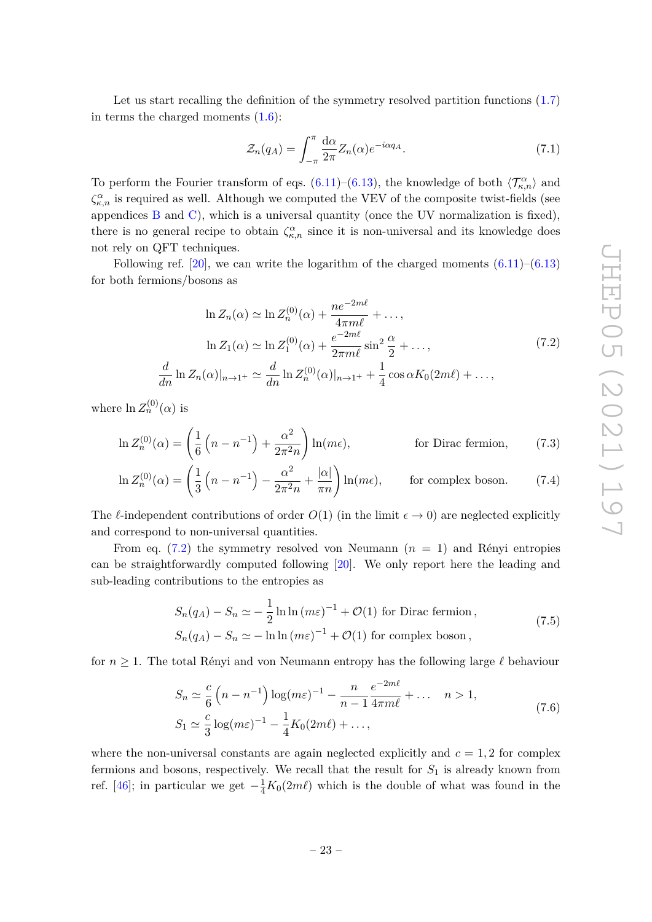Let us start recalling the definition of the symmetry resolved partition functions (1.7) in terms the charged moments (1.6):

$$\mathcal{Z}_n(q_A) = \int_{-\pi}^{\pi} \frac{\mathrm{d}\alpha}{2\pi} Z_n(\alpha) e^{-i\alpha q_A}. \tag{7.1}$$

To perform the Fourier transform of eqs. (6.11)–(6.13), the knowledge of both $\langle \mathcal{T}^{\alpha}_{\kappa,n} \rangle$ and $\zeta^{\alpha}_{\kappa,n}$ is required as well. Although we computed the VEV of the composite twist-fields (see appendices B and C), which is a universal quantity (once the UV normalization is fixed), there is no general recipe to obtain $\zeta^{\alpha}_{\kappa,n}$ since it is non-universal and its knowledge does not rely on QFT techniques.

Following ref. [20], we can write the logarithm of the charged moments (6.11)–(6.13) for both fermions/bosons as

$$\begin{aligned}
\ln Z_n(\alpha) &\simeq \ln Z^{(0)}_n(\alpha) + \frac{n e^{-2m\ell}}{4\pi m\ell} + \dots, \\
\ln Z_1(\alpha) &\simeq \ln Z^{(0)}_1(\alpha) + \frac{e^{-2m\ell}}{2\pi m\ell} \sin^2 \frac{\alpha}{2} + \dots, \\
\frac{d}{dn} \ln Z_n(\alpha)|_{n\to 1^+} &\simeq \frac{d}{dn} \ln Z^{(0)}_n(\alpha)|_{n\to 1^+} + \frac{1}{4} \cos\alpha K_0(2m\ell) + \dots,
\end{aligned} \tag{7.2}$$

where $\ln Z^{(0)}_n(\alpha)$ is

$$\ln Z^{(0)}_n(\alpha) = \left(\frac{1}{6}\left(n - n^{-1}\right) + \frac{\alpha^2}{2\pi^2 n}\right) \ln(m\epsilon), \qquad \text{for Dirac fermion,} \tag{7.3}$$

$$\ln Z^{(0)}_n(\alpha) = \left(\frac{1}{3}\left(n - n^{-1}\right) - \frac{\alpha^2}{2\pi^2 n} + \frac{|\alpha|}{\pi n}\right) \ln(m\epsilon), \qquad \text{for complex boson.} \tag{7.4}$$

The $\ell$-independent contributions of order $O(1)$ (in the limit $\epsilon \to 0$) are neglected explicitly and correspond to non-universal quantities.

From eq. (7.2) the symmetry resolved von Neumann ($n = 1$) and Rényi entropies can be straightforwardly computed following [20]. We only report here the leading and sub-leading contributions to the entropies as

$$\begin{aligned}
S_n(q_A) - S_n &\simeq -\frac{1}{2} \ln\ln (m\varepsilon)^{-1} + \mathcal{O}(1) \text{ for Dirac fermion}, \\
S_n(q_A) - S_n &\simeq -\ln\ln (m\varepsilon)^{-1} + \mathcal{O}(1) \text{ for complex boson},
\end{aligned} \tag{7.5}$$

for $n \geq 1$. The total Rényi and von Neumann entropy has the following large $\ell$ behaviour

$$\begin{aligned}
S_n &\simeq \frac{c}{6}\left(n - n^{-1}\right) \log(m\varepsilon)^{-1} - \frac{n}{n-1} \frac{e^{-2m\ell}}{4\pi m\ell} + \dots \quad n > 1, \\
S_1 &\simeq \frac{c}{3} \log(m\varepsilon)^{-1} - \frac{1}{4} K_0(2m\ell) + \dots,
\end{aligned} \tag{7.6}$$

where the non-universal constants are again neglected explicitly and $c = 1, 2$ for complex fermions and bosons, respectively. We recall that the result for $S_1$ is already known from ref. [46]; in particular we get $-\frac{1}{4}K_0(2m\ell)$ which is the double of what was found in the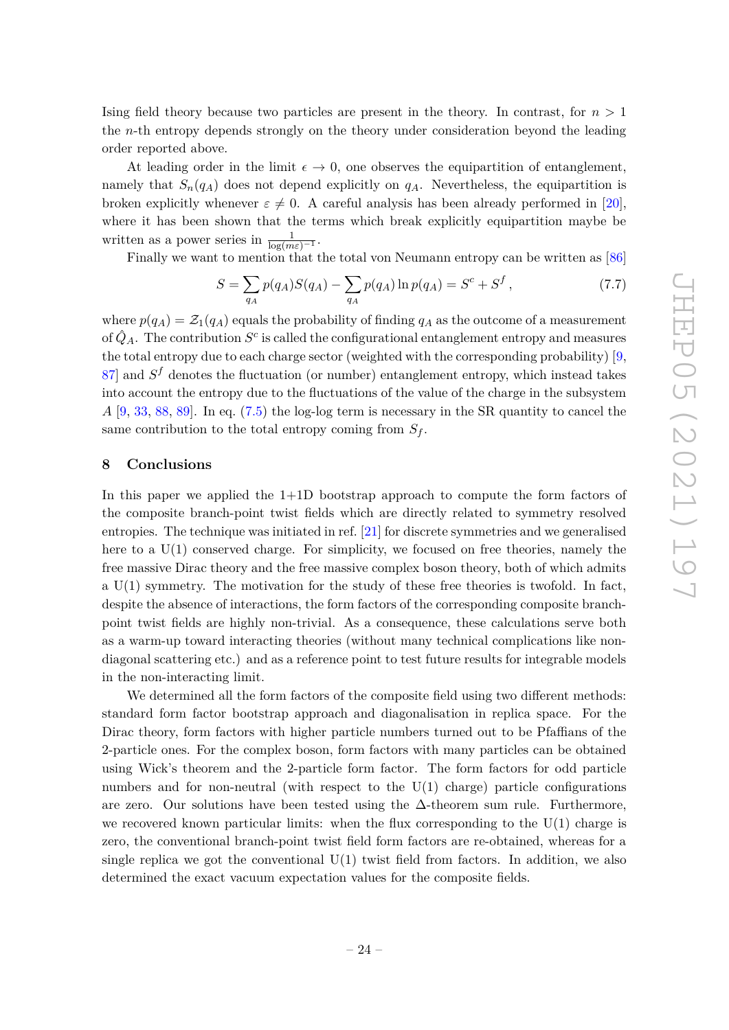Ising field theory because two particles are present in the theory. In contrast, for $n > 1$ the $n$-th entropy depends strongly on the theory under consideration beyond the leading order reported above.

At leading order in the limit $\epsilon \to 0$, one observes the equipartition of entanglement, namely that $S_n(q_A)$ does not depend explicitly on $q_A$. Nevertheless, the equipartition is broken explicitly whenever $\varepsilon \neq 0$. A careful analysis has been already performed in [20], where it has been shown that the terms which break explicitly equipartition maybe be written as a power series in $\frac{1}{\log(m\varepsilon)^{-1}}$.

Finally we want to mention that the total von Neumann entropy can be written as [86]

$$S = \sum_{q_A} p(q_A) S(q_A) - \sum_{q_A} p(q_A) \ln p(q_A) = S^c + S^f \,, \tag{7.7}$$

where $p(q_A) = \mathcal{Z}_1(q_A)$ equals the probability of finding $q_A$ as the outcome of a measurement of $\hat{Q}_A$. The contribution $S^c$ is called the configurational entanglement entropy and measures the total entropy due to each charge sector (weighted with the corresponding probability) [9, 87] and $S^f$ denotes the fluctuation (or number) entanglement entropy, which instead takes into account the entropy due to the fluctuations of the value of the charge in the subsystem $A$ [9, 33, 88, 89]. In eq. (7.5) the log-log term is necessary in the SR quantity to cancel the same contribution to the total entropy coming from $S_f$.

## 8 Conclusions

In this paper we applied the 1+1D bootstrap approach to compute the form factors of the composite branch-point twist fields which are directly related to symmetry resolved entropies. The technique was initiated in ref. [21] for discrete symmetries and we generalised here to a U(1) conserved charge. For simplicity, we focused on free theories, namely the free massive Dirac theory and the free massive complex boson theory, both of which admits a U(1) symmetry. The motivation for the study of these free theories is twofold. In fact, despite the absence of interactions, the form factors of the corresponding composite branch-point twist fields are highly non-trivial. As a consequence, these calculations serve both as a warm-up toward interacting theories (without many technical complications like non-diagonal scattering etc.) and as a reference point to test future results for integrable models in the non-interacting limit.

We determined all the form factors of the composite field using two different methods: standard form factor bootstrap approach and diagonalisation in replica space. For the Dirac theory, form factors with higher particle numbers turned out to be Pfaffians of the 2-particle ones. For the complex boson, form factors with many particles can be obtained using Wick's theorem and the 2-particle form factor. The form factors for odd particle numbers and for non-neutral (with respect to the U(1) charge) particle configurations are zero. Our solutions have been tested using the $\Delta$-theorem sum rule. Furthermore, we recovered known particular limits: when the flux corresponding to the U(1) charge is zero, the conventional branch-point twist field form factors are re-obtained, whereas for a single replica we got the conventional U(1) twist field from factors. In addition, we also determined the exact vacuum expectation values for the composite fields.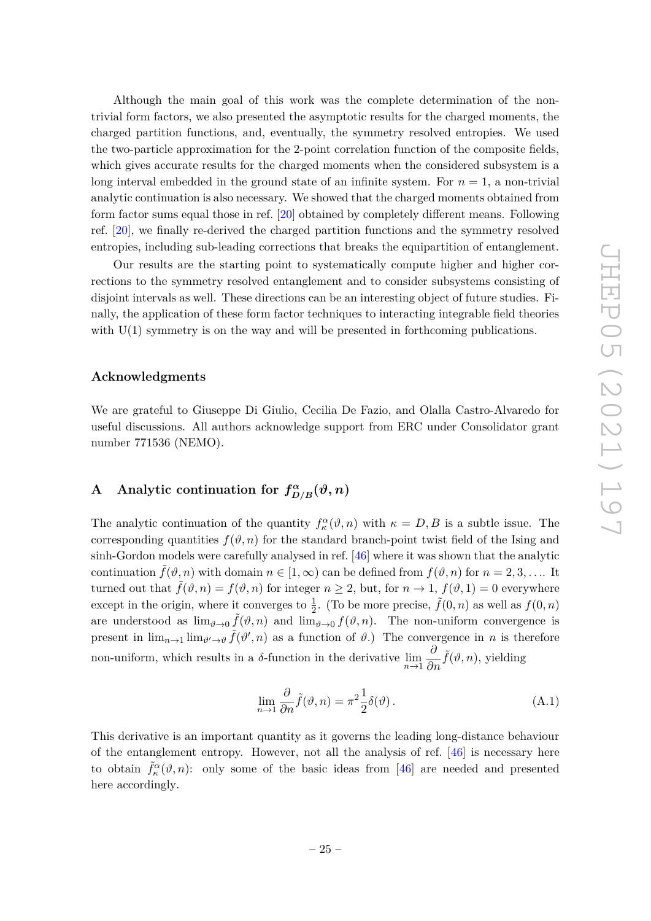Although the main goal of this work was the complete determination of the non-trivial form factors, we also presented the asymptotic results for the charged moments, the charged partition functions, and, eventually, the symmetry resolved entropies. We used the two-particle approximation for the 2-point correlation function of the composite fields, which gives accurate results for the charged moments when the considered subsystem is a long interval embedded in the ground state of an infinite system. For $n = 1$, a non-trivial analytic continuation is also necessary. We showed that the charged moments obtained from form factor sums equal those in ref. [20] obtained by completely different means. Following ref. [20], we finally re-derived the charged partition functions and the symmetry resolved entropies, including sub-leading corrections that breaks the equipartition of entanglement.

Our results are the starting point to systematically compute higher and higher corrections to the symmetry resolved entanglement and to consider subsystems consisting of disjoint intervals as well. These directions can be an interesting object of future studies. Finally, the application of these form factor techniques to interacting integrable field theories with U(1) symmetry is on the way and will be presented in forthcoming publications.

## Acknowledgments

We are grateful to Giuseppe Di Giulio, Cecilia De Fazio, and Olalla Castro-Alvaredo for useful discussions. All authors acknowledge support from ERC under Consolidator grant number 771536 (NEMO).

## A Analytic continuation for $f^{\alpha}_{D/B}(\vartheta, n)$

The analytic continuation of the quantity $f^{\alpha}_{\kappa}(\vartheta, n)$ with $\kappa = D, B$ is a subtle issue. The corresponding quantities $f(\vartheta, n)$ for the standard branch-point twist field of the Ising and sinh-Gordon models were carefully analysed in ref. [46] where it was shown that the analytic continuation $\tilde{f}(\vartheta, n)$ with domain $n \in [1, \infty)$ can be defined from $f(\vartheta, n)$ for $n = 2, 3, \ldots$. It turned out that $\tilde{f}(\vartheta, n) = f(\vartheta, n)$ for integer $n \geq 2$, but, for $n \to 1$, $f(\vartheta, 1) = 0$ everywhere except in the origin, where it converges to $\frac{1}{2}$. (To be more precise, $\tilde{f}(0, n)$ as well as $f(0, n)$ are understood as $\lim_{\vartheta \to 0} \tilde{f}(\vartheta, n)$ and $\lim_{\vartheta \to 0} f(\vartheta, n)$. The non-uniform convergence is present in $\lim_{n \to 1} \lim_{\vartheta' \to \vartheta} \tilde{f}(\vartheta', n)$ as a function of $\vartheta$.) The convergence in $n$ is therefore non-uniform, which results in a $\delta$-function in the derivative $\lim_{n \to 1} \dfrac{\partial}{\partial n} \tilde{f}(\vartheta, n)$, yielding

$$\lim_{n \to 1} \frac{\partial}{\partial n} \tilde{f}(\vartheta, n) = \pi^2 \frac{1}{2} \delta(\vartheta) \,. \tag{A.1}$$

This derivative is an important quantity as it governs the leading long-distance behaviour of the entanglement entropy. However, not all the analysis of ref. [46] is necessary here to obtain $\tilde{f}^{\alpha}_{\kappa}(\vartheta, n)$: only some of the basic ideas from [46] are needed and presented here accordingly.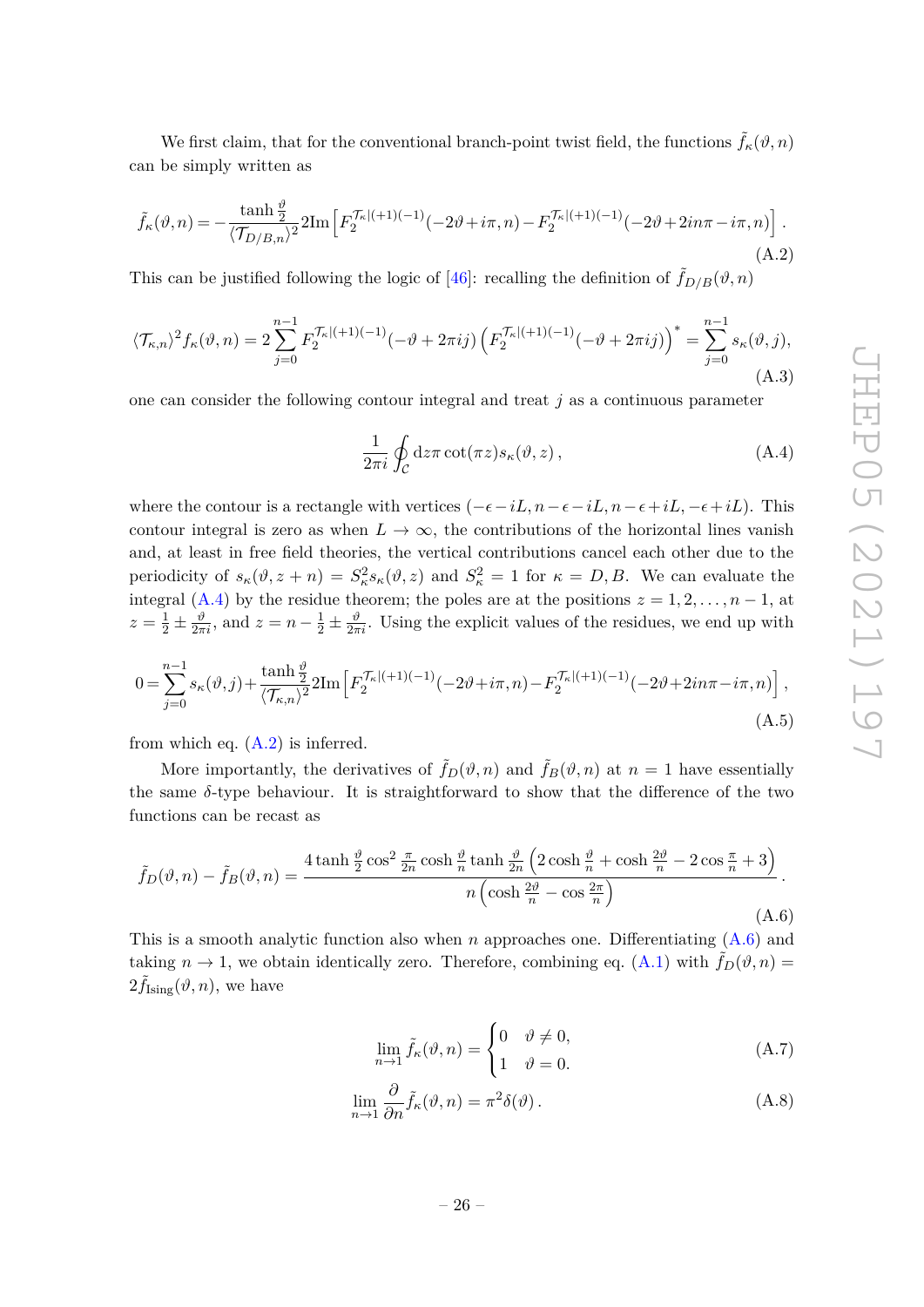We first claim, that for the conventional branch-point twist field, the functions $\tilde{f}_\kappa(\vartheta, n)$ can be simply written as

$$\tilde{f}_\kappa(\vartheta,n) = -\frac{\tanh\frac{\vartheta}{2}}{\langle \mathcal{T}_{D/B,n}\rangle^2} 2\mathrm{Im}\left[F_2^{\mathcal{T}_\kappa|(+1)(-1)}(-2\vartheta+i\pi,n) - F_2^{\mathcal{T}_\kappa|(+1)(-1)}(-2\vartheta+2in\pi-i\pi,n)\right]. \tag{A.2}$$

This can be justified following the logic of [46]: recalling the definition of $\tilde{f}_{D/B}(\vartheta,n)$

$$\langle \mathcal{T}_{\kappa,n}\rangle^2 f_\kappa(\vartheta,n) = 2\sum_{j=0}^{n-1} F_2^{\mathcal{T}_\kappa|(+1)(-1)}(-\vartheta+2\pi ij)\left(F_2^{\mathcal{T}_\kappa|(+1)(-1)}(-\vartheta+2\pi ij)\right)^* = \sum_{j=0}^{n-1} s_\kappa(\vartheta,j), \tag{A.3}$$

one can consider the following contour integral and treat $j$ as a continuous parameter

$$\frac{1}{2\pi i}\oint_{\mathcal{C}} \mathrm{d}z \pi \cot(\pi z) s_\kappa(\vartheta,z)\,, \tag{A.4}$$

where the contour is a rectangle with vertices $(-\epsilon - iL, n-\epsilon-iL, n-\epsilon+iL, -\epsilon+iL)$. This contour integral is zero as when $L\to\infty$, the contributions of the horizontal lines vanish and, at least in free field theories, the vertical contributions cancel each other due to the periodicity of $s_\kappa(\vartheta, z+n) = S_\kappa^2 s_\kappa(\vartheta,z)$ and $S_\kappa^2 = 1$ for $\kappa = D, B$. We can evaluate the integral (A.4) by the residue theorem; the poles are at the positions $z = 1, 2, \dots, n-1$, at $z = \frac{1}{2} \pm \frac{\vartheta}{2\pi i}$, and $z = n - \frac{1}{2} \pm \frac{\vartheta}{2\pi i}$. Using the explicit values of the residues, we end up with

$$0 = \sum_{j=0}^{n-1} s_\kappa(\vartheta,j) + \frac{\tanh\frac{\vartheta}{2}}{\langle \mathcal{T}_{\kappa,n}\rangle^2} 2\mathrm{Im}\left[F_2^{\mathcal{T}_\kappa|(+1)(-1)}(-2\vartheta+i\pi,n) - F_2^{\mathcal{T}_\kappa|(+1)(-1)}(-2\vartheta+2in\pi-i\pi,n)\right], \tag{A.5}$$

from which eq. (A.2) is inferred.

More importantly, the derivatives of $\tilde{f}_D(\vartheta,n)$ and $\tilde{f}_B(\vartheta,n)$ at $n=1$ have essentially the same $\delta$-type behaviour. It is straightforward to show that the difference of the two functions can be recast as

$$\tilde{f}_D(\vartheta,n) - \tilde{f}_B(\vartheta,n) = \frac{4\tanh\frac{\vartheta}{2}\cos^2\frac{\pi}{2n}\cosh\frac{\vartheta}{n}\tanh\frac{\vartheta}{2n}\left(2\cosh\frac{\vartheta}{n} + \cosh\frac{2\vartheta}{n} - 2\cos\frac{\pi}{n} + 3\right)}{n\left(\cosh\frac{2\vartheta}{n} - \cos\frac{2\pi}{n}\right)}. \tag{A.6}$$

This is a smooth analytic function also when $n$ approaches one. Differentiating (A.6) and taking $n\to 1$, we obtain identically zero. Therefore, combining eq. (A.1) with $\tilde{f}_D(\vartheta,n) = 2\tilde{f}_{\mathrm{Ising}}(\vartheta,n)$, we have

$$\lim_{n\to 1}\tilde{f}_\kappa(\vartheta,n) = \begin{cases} 0 & \vartheta \neq 0, \\ 1 & \vartheta = 0. \end{cases} \tag{A.7}$$

$$\lim_{n\to 1}\frac{\partial}{\partial n}\tilde{f}_\kappa(\vartheta,n) = \pi^2\delta(\vartheta)\,. \tag{A.8}$$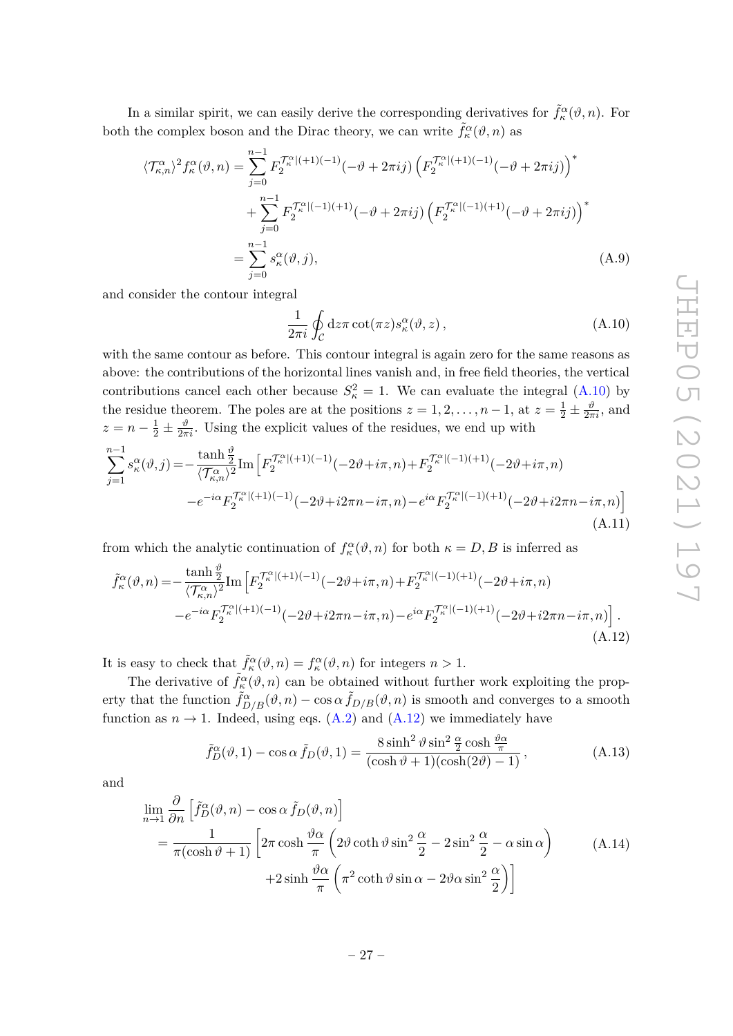In a similar spirit, we can easily derive the corresponding derivatives for $\tilde{f}^{\alpha}_{\kappa}(\vartheta, n)$. For both the complex boson and the Dirac theory, we can write $\tilde{f}^{\alpha}_{\kappa}(\vartheta, n)$ as

$$
\begin{aligned}
\langle \mathcal{T}^{\alpha}_{\kappa,n}\rangle^2 f^{\alpha}_{\kappa}(\vartheta,n) &= \sum_{j=0}^{n-1} F_2^{\mathcal{T}^{\alpha}_{\kappa}|(+1)(-1)}(-\vartheta+2\pi i j)\left(F_2^{\mathcal{T}^{\alpha}_{\kappa}|(+1)(-1)}(-\vartheta+2\pi i j)\right)^* \\
&\quad + \sum_{j=0}^{n-1} F_2^{\mathcal{T}^{\alpha}_{\kappa}|(-1)(+1)}(-\vartheta+2\pi i j)\left(F_2^{\mathcal{T}^{\alpha}_{\kappa}|(-1)(+1)}(-\vartheta+2\pi i j)\right)^* \\
&= \sum_{j=0}^{n-1} s^{\alpha}_{\kappa}(\vartheta, j),
\end{aligned} \tag{A.9}
$$

and consider the contour integral

$$
\frac{1}{2\pi i}\oint_{\mathcal{C}} \mathrm{d}z \pi \cot(\pi z) s^{\alpha}_{\kappa}(\vartheta, z)\,, \tag{A.10}
$$

with the same contour as before. This contour integral is again zero for the same reasons as above: the contributions of the horizontal lines vanish and, in free field theories, the vertical contributions cancel each other because $S_{\kappa}^2 = 1$. We can evaluate the integral (A.10) by the residue theorem. The poles are at the positions $z = 1, 2, \dots, n-1$, at $z = \frac{1}{2} \pm \frac{\vartheta}{2\pi i}$, and $z = n - \frac{1}{2} \pm \frac{\vartheta}{2\pi i}$. Using the explicit values of the residues, we end up with

$$
\begin{aligned}
\sum_{j=1}^{n-1} s^{\alpha}_{\kappa}(\vartheta,j) = &-\frac{\tanh\frac{\vartheta}{2}}{\langle \mathcal{T}^{\alpha}_{\kappa,n}\rangle^2}\mathrm{Im}\Big[F_2^{\mathcal{T}^{\alpha}_{\kappa}|(+1)(-1)}(-2\vartheta+i\pi,n)+F_2^{\mathcal{T}^{\alpha}_{\kappa}|(-1)(+1)}(-2\vartheta+i\pi,n) \\
&-e^{-i\alpha}F_2^{\mathcal{T}^{\alpha}_{\kappa}|(+1)(-1)}(-2\vartheta+i2\pi n-i\pi,n)-e^{i\alpha}F_2^{\mathcal{T}^{\alpha}_{\kappa}|(-1)(+1)}(-2\vartheta+i2\pi n-i\pi,n)\Big]
\end{aligned} \tag{A.11}
$$

from which the analytic continuation of $f^{\alpha}_{\kappa}(\vartheta, n)$ for both $\kappa = D, B$ is inferred as

$$
\begin{aligned}
\tilde{f}^{\alpha}_{\kappa}(\vartheta,n) = &-\frac{\tanh\frac{\vartheta}{2}}{\langle \mathcal{T}^{\alpha}_{\kappa,n}\rangle^2}\mathrm{Im}\Big[F_2^{\mathcal{T}^{\alpha}_{\kappa}|(+1)(-1)}(-2\vartheta+i\pi,n)+F_2^{\mathcal{T}^{\alpha}_{\kappa}|(-1)(+1)}(-2\vartheta+i\pi,n) \\
&-e^{-i\alpha}F_2^{\mathcal{T}^{\alpha}_{\kappa}|(+1)(-1)}(-2\vartheta+i2\pi n-i\pi,n)-e^{i\alpha}F_2^{\mathcal{T}^{\alpha}_{\kappa}|(-1)(+1)}(-2\vartheta+i2\pi n-i\pi,n)\Big]\,.
\end{aligned} \tag{A.12}
$$

It is easy to check that $\tilde{f}^{\alpha}_{\kappa}(\vartheta, n) = f^{\alpha}_{\kappa}(\vartheta, n)$ for integers $n > 1$.

The derivative of $\tilde{f}^{\alpha}_{\kappa}(\vartheta, n)$ can be obtained without further work exploiting the property that the function $\tilde{f}^{\alpha}_{D/B}(\vartheta, n) - \cos\alpha\, \tilde{f}_{D/B}(\vartheta, n)$ is smooth and converges to a smooth function as $n \to 1$. Indeed, using eqs. (A.2) and (A.12) we immediately have

$$
\tilde{f}^{\alpha}_{D}(\vartheta,1) - \cos\alpha\,\tilde{f}_D(\vartheta,1) = \frac{8\sinh^2\vartheta\sin^2\frac{\alpha}{2}\cosh\frac{\vartheta\alpha}{\pi}}{(\cosh\vartheta+1)(\cosh(2\vartheta)-1)}\,, \tag{A.13}
$$

and

$$
\begin{aligned}
&\lim_{n\to1}\frac{\partial}{\partial n}\left[\tilde{f}^{\alpha}_{D}(\vartheta,n) - \cos\alpha\,\tilde{f}_D(\vartheta,n)\right] \\
&= \frac{1}{\pi(\cosh\vartheta+1)}\bigg[2\pi\cosh\frac{\vartheta\alpha}{\pi}\left(2\vartheta\coth\vartheta\sin^2\frac{\alpha}{2} - 2\sin^2\frac{\alpha}{2} - \alpha\sin\alpha\right) \\
&\qquad\qquad +2\sinh\frac{\vartheta\alpha}{\pi}\left(\pi^2\coth\vartheta\sin\alpha - 2\vartheta\alpha\sin^2\frac{\alpha}{2}\right)\bigg]
\end{aligned} \tag{A.14}
$$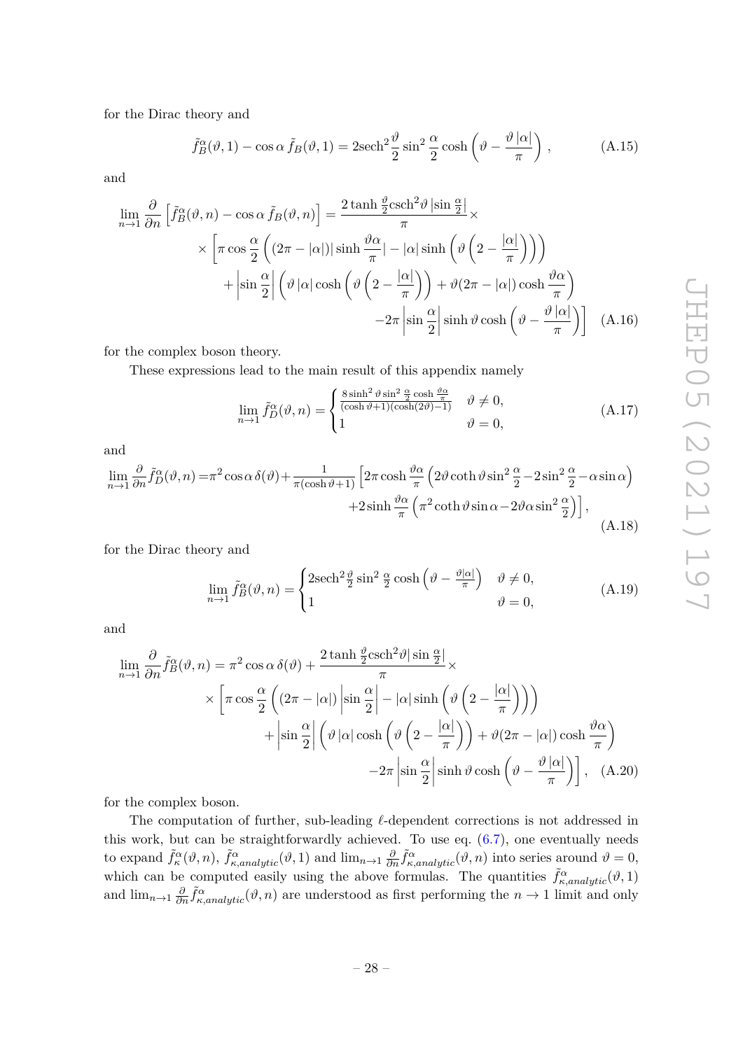for the Dirac theory and

$$\tilde{f}_B^{\alpha}(\vartheta,1) - \cos\alpha\, \tilde{f}_B(\vartheta,1) = 2\text{sech}^2\frac{\vartheta}{2}\sin^2\frac{\alpha}{2}\cosh\left(\vartheta - \frac{\vartheta\,|\alpha|}{\pi}\right), \tag{A.15}$$

and

$$\begin{aligned}\lim_{n\to 1}\frac{\partial}{\partial n}\left[\tilde{f}_B^{\alpha}(\vartheta,n) - \cos\alpha\,\tilde{f}_B(\vartheta,n)\right] &= \frac{2\tanh\frac{\vartheta}{2}\text{csch}^2\vartheta\,|\sin\frac{\alpha}{2}|}{\pi}\times\\ \times\left[\pi\cos\frac{\alpha}{2}\left((2\pi-|\alpha|)|\sinh\frac{\vartheta\alpha}{\pi}| - |\alpha|\sinh\left(\vartheta\left(2-\frac{|\alpha|}{\pi}\right)\right)\right)\right.\\ +\left|\sin\frac{\alpha}{2}\right|\left(\vartheta\,|\alpha|\cosh\left(\vartheta\left(2-\frac{|\alpha|}{\pi}\right)\right) + \vartheta(2\pi-|\alpha|)\cosh\frac{\vartheta\alpha}{\pi}\right)\\ \left.-2\pi\left|\sin\frac{\alpha}{2}\right|\sinh\vartheta\cosh\left(\vartheta-\frac{\vartheta\,|\alpha|}{\pi}\right)\right]\end{aligned} \tag{A.16}$$

for the complex boson theory.

These expressions lead to the main result of this appendix namely

$$\lim_{n\to 1}\tilde{f}_D^{\alpha}(\vartheta,n) = \begin{cases}\frac{8\sinh^2\vartheta\sin^2\frac{\alpha}{2}\cosh\frac{\vartheta\alpha}{\pi}}{(\cosh\vartheta+1)(\cosh(2\vartheta)-1)} & \vartheta\neq 0,\\ 1 & \vartheta = 0,\end{cases} \tag{A.17}$$

and

$$\begin{aligned}\lim_{n\to 1}\frac{\partial}{\partial n}\tilde{f}_D^{\alpha}(\vartheta,n) =& \pi^2\cos\alpha\,\delta(\vartheta) + \frac{1}{\pi(\cosh\vartheta+1)}\left[2\pi\cosh\frac{\vartheta\alpha}{\pi}\left(2\vartheta\coth\vartheta\sin^2\frac{\alpha}{2} - 2\sin^2\frac{\alpha}{2} - \alpha\sin\alpha\right)\right.\\ &\left.+2\sinh\frac{\vartheta\alpha}{\pi}\left(\pi^2\coth\vartheta\sin\alpha - 2\vartheta\alpha\sin^2\frac{\alpha}{2}\right)\right],\end{aligned} \tag{A.18}$$

for the Dirac theory and

$$\lim_{n\to 1}\tilde{f}_B^{\alpha}(\vartheta,n) = \begin{cases}2\text{sech}^2\frac{\vartheta}{2}\sin^2\frac{\alpha}{2}\cosh\left(\vartheta - \frac{\vartheta|\alpha|}{\pi}\right) & \vartheta\neq 0,\\ 1 & \vartheta = 0,\end{cases} \tag{A.19}$$

and

$$\begin{aligned}\lim_{n\to 1}\frac{\partial}{\partial n}\tilde{f}_B^{\alpha}(\vartheta,n) &= \pi^2\cos\alpha\,\delta(\vartheta) + \frac{2\tanh\frac{\vartheta}{2}\text{csch}^2\vartheta|\sin\frac{\alpha}{2}|}{\pi}\times\\ \times\left[\pi\cos\frac{\alpha}{2}\left((2\pi-|\alpha|)\left|\sin\frac{\alpha}{2}\right| - |\alpha|\sinh\left(\vartheta\left(2-\frac{|\alpha|}{\pi}\right)\right)\right)\right.\\ +\left|\sin\frac{\alpha}{2}\right|\left(\vartheta\,|\alpha|\cosh\left(\vartheta\left(2-\frac{|\alpha|}{\pi}\right)\right) + \vartheta(2\pi-|\alpha|)\cosh\frac{\vartheta\alpha}{\pi}\right)\\ \left.-2\pi\left|\sin\frac{\alpha}{2}\right|\sinh\vartheta\cosh\left(\vartheta-\frac{\vartheta\,|\alpha|}{\pi}\right)\right],\end{aligned} \tag{A.20}$$

for the complex boson.

The computation of further, sub-leading $\ell$-dependent corrections is not addressed in this work, but can be straightforwardly achieved. To use eq. (6.7), one eventually needs to expand $\tilde{f}_{\kappa}^{\alpha}(\vartheta,n)$, $\tilde{f}_{\kappa,analytic}^{\alpha}(\vartheta,1)$ and $\lim_{n\to 1}\frac{\partial}{\partial n}\tilde{f}_{\kappa,analytic}^{\alpha}(\vartheta,n)$ into series around $\vartheta=0$, which can be computed easily using the above formulas. The quantities $\tilde{f}_{\kappa,analytic}^{\alpha}(\vartheta,1)$ and $\lim_{n\to 1}\frac{\partial}{\partial n}\tilde{f}_{\kappa,analytic}^{\alpha}(\vartheta,n)$ are understood as first performing the $n\to 1$ limit and only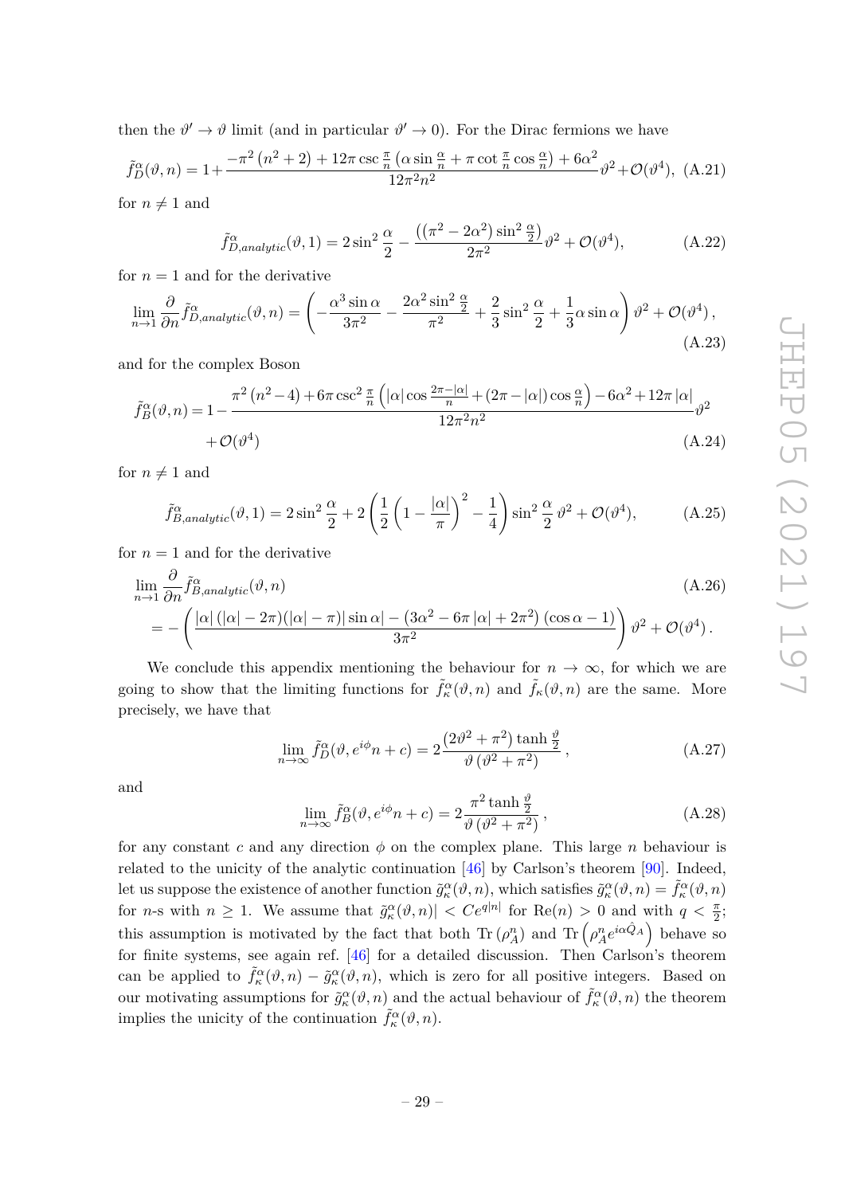then the $\vartheta' \to \vartheta$ limit (and in particular $\vartheta' \to 0$). For the Dirac fermions we have

$$\tilde{f}_D^{\alpha}(\vartheta, n) = 1 + \frac{-\pi^2\left(n^2+2\right) + 12\pi \csc\frac{\pi}{n}\left(\alpha \sin\frac{\alpha}{n} + \pi \cot\frac{\pi}{n}\cos\frac{\alpha}{n}\right) + 6\alpha^2}{12\pi^2 n^2}\vartheta^2 + \mathcal{O}(\vartheta^4), \quad \text{(A.21)}$$

for $n \neq 1$ and

$$\tilde{f}_{D,analytic}^{\alpha}(\vartheta, 1) = 2\sin^2\frac{\alpha}{2} - \frac{\left(\left(\pi^2 - 2\alpha^2\right)\sin^2\frac{\alpha}{2}\right)}{2\pi^2}\vartheta^2 + \mathcal{O}(\vartheta^4), \tag{A.22}$$

for $n = 1$ and for the derivative

$$\lim_{n\to 1}\frac{\partial}{\partial n}\tilde{f}_{D,analytic}^{\alpha}(\vartheta, n) = \left(-\frac{\alpha^3 \sin\alpha}{3\pi^2} - \frac{2\alpha^2 \sin^2\frac{\alpha}{2}}{\pi^2} + \frac{2}{3}\sin^2\frac{\alpha}{2} + \frac{1}{3}\alpha\sin\alpha\right)\vartheta^2 + \mathcal{O}(\vartheta^4)\,, \tag{A.23}$$

and for the complex Boson

$$\tilde{f}_B^{\alpha}(\vartheta, n) = 1 - \frac{\pi^2\left(n^2-4\right) + 6\pi\csc^2\frac{\pi}{n}\left(|\alpha|\cos\frac{2\pi-|\alpha|}{n} + (2\pi - |\alpha|)\cos\frac{\alpha}{n}\right) - 6\alpha^2 + 12\pi\,|\alpha|}{12\pi^2 n^2}\vartheta^2 + \mathcal{O}(\vartheta^4) \tag{A.24}$$

for $n \neq 1$ and

$$\tilde{f}_{B,analytic}^{\alpha}(\vartheta, 1) = 2\sin^2\frac{\alpha}{2} + 2\left(\frac{1}{2}\left(1 - \frac{|\alpha|}{\pi}\right)^2 - \frac{1}{4}\right)\sin^2\frac{\alpha}{2}\,\vartheta^2 + \mathcal{O}(\vartheta^4), \tag{A.25}$$

for $n = 1$ and for the derivative

$$\lim_{n\to 1}\frac{\partial}{\partial n}\tilde{f}_{B,analytic}^{\alpha}(\vartheta, n) = -\left(\frac{|\alpha|\left(|\alpha| - 2\pi\right)(|\alpha| - \pi)|\sin\alpha| - \left(3\alpha^2 - 6\pi\,|\alpha| + 2\pi^2\right)(\cos\alpha - 1)}{3\pi^2}\right)\vartheta^2 + \mathcal{O}(\vartheta^4)\,. \tag{A.26}$$

We conclude this appendix mentioning the behaviour for $n \to \infty$, for which we are going to show that the limiting functions for $\tilde{f}_\kappa^{\alpha}(\vartheta, n)$ and $\tilde{f}_\kappa(\vartheta, n)$ are the same. More precisely, we have that

$$\lim_{n\to\infty}\tilde{f}_D^{\alpha}(\vartheta, e^{i\phi}n + c) = 2\frac{\left(2\vartheta^2 + \pi^2\right)\tanh\frac{\vartheta}{2}}{\vartheta\left(\vartheta^2 + \pi^2\right)}\,, \tag{A.27}$$

and

$$\lim_{n\to\infty}\tilde{f}_B^{\alpha}(\vartheta, e^{i\phi}n + c) = 2\frac{\pi^2\tanh\frac{\vartheta}{2}}{\vartheta\left(\vartheta^2 + \pi^2\right)}\,, \tag{A.28}$$

for any constant $c$ and any direction $\phi$ on the complex plane. This large $n$ behaviour is related to the unicity of the analytic continuation [46] by Carlson's theorem [90]. Indeed, let us suppose the existence of another function $\tilde{g}_\kappa^{\alpha}(\vartheta, n)$, which satisfies $\tilde{g}_\kappa^{\alpha}(\vartheta, n) = \tilde{f}_\kappa^{\alpha}(\vartheta, n)$ for $n$-s with $n \geq 1$. We assume that $\tilde{g}_\kappa^{\alpha}(\vartheta, n)| < Ce^{q|n|}$ for $\text{Re}(n) > 0$ and with $q < \frac{\pi}{2}$; this assumption is motivated by the fact that both $\text{Tr}\left(\rho_A^n\right)$ and $\text{Tr}\left(\rho_A^n e^{i\alpha\hat{Q}_A}\right)$ behave so for finite systems, see again ref. [46] for a detailed discussion. Then Carlson's theorem can be applied to $\tilde{f}_\kappa^{\alpha}(\vartheta, n) - \tilde{g}_\kappa^{\alpha}(\vartheta, n)$, which is zero for all positive integers. Based on our motivating assumptions for $\tilde{g}_\kappa^{\alpha}(\vartheta, n)$ and the actual behaviour of $\tilde{f}_\kappa^{\alpha}(\vartheta, n)$ the theorem implies the unicity of the continuation $\tilde{f}_\kappa^{\alpha}(\vartheta, n)$.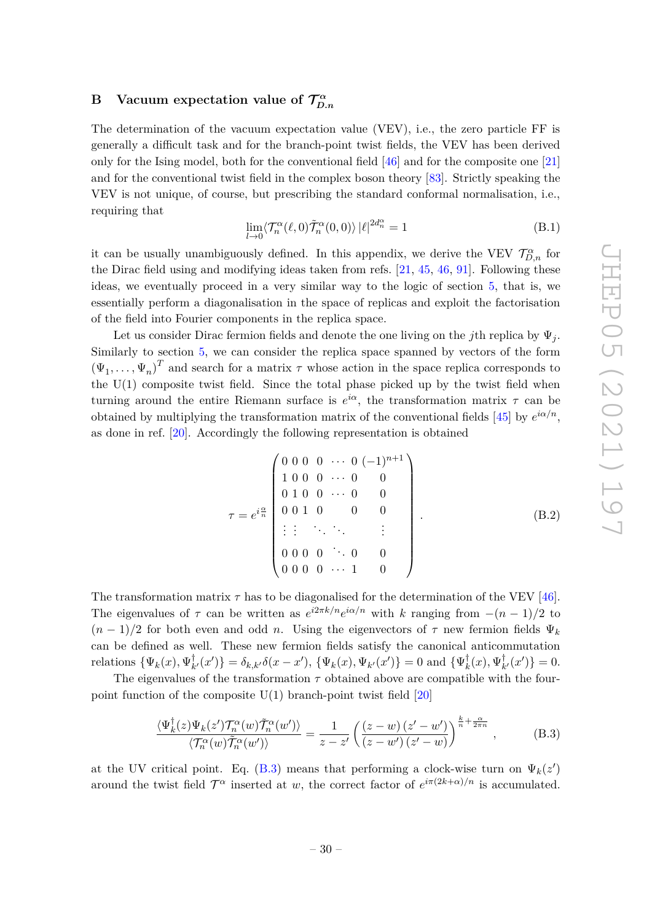## B Vacuum expectation value of $\mathcal{T}^{\alpha}_{D.n}$

The determination of the vacuum expectation value (VEV), i.e., the zero particle FF is generally a difficult task and for the branch-point twist fields, the VEV has been derived only for the Ising model, both for the conventional field [46] and for the composite one [21] and for the conventional twist field in the complex boson theory [83]. Strictly speaking the VEV is not unique, of course, but prescribing the standard conformal normalisation, i.e., requiring that

$$\lim_{l\to 0}\langle \mathcal{T}^{\alpha}_{n}(\ell,0)\tilde{\mathcal{T}}^{\alpha}_{n}(0,0)\rangle\, |\ell|^{2d^{\alpha}_{n}} = 1 \tag{B.1}$$

it can be usually unambiguously defined. In this appendix, we derive the VEV $\mathcal{T}^{\alpha}_{D,n}$ for the Dirac field using and modifying ideas taken from refs. [21, 45, 46, 91]. Following these ideas, we eventually proceed in a very similar way to the logic of section 5, that is, we essentially perform a diagonalisation in the space of replicas and exploit the factorisation of the field into Fourier components in the replica space.

Let us consider Dirac fermion fields and denote the one living on the $j$th replica by $\Psi_j$. Similarly to section 5, we can consider the replica space spanned by vectors of the form $(\Psi_1,\ldots,\Psi_n)^T$ and search for a matrix $\tau$ whose action in the space replica corresponds to the U(1) composite twist field. Since the total phase picked up by the twist field when turning around the entire Riemann surface is $e^{i\alpha}$, the transformation matrix $\tau$ can be obtained by multiplying the transformation matrix of the conventional fields [45] by $e^{i\alpha/n}$, as done in ref. [20]. Accordingly the following representation is obtained

$$\tau = e^{i\frac{\alpha}{n}}\begin{pmatrix} 0 & 0 & 0 & 0 & \cdots & 0 & (-1)^{n+1} \\ 1 & 0 & 0 & 0 & \cdots & 0 & 0 \\ 0 & 1 & 0 & 0 & \cdots & 0 & 0 \\ 0 & 0 & 1 & 0 & & 0 & 0 \\ \vdots & \vdots & & \ddots & \ddots & & \vdots \\ 0 & 0 & 0 & 0 & \ddots & 0 & 0 \\ 0 & 0 & 0 & 0 & \cdots & 1 & 0 \end{pmatrix}. \tag{B.2}$$

The transformation matrix $\tau$ has to be diagonalised for the determination of the VEV [46]. The eigenvalues of $\tau$ can be written as $e^{i2\pi k/n}e^{i\alpha/n}$ with $k$ ranging from $-(n-1)/2$ to $(n-1)/2$ for both even and odd $n$. Using the eigenvectors of $\tau$ new fermion fields $\Psi_k$ can be defined as well. These new fermion fields satisfy the canonical anticommutation relations $\{\Psi_k(x),\Psi^{\dagger}_{k'}(x')\} = \delta_{k,k'}\delta(x-x')$, $\{\Psi_k(x),\Psi_{k'}(x')\} = 0$ and $\{\Psi^{\dagger}_k(x),\Psi^{\dagger}_{k'}(x')\} = 0$.

The eigenvalues of the transformation $\tau$ obtained above are compatible with the four-point function of the composite U(1) branch-point twist field [20]

$$\frac{\langle \Psi^{\dagger}_k(z)\Psi_k(z')\mathcal{T}^{\alpha}_n(w)\tilde{\mathcal{T}}^{\alpha}_n(w')\rangle}{\langle \mathcal{T}^{\alpha}_n(w)\tilde{\mathcal{T}}^{\alpha}_n(w')\rangle} = \frac{1}{z-z'}\left(\frac{(z-w)\,(z'-w')}{(z-w')\,(z'-w)}\right)^{\frac{k}{n}+\frac{\alpha}{2\pi n}}, \tag{B.3}$$

at the UV critical point. Eq. (B.3) means that performing a clock-wise turn on $\Psi_k(z')$ around the twist field $\mathcal{T}^{\alpha}$ inserted at $w$, the correct factor of $e^{i\pi(2k+\alpha)/n}$ is accumulated.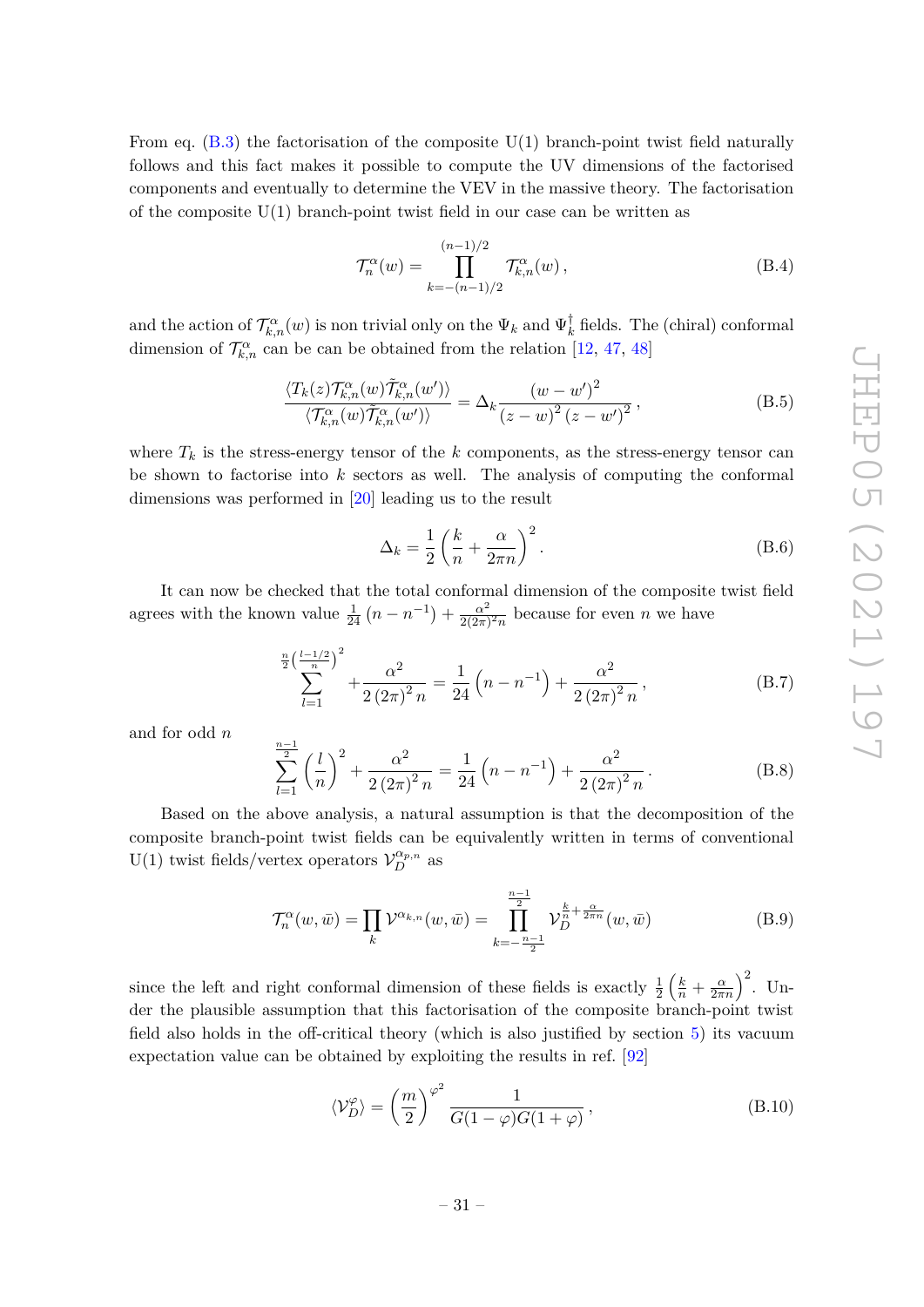From eq. (B.3) the factorisation of the composite U(1) branch-point twist field naturally follows and this fact makes it possible to compute the UV dimensions of the factorised components and eventually to determine the VEV in the massive theory. The factorisation of the composite U(1) branch-point twist field in our case can be written as

$$\mathcal{T}_n^{\alpha}(w) = \prod_{k=-(n-1)/2}^{(n-1)/2} \mathcal{T}_{k,n}^{\alpha}(w)\,, \tag{B.4}$$

and the action of $\mathcal{T}_{k,n}^{\alpha}(w)$ is non trivial only on the $\Psi_k$ and $\Psi_k^{\dagger}$ fields. The (chiral) conformal dimension of $\mathcal{T}_{k,n}^{\alpha}$ can be can be obtained from the relation [12, 47, 48]

$$\frac{\langle T_k(z)\mathcal{T}_{k,n}^{\alpha}(w)\tilde{\mathcal{T}}_{k,n}^{\alpha}(w')\rangle}{\langle \mathcal{T}_{k,n}^{\alpha}(w)\tilde{\mathcal{T}}_{k,n}^{\alpha}(w')\rangle} = \Delta_k \frac{(w-w')^2}{(z-w)^2\,(z-w')^2}\,, \tag{B.5}$$

where $T_k$ is the stress-energy tensor of the $k$ components, as the stress-energy tensor can be shown to factorise into $k$ sectors as well. The analysis of computing the conformal dimensions was performed in [20] leading us to the result

$$\Delta_k = \frac{1}{2}\left(\frac{k}{n} + \frac{\alpha}{2\pi n}\right)^2. \tag{B.6}$$

It can now be checked that the total conformal dimension of the composite twist field agrees with the known value $\frac{1}{24}\left(n-n^{-1}\right) + \frac{\alpha^2}{2(2\pi)^2 n}$ because for even $n$ we have

$$\sum_{l=1}^{\frac{n}{2}\left(\frac{l-1/2}{n}\right)^2} + \frac{\alpha^2}{2\left(2\pi\right)^2 n} = \frac{1}{24}\left(n-n^{-1}\right) + \frac{\alpha^2}{2\left(2\pi\right)^2 n}\,, \tag{B.7}$$

and for odd $n$

$$\sum_{l=1}^{\frac{n-1}{2}} \left(\frac{l}{n}\right)^2 + \frac{\alpha^2}{2\left(2\pi\right)^2 n} = \frac{1}{24}\left(n-n^{-1}\right) + \frac{\alpha^2}{2\left(2\pi\right)^2 n}\,. \tag{B.8}$$

Based on the above analysis, a natural assumption is that the decomposition of the composite branch-point twist fields can be equivalently written in terms of conventional U(1) twist fields/vertex operators $\mathcal{V}_D^{\alpha_{p,n}}$ as

$$\mathcal{T}_n^{\alpha}(w,\bar{w}) = \prod_k \mathcal{V}^{\alpha_{k,n}}(w,\bar{w}) = \prod_{k=-\frac{n-1}{2}}^{\frac{n-1}{2}} \mathcal{V}_D^{\frac{k}{n}+\frac{\alpha}{2\pi n}}(w,\bar{w}) \tag{B.9}$$

since the left and right conformal dimension of these fields is exactly $\frac{1}{2}\left(\frac{k}{n}+\frac{\alpha}{2\pi n}\right)^2$. Under the plausible assumption that this factorisation of the composite branch-point twist field also holds in the off-critical theory (which is also justified by section 5) its vacuum expectation value can be obtained by exploiting the results in ref. [92]

$$\langle \mathcal{V}_D^{\varphi} \rangle = \left(\frac{m}{2}\right)^{\varphi^2} \frac{1}{G(1-\varphi)G(1+\varphi)}\,, \tag{B.10}$$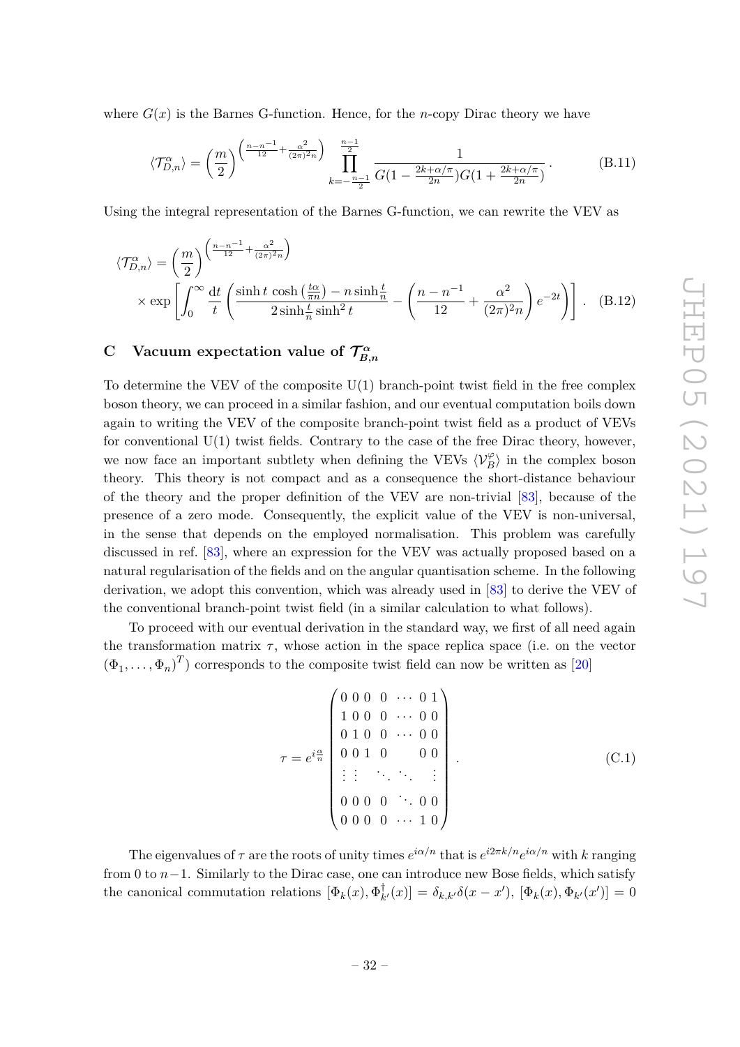where $G(x)$ is the Barnes G-function. Hence, for the $n$-copy Dirac theory we have

$$\langle \mathcal{T}^{\alpha}_{D,n} \rangle = \left(\frac{m}{2}\right)^{\left(\frac{n-n^{-1}}{12}+\frac{\alpha^2}{(2\pi)^2 n}\right)} \prod_{k=-\frac{n-1}{2}}^{\frac{n-1}{2}} \frac{1}{G(1-\frac{2k+\alpha/\pi}{2n})G(1+\frac{2k+\alpha/\pi}{2n})} . \tag{B.11}$$

Using the integral representation of the Barnes G-function, we can rewrite the VEV as

$$\begin{aligned}\langle \mathcal{T}^{\alpha}_{D,n} \rangle &= \left(\frac{m}{2}\right)^{\left(\frac{n-n^{-1}}{12}+\frac{\alpha^2}{(2\pi)^2 n}\right)} \\ &\times \exp\left[\int_0^\infty \frac{\mathrm{d}t}{t}\left(\frac{\sinh t \cosh\left(\frac{t\alpha}{\pi n}\right) - n \sinh\frac{t}{n}}{2\sinh\frac{t}{n}\sinh^2 t} - \left(\frac{n-n^{-1}}{12}+\frac{\alpha^2}{(2\pi)^2 n}\right)e^{-2t}\right)\right] .\end{aligned} \tag{B.12}$$

# C Vacuum expectation value of $\mathcal{T}^{\alpha}_{B,n}$

To determine the VEV of the composite U(1) branch-point twist field in the free complex boson theory, we can proceed in a similar fashion, and our eventual computation boils down again to writing the VEV of the composite branch-point twist field as a product of VEVs for conventional U(1) twist fields. Contrary to the case of the free Dirac theory, however, we now face an important subtlety when defining the VEVs $\langle \mathcal{V}^{\varphi}_B \rangle$ in the complex boson theory. This theory is not compact and as a consequence the short-distance behaviour of the theory and the proper definition of the VEV are non-trivial [83], because of the presence of a zero mode. Consequently, the explicit value of the VEV is non-universal, in the sense that depends on the employed normalisation. This problem was carefully discussed in ref. [83], where an expression for the VEV was actually proposed based on a natural regularisation of the fields and on the angular quantisation scheme. In the following derivation, we adopt this convention, which was already used in [83] to derive the VEV of the conventional branch-point twist field (in a similar calculation to what follows).

To proceed with our eventual derivation in the standard way, we first of all need again the transformation matrix $\tau$, whose action in the space replica space (i.e. on the vector $(\Phi_1, \ldots, \Phi_n)^T$) corresponds to the composite twist field can now be written as [20]

$$\tau = e^{i\frac{\alpha}{n}} \begin{pmatrix} 0 & 0 & 0 & 0 & \cdots & 0 & 1 \\ 1 & 0 & 0 & 0 & \cdots & 0 & 0 \\ 0 & 1 & 0 & 0 & \cdots & 0 & 0 \\ 0 & 0 & 1 & 0 & & 0 & 0 \\ \vdots & \vdots & & \ddots & \ddots & & \vdots \\ 0 & 0 & 0 & 0 & \ddots & 0 & 0 \\ 0 & 0 & 0 & 0 & \cdots & 1 & 0 \end{pmatrix} . \tag{C.1}$$

The eigenvalues of $\tau$ are the roots of unity times $e^{i\alpha/n}$ that is $e^{i2\pi k/n}e^{i\alpha/n}$ with $k$ ranging from 0 to $n-1$. Similarly to the Dirac case, one can introduce new Bose fields, which satisfy the canonical commutation relations $[\Phi_k(x), \Phi^{\dagger}_{k'}(x)] = \delta_{k,k'}\delta(x-x')$, $[\Phi_k(x), \Phi_{k'}(x')] = 0$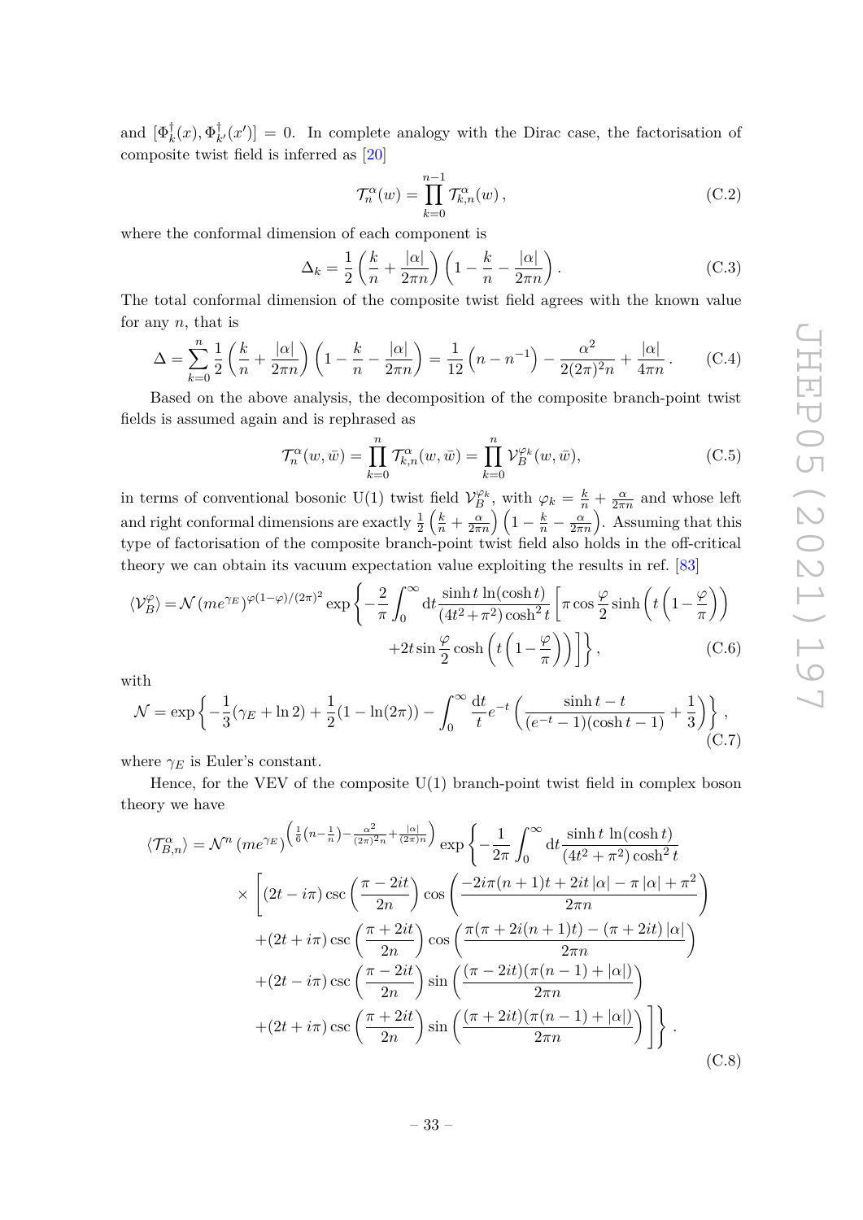and $[\Phi_k^\dagger(x), \Phi_{k'}^\dagger(x')] = 0$. In complete analogy with the Dirac case, the factorisation of composite twist field is inferred as [20]

$$\mathcal{T}_n^\alpha(w) = \prod_{k=0}^{n-1} \mathcal{T}_{k,n}^\alpha(w)\,, \tag{C.2}$$

where the conformal dimension of each component is

$$\Delta_k = \frac{1}{2}\left(\frac{k}{n} + \frac{|\alpha|}{2\pi n}\right)\left(1 - \frac{k}{n} - \frac{|\alpha|}{2\pi n}\right). \tag{C.3}$$

The total conformal dimension of the composite twist field agrees with the known value for any $n$, that is

$$\Delta = \sum_{k=0}^{n} \frac{1}{2}\left(\frac{k}{n} + \frac{|\alpha|}{2\pi n}\right)\left(1 - \frac{k}{n} - \frac{|\alpha|}{2\pi n}\right) = \frac{1}{12}\left(n - n^{-1}\right) - \frac{\alpha^2}{2(2\pi)^2 n} + \frac{|\alpha|}{4\pi n}\,. \tag{C.4}$$

Based on the above analysis, the decomposition of the composite branch-point twist fields is assumed again and is rephrased as

$$\mathcal{T}_n^\alpha(w,\bar{w}) = \prod_{k=0}^{n} \mathcal{T}_{k,n}^\alpha(w,\bar{w}) = \prod_{k=0}^{n} \mathcal{V}_B^{\varphi_k}(w,\bar{w}), \tag{C.5}$$

in terms of conventional bosonic U(1) twist field $\mathcal{V}_B^{\varphi_k}$, with $\varphi_k = \frac{k}{n} + \frac{\alpha}{2\pi n}$ and whose left and right conformal dimensions are exactly $\frac{1}{2}\left(\frac{k}{n} + \frac{\alpha}{2\pi n}\right)\left(1 - \frac{k}{n} - \frac{\alpha}{2\pi n}\right)$. Assuming that this type of factorisation of the composite branch-point twist field also holds in the off-critical theory we can obtain its vacuum expectation value exploiting the results in ref. [83]

$$\begin{aligned}\langle \mathcal{V}_B^\varphi \rangle = \mathcal{N}\left(m e^{\gamma_E}\right)^{\varphi(1-\varphi)/(2\pi)^2} \exp\Bigg\{ -\frac{2}{\pi}\int_0^\infty \mathrm{d}t \frac{\sinh t\, \ln(\cosh t)}{(4t^2+\pi^2)\cosh^2 t}\left[\pi \cos\frac{\varphi}{2} \sinh\left(t\left(1-\frac{\varphi}{\pi}\right)\right)\right. \\ \left. + 2t \sin\frac{\varphi}{2}\cosh\left(t\left(1-\frac{\varphi}{\pi}\right)\right)\right]\Bigg\},\end{aligned} \tag{C.6}$$

with

$$\mathcal{N} = \exp\left\{ -\frac{1}{3}(\gamma_E + \ln 2) + \frac{1}{2}(1 - \ln(2\pi)) - \int_0^\infty \frac{\mathrm{d}t}{t} e^{-t}\left(\frac{\sinh t - t}{(e^{-t}-1)(\cosh t - 1)} + \frac{1}{3}\right)\right\}, \tag{C.7}$$

where $\gamma_E$ is Euler's constant.

Hence, for the VEV of the composite U(1) branch-point twist field in complex boson theory we have

$$\begin{aligned}\langle \mathcal{T}_{B,n}^\alpha \rangle = \mathcal{N}^n \left(m e^{\gamma_E}\right)^{\left(\frac{1}{6}\left(n-\frac{1}{n}\right) - \frac{\alpha^2}{(2\pi)^2 n} + \frac{|\alpha|}{(2\pi)n}\right)} \exp\Bigg\{ -\frac{1}{2\pi}\int_0^\infty \mathrm{d}t \frac{\sinh t\, \ln(\cosh t)}{(4t^2+\pi^2)\cosh^2 t} \\ \times \Bigg[(2t - i\pi)\csc\left(\frac{\pi - 2it}{2n}\right)\cos\left(\frac{-2i\pi(n+1)t + 2it\,|\alpha| - \pi\,|\alpha| + \pi^2}{2\pi n}\right) \\ + (2t + i\pi)\csc\left(\frac{\pi + 2it}{2n}\right)\cos\left(\frac{\pi(\pi + 2i(n+1)t) - (\pi + 2it)\,|\alpha|}{2\pi n}\right) \\ + (2t - i\pi)\csc\left(\frac{\pi - 2it}{2n}\right)\sin\left(\frac{(\pi - 2it)(\pi(n-1) + |\alpha|)}{2\pi n}\right) \\ + (2t + i\pi)\csc\left(\frac{\pi + 2it}{2n}\right)\sin\left(\frac{(\pi + 2it)(\pi(n-1) + |\alpha|)}{2\pi n}\right)\Bigg]\Bigg\}.\end{aligned} \tag{C.8}$$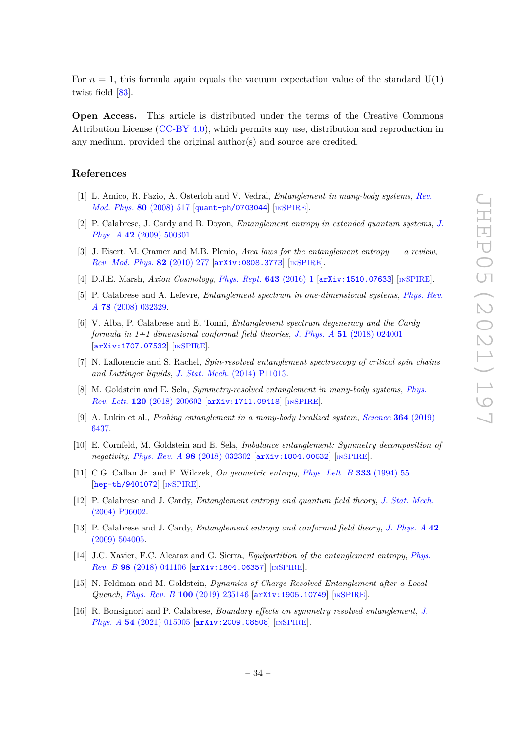For $n = 1$, this formula again equals the vacuum expectation value of the standard U(1) twist field [83].

**Open Access.** This article is distributed under the terms of the Creative Commons Attribution License (CC-BY 4.0), which permits any use, distribution and reproduction in any medium, provided the original author(s) and source are credited.

## References

[1] L. Amico, R. Fazio, A. Osterloh and V. Vedral, *Entanglement in many-body systems*, *Rev. Mod. Phys.* **80** (2008) 517 [quant-ph/0703044] [INSPIRE].

[2] P. Calabrese, J. Cardy and B. Doyon, *Entanglement entropy in extended quantum systems*, *J. Phys. A* **42** (2009) 500301.

[3] J. Eisert, M. Cramer and M.B. Plenio, *Area laws for the entanglement entropy — a review*, *Rev. Mod. Phys.* **82** (2010) 277 [arXiv:0808.3773] [INSPIRE].

[4] D.J.E. Marsh, *Axion Cosmology*, *Phys. Rept.* **643** (2016) 1 [arXiv:1510.07633] [INSPIRE].

[5] P. Calabrese and A. Lefevre, *Entanglement spectrum in one-dimensional systems*, *Phys. Rev. A* **78** (2008) 032329.

[6] V. Alba, P. Calabrese and E. Tonni, *Entanglement spectrum degeneracy and the Cardy formula in 1+1 dimensional conformal field theories*, *J. Phys. A* **51** (2018) 024001 [arXiv:1707.07532] [INSPIRE].

[7] N. Laflorencie and S. Rachel, *Spin-resolved entanglement spectroscopy of critical spin chains and Luttinger liquids*, *J. Stat. Mech.* (2014) P11013.

[8] M. Goldstein and E. Sela, *Symmetry-resolved entanglement in many-body systems*, *Phys. Rev. Lett.* **120** (2018) 200602 [arXiv:1711.09418] [INSPIRE].

[9] A. Lukin et al., *Probing entanglement in a many-body localized system*, *Science* **364** (2019) 6437.

[10] E. Cornfeld, M. Goldstein and E. Sela, *Imbalance entanglement: Symmetry decomposition of negativity*, *Phys. Rev. A* **98** (2018) 032302 [arXiv:1804.00632] [INSPIRE].

[11] C.G. Callan Jr. and F. Wilczek, *On geometric entropy*, *Phys. Lett. B* **333** (1994) 55 [hep-th/9401072] [INSPIRE].

[12] P. Calabrese and J. Cardy, *Entanglement entropy and quantum field theory*, *J. Stat. Mech.* (2004) P06002.

[13] P. Calabrese and J. Cardy, *Entanglement entropy and conformal field theory*, *J. Phys. A* **42** (2009) 504005.

[14] J.C. Xavier, F.C. Alcaraz and G. Sierra, *Equipartition of the entanglement entropy*, *Phys. Rev. B* **98** (2018) 041106 [arXiv:1804.06357] [INSPIRE].

[15] N. Feldman and M. Goldstein, *Dynamics of Charge-Resolved Entanglement after a Local Quench*, *Phys. Rev. B* **100** (2019) 235146 [arXiv:1905.10749] [INSPIRE].

[16] R. Bonsignori and P. Calabrese, *Boundary effects on symmetry resolved entanglement*, *J. Phys. A* **54** (2021) 015005 [arXiv:2009.08508] [INSPIRE].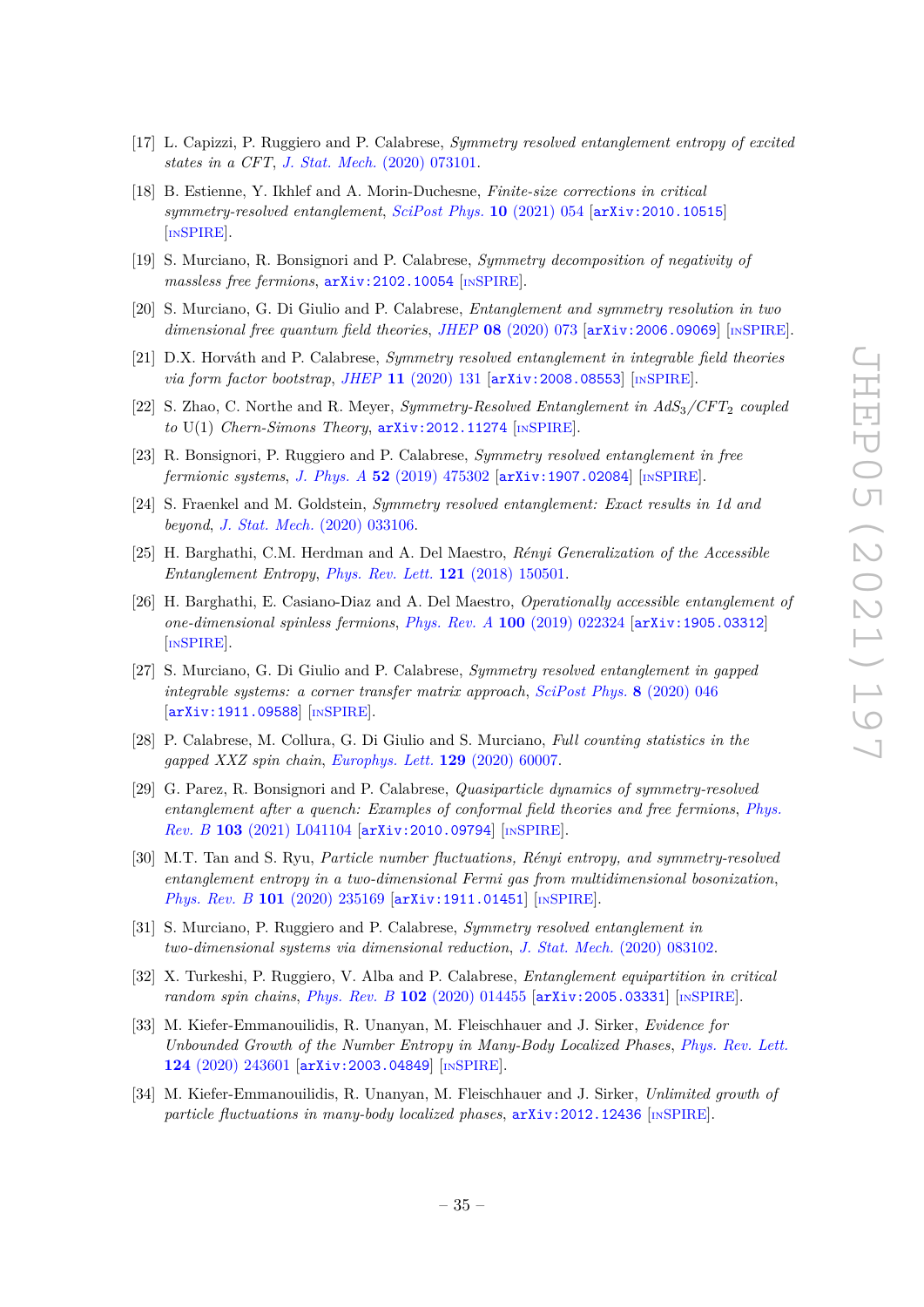- [17] L. Capizzi, P. Ruggiero and P. Calabrese, *Symmetry resolved entanglement entropy of excited states in a CFT*, *J. Stat. Mech.* (2020) 073101.
- [18] B. Estienne, Y. Ikhlef and A. Morin-Duchesne, *Finite-size corrections in critical symmetry-resolved entanglement*, *SciPost Phys.* **10** (2021) 054 [arXiv:2010.10515] [INSPIRE].
- [19] S. Murciano, R. Bonsignori and P. Calabrese, *Symmetry decomposition of negativity of massless free fermions*, arXiv:2102.10054 [INSPIRE].
- [20] S. Murciano, G. Di Giulio and P. Calabrese, *Entanglement and symmetry resolution in two dimensional free quantum field theories*, *JHEP* **08** (2020) 073 [arXiv:2006.09069] [INSPIRE].
- [21] D.X. Horváth and P. Calabrese, *Symmetry resolved entanglement in integrable field theories via form factor bootstrap*, *JHEP* **11** (2020) 131 [arXiv:2008.08553] [INSPIRE].
- [22] S. Zhao, C. Northe and R. Meyer, *Symmetry-Resolved Entanglement in $AdS_3/CFT_2$ coupled to* U(1) *Chern-Simons Theory*, arXiv:2012.11274 [INSPIRE].
- [23] R. Bonsignori, P. Ruggiero and P. Calabrese, *Symmetry resolved entanglement in free fermionic systems*, *J. Phys. A* **52** (2019) 475302 [arXiv:1907.02084] [INSPIRE].
- [24] S. Fraenkel and M. Goldstein, *Symmetry resolved entanglement: Exact results in 1d and beyond*, *J. Stat. Mech.* (2020) 033106.
- [25] H. Barghathi, C.M. Herdman and A. Del Maestro, *Rényi Generalization of the Accessible Entanglement Entropy*, *Phys. Rev. Lett.* **121** (2018) 150501.
- [26] H. Barghathi, E. Casiano-Diaz and A. Del Maestro, *Operationally accessible entanglement of one-dimensional spinless fermions*, *Phys. Rev. A* **100** (2019) 022324 [arXiv:1905.03312] [INSPIRE].
- [27] S. Murciano, G. Di Giulio and P. Calabrese, *Symmetry resolved entanglement in gapped integrable systems: a corner transfer matrix approach*, *SciPost Phys.* **8** (2020) 046 [arXiv:1911.09588] [INSPIRE].
- [28] P. Calabrese, M. Collura, G. Di Giulio and S. Murciano, *Full counting statistics in the gapped XXZ spin chain*, *Europhys. Lett.* **129** (2020) 60007.
- [29] G. Parez, R. Bonsignori and P. Calabrese, *Quasiparticle dynamics of symmetry-resolved entanglement after a quench: Examples of conformal field theories and free fermions*, *Phys. Rev. B* **103** (2021) L041104 [arXiv:2010.09794] [INSPIRE].
- [30] M.T. Tan and S. Ryu, *Particle number fluctuations, Rényi entropy, and symmetry-resolved entanglement entropy in a two-dimensional Fermi gas from multidimensional bosonization*, *Phys. Rev. B* **101** (2020) 235169 [arXiv:1911.01451] [INSPIRE].
- [31] S. Murciano, P. Ruggiero and P. Calabrese, *Symmetry resolved entanglement in two-dimensional systems via dimensional reduction*, *J. Stat. Mech.* (2020) 083102.
- [32] X. Turkeshi, P. Ruggiero, V. Alba and P. Calabrese, *Entanglement equipartition in critical random spin chains*, *Phys. Rev. B* **102** (2020) 014455 [arXiv:2005.03331] [INSPIRE].
- [33] M. Kiefer-Emmanouilidis, R. Unanyan, M. Fleischhauer and J. Sirker, *Evidence for Unbounded Growth of the Number Entropy in Many-Body Localized Phases*, *Phys. Rev. Lett.* **124** (2020) 243601 [arXiv:2003.04849] [INSPIRE].
- [34] M. Kiefer-Emmanouilidis, R. Unanyan, M. Fleischhauer and J. Sirker, *Unlimited growth of particle fluctuations in many-body localized phases*, arXiv:2012.12436 [INSPIRE].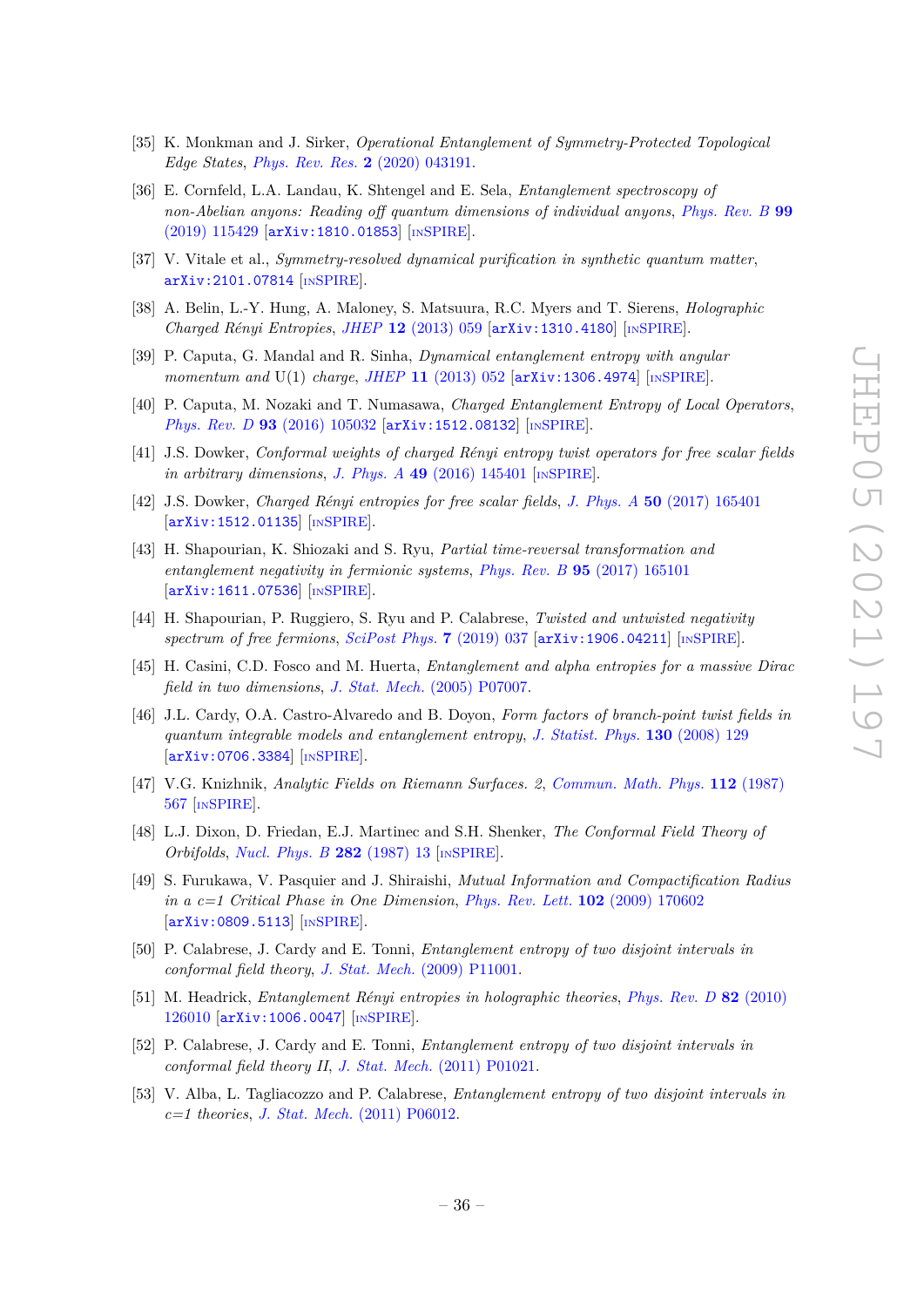[35] K. Monkman and J. Sirker, *Operational Entanglement of Symmetry-Protected Topological Edge States*, Phys. Rev. Res. **2** (2020) 043191.

[36] E. Cornfeld, L.A. Landau, K. Shtengel and E. Sela, *Entanglement spectroscopy of non-Abelian anyons: Reading off quantum dimensions of individual anyons*, Phys. Rev. B **99** (2019) 115429 [arXiv:1810.01853] [INSPIRE].

[37] V. Vitale et al., *Symmetry-resolved dynamical purification in synthetic quantum matter*, arXiv:2101.07814 [INSPIRE].

[38] A. Belin, L.-Y. Hung, A. Maloney, S. Matsuura, R.C. Myers and T. Sierens, *Holographic Charged Rényi Entropies*, JHEP **12** (2013) 059 [arXiv:1310.4180] [INSPIRE].

[39] P. Caputa, G. Mandal and R. Sinha, *Dynamical entanglement entropy with angular momentum and* U(1) *charge*, JHEP **11** (2013) 052 [arXiv:1306.4974] [INSPIRE].

[40] P. Caputa, M. Nozaki and T. Numasawa, *Charged Entanglement Entropy of Local Operators*, Phys. Rev. D **93** (2016) 105032 [arXiv:1512.08132] [INSPIRE].

[41] J.S. Dowker, *Conformal weights of charged Rényi entropy twist operators for free scalar fields in arbitrary dimensions*, J. Phys. A **49** (2016) 145401 [INSPIRE].

[42] J.S. Dowker, *Charged Rényi entropies for free scalar fields*, J. Phys. A **50** (2017) 165401 [arXiv:1512.01135] [INSPIRE].

[43] H. Shapourian, K. Shiozaki and S. Ryu, *Partial time-reversal transformation and entanglement negativity in fermionic systems*, Phys. Rev. B **95** (2017) 165101 [arXiv:1611.07536] [INSPIRE].

[44] H. Shapourian, P. Ruggiero, S. Ryu and P. Calabrese, *Twisted and untwisted negativity spectrum of free fermions*, SciPost Phys. **7** (2019) 037 [arXiv:1906.04211] [INSPIRE].

[45] H. Casini, C.D. Fosco and M. Huerta, *Entanglement and alpha entropies for a massive Dirac field in two dimensions*, J. Stat. Mech. (2005) P07007.

[46] J.L. Cardy, O.A. Castro-Alvaredo and B. Doyon, *Form factors of branch-point twist fields in quantum integrable models and entanglement entropy*, J. Statist. Phys. **130** (2008) 129 [arXiv:0706.3384] [INSPIRE].

[47] V.G. Knizhnik, *Analytic Fields on Riemann Surfaces. 2*, Commun. Math. Phys. **112** (1987) 567 [INSPIRE].

[48] L.J. Dixon, D. Friedan, E.J. Martinec and S.H. Shenker, *The Conformal Field Theory of Orbifolds*, Nucl. Phys. B **282** (1987) 13 [INSPIRE].

[49] S. Furukawa, V. Pasquier and J. Shiraishi, *Mutual Information and Compactification Radius in a c=1 Critical Phase in One Dimension*, Phys. Rev. Lett. **102** (2009) 170602 [arXiv:0809.5113] [INSPIRE].

[50] P. Calabrese, J. Cardy and E. Tonni, *Entanglement entropy of two disjoint intervals in conformal field theory*, J. Stat. Mech. (2009) P11001.

[51] M. Headrick, *Entanglement Rényi entropies in holographic theories*, Phys. Rev. D **82** (2010) 126010 [arXiv:1006.0047] [INSPIRE].

[52] P. Calabrese, J. Cardy and E. Tonni, *Entanglement entropy of two disjoint intervals in conformal field theory II*, J. Stat. Mech. (2011) P01021.

[53] V. Alba, L. Tagliacozzo and P. Calabrese, *Entanglement entropy of two disjoint intervals in c=1 theories*, J. Stat. Mech. (2011) P06012.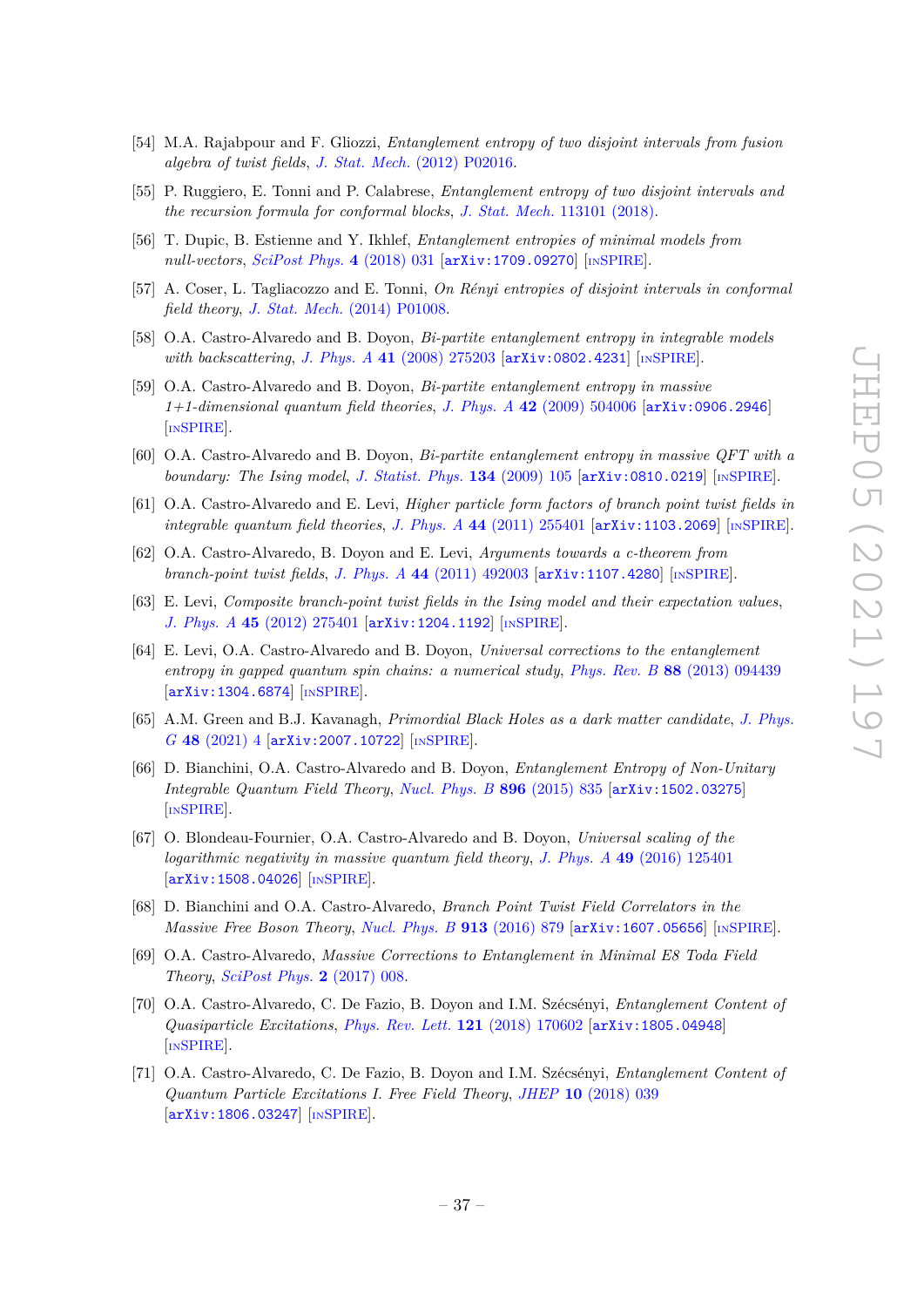[54] M.A. Rajabpour and F. Gliozzi, *Entanglement entropy of two disjoint intervals from fusion algebra of twist fields*, J. Stat. Mech. (2012) P02016.

[55] P. Ruggiero, E. Tonni and P. Calabrese, *Entanglement entropy of two disjoint intervals and the recursion formula for conformal blocks*, J. Stat. Mech. 113101 (2018).

[56] T. Dupic, B. Estienne and Y. Ikhlef, *Entanglement entropies of minimal models from null-vectors*, SciPost Phys. **4** (2018) 031 [arXiv:1709.09270] [INSPIRE].

[57] A. Coser, L. Tagliacozzo and E. Tonni, *On Rényi entropies of disjoint intervals in conformal field theory*, J. Stat. Mech. (2014) P01008.

[58] O.A. Castro-Alvaredo and B. Doyon, *Bi-partite entanglement entropy in integrable models with backscattering*, J. Phys. A **41** (2008) 275203 [arXiv:0802.4231] [INSPIRE].

[59] O.A. Castro-Alvaredo and B. Doyon, *Bi-partite entanglement entropy in massive 1+1-dimensional quantum field theories*, J. Phys. A **42** (2009) 504006 [arXiv:0906.2946] [INSPIRE].

[60] O.A. Castro-Alvaredo and B. Doyon, *Bi-partite entanglement entropy in massive QFT with a boundary: The Ising model*, J. Statist. Phys. **134** (2009) 105 [arXiv:0810.0219] [INSPIRE].

[61] O.A. Castro-Alvaredo and E. Levi, *Higher particle form factors of branch point twist fields in integrable quantum field theories*, J. Phys. A **44** (2011) 255401 [arXiv:1103.2069] [INSPIRE].

[62] O.A. Castro-Alvaredo, B. Doyon and E. Levi, *Arguments towards a c-theorem from branch-point twist fields*, J. Phys. A **44** (2011) 492003 [arXiv:1107.4280] [INSPIRE].

[63] E. Levi, *Composite branch-point twist fields in the Ising model and their expectation values*, J. Phys. A **45** (2012) 275401 [arXiv:1204.1192] [INSPIRE].

[64] E. Levi, O.A. Castro-Alvaredo and B. Doyon, *Universal corrections to the entanglement entropy in gapped quantum spin chains: a numerical study*, Phys. Rev. B **88** (2013) 094439 [arXiv:1304.6874] [INSPIRE].

[65] A.M. Green and B.J. Kavanagh, *Primordial Black Holes as a dark matter candidate*, J. Phys. G **48** (2021) 4 [arXiv:2007.10722] [INSPIRE].

[66] D. Bianchini, O.A. Castro-Alvaredo and B. Doyon, *Entanglement Entropy of Non-Unitary Integrable Quantum Field Theory*, Nucl. Phys. B **896** (2015) 835 [arXiv:1502.03275] [INSPIRE].

[67] O. Blondeau-Fournier, O.A. Castro-Alvaredo and B. Doyon, *Universal scaling of the logarithmic negativity in massive quantum field theory*, J. Phys. A **49** (2016) 125401 [arXiv:1508.04026] [INSPIRE].

[68] D. Bianchini and O.A. Castro-Alvaredo, *Branch Point Twist Field Correlators in the Massive Free Boson Theory*, Nucl. Phys. B **913** (2016) 879 [arXiv:1607.05656] [INSPIRE].

[69] O.A. Castro-Alvaredo, *Massive Corrections to Entanglement in Minimal E8 Toda Field Theory*, SciPost Phys. **2** (2017) 008.

[70] O.A. Castro-Alvaredo, C. De Fazio, B. Doyon and I.M. Szécsényi, *Entanglement Content of Quasiparticle Excitations*, Phys. Rev. Lett. **121** (2018) 170602 [arXiv:1805.04948] [INSPIRE].

[71] O.A. Castro-Alvaredo, C. De Fazio, B. Doyon and I.M. Szécsényi, *Entanglement Content of Quantum Particle Excitations I. Free Field Theory*, JHEP **10** (2018) 039 [arXiv:1806.03247] [INSPIRE].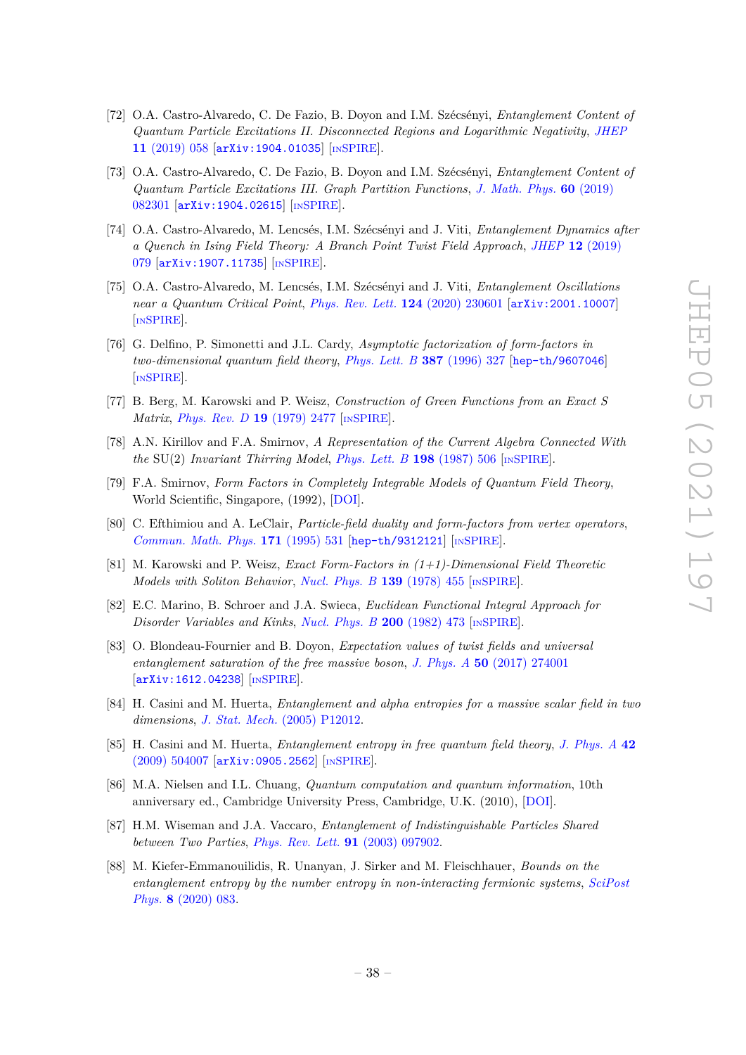[72] O.A. Castro-Alvaredo, C. De Fazio, B. Doyon and I.M. Szécsényi, *Entanglement Content of Quantum Particle Excitations II. Disconnected Regions and Logarithmic Negativity*, JHEP **11** (2019) 058 [arXiv:1904.01035] [INSPIRE].

[73] O.A. Castro-Alvaredo, C. De Fazio, B. Doyon and I.M. Szécsényi, *Entanglement Content of Quantum Particle Excitations III. Graph Partition Functions*, J. Math. Phys. **60** (2019) 082301 [arXiv:1904.02615] [INSPIRE].

[74] O.A. Castro-Alvaredo, M. Lencsés, I.M. Szécsényi and J. Viti, *Entanglement Dynamics after a Quench in Ising Field Theory: A Branch Point Twist Field Approach*, JHEP **12** (2019) 079 [arXiv:1907.11735] [INSPIRE].

[75] O.A. Castro-Alvaredo, M. Lencsés, I.M. Szécsényi and J. Viti, *Entanglement Oscillations near a Quantum Critical Point*, Phys. Rev. Lett. **124** (2020) 230601 [arXiv:2001.10007] [INSPIRE].

[76] G. Delfino, P. Simonetti and J.L. Cardy, *Asymptotic factorization of form-factors in two-dimensional quantum field theory*, Phys. Lett. B **387** (1996) 327 [hep-th/9607046] [INSPIRE].

[77] B. Berg, M. Karowski and P. Weisz, *Construction of Green Functions from an Exact S Matrix*, Phys. Rev. D **19** (1979) 2477 [INSPIRE].

[78] A.N. Kirillov and F.A. Smirnov, *A Representation of the Current Algebra Connected With the* SU(2) *Invariant Thirring Model*, Phys. Lett. B **198** (1987) 506 [INSPIRE].

[79] F.A. Smirnov, *Form Factors in Completely Integrable Models of Quantum Field Theory*, World Scientific, Singapore, (1992), [DOI].

[80] C. Efthimiou and A. LeClair, *Particle-field duality and form-factors from vertex operators*, Commun. Math. Phys. **171** (1995) 531 [hep-th/9312121] [INSPIRE].

[81] M. Karowski and P. Weisz, *Exact Form-Factors in (1+1)-Dimensional Field Theoretic Models with Soliton Behavior*, Nucl. Phys. B **139** (1978) 455 [INSPIRE].

[82] E.C. Marino, B. Schroer and J.A. Swieca, *Euclidean Functional Integral Approach for Disorder Variables and Kinks*, Nucl. Phys. B **200** (1982) 473 [INSPIRE].

[83] O. Blondeau-Fournier and B. Doyon, *Expectation values of twist fields and universal entanglement saturation of the free massive boson*, J. Phys. A **50** (2017) 274001 [arXiv:1612.04238] [INSPIRE].

[84] H. Casini and M. Huerta, *Entanglement and alpha entropies for a massive scalar field in two dimensions*, J. Stat. Mech. (2005) P12012.

[85] H. Casini and M. Huerta, *Entanglement entropy in free quantum field theory*, J. Phys. A **42** (2009) 504007 [arXiv:0905.2562] [INSPIRE].

[86] M.A. Nielsen and I.L. Chuang, *Quantum computation and quantum information*, 10th anniversary ed., Cambridge University Press, Cambridge, U.K. (2010), [DOI].

[87] H.M. Wiseman and J.A. Vaccaro, *Entanglement of Indistinguishable Particles Shared between Two Parties*, Phys. Rev. Lett. **91** (2003) 097902.

[88] M. Kiefer-Emmanouilidis, R. Unanyan, J. Sirker and M. Fleischhauer, *Bounds on the entanglement entropy by the number entropy in non-interacting fermionic systems*, SciPost Phys. **8** (2020) 083.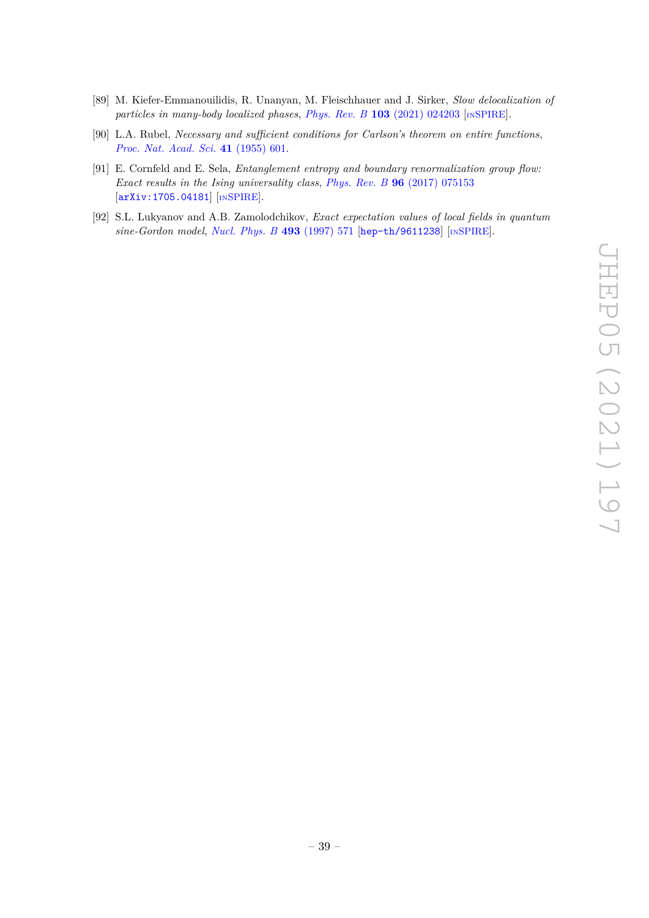[89] M. Kiefer-Emmanouilidis, R. Unanyan, M. Fleischhauer and J. Sirker, *Slow delocalization of particles in many-body localized phases*, Phys. Rev. B **103** (2021) 024203 [INSPIRE].

[90] L.A. Rubel, *Necessary and sufficient conditions for Carlson's theorem on entire functions*, Proc. Nat. Acad. Sci. **41** (1955) 601.

[91] E. Cornfeld and E. Sela, *Entanglement entropy and boundary renormalization group flow: Exact results in the Ising universality class*, Phys. Rev. B **96** (2017) 075153 [arXiv:1705.04181] [INSPIRE].

[92] S.L. Lukyanov and A.B. Zamolodchikov, *Exact expectation values of local fields in quantum sine-Gordon model*, Nucl. Phys. B **493** (1997) 571 [hep-th/9611238] [INSPIRE].